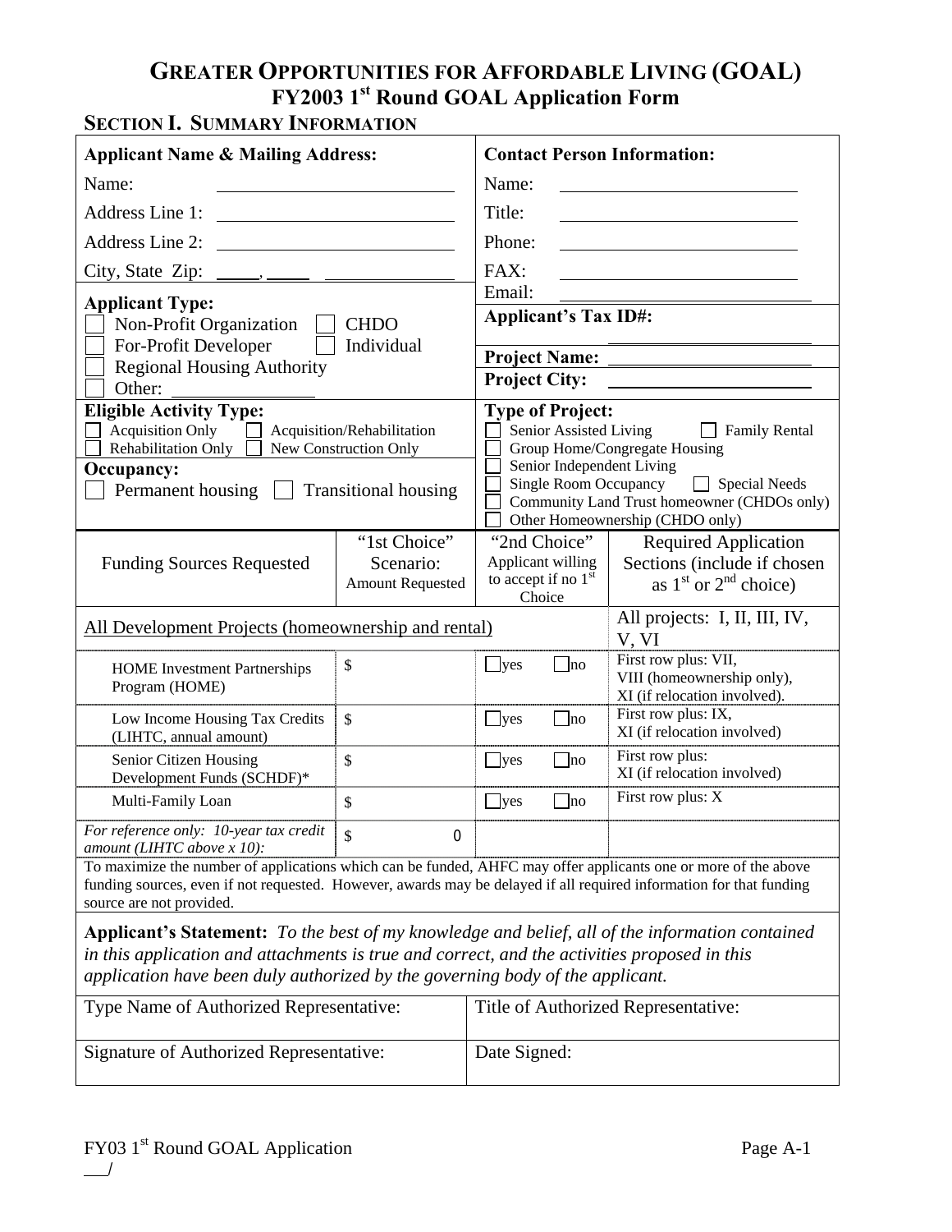# GREATER OPPORTUNITIES FOR AFFORDABLE LIVING (GOAL)
## FY2003 1st Round GOAL Application Form

### SECTION I. SUMMARY INFORMATION

| **Applicant Name & Mailing Address:** | **Contact Person Information:** |
|---|---|
| Name: ______ | Name: ______ |
| Address Line 1: ______ | Title: ______ |
| Address Line 2: ______ | Phone: ______ |
| City, State Zip: ____, ____ ______ | FAX: ______ |
| | Email: ______ |
| **Applicant Type:** ☐ Non-Profit Organization ☐ CHDO ☐ For-Profit Developer ☐ Individual ☐ Regional Housing Authority ☐ Other: ______ | **Applicant's Tax ID#:** ______ |
| | **Project Name:** ______ |
| | **Project City:** ______ |
| **Eligible Activity Type:** ☐ Acquisition Only ☐ Acquisition/Rehabilitation ☐ Rehabilitation Only ☐ New Construction Only | **Type of Project:** ☐ Senior Assisted Living ☐ Family Rental ☐ Group Home/Congregate Housing ☐ Senior Independent Living ☐ Single Room Occupancy ☐ Special Needs ☐ Community Land Trust homeowner (CHDOs only) ☐ Other Homeownership (CHDO only) |
| **Occupancy:** ☐ Permanent housing ☐ Transitional housing | |

| Funding Sources Requested | "1st Choice" Scenario: Amount Requested | "2nd Choice" Applicant willing to accept if no 1st Choice | Required Application Sections (include if chosen as 1st or 2nd choice) |
|---|---|---|---|
| All Development Projects (homeownership and rental) | | | All projects: I, II, III, IV, V, VI |
| HOME Investment Partnerships Program (HOME) | $ | ☐yes ☐no | First row plus: VII, VIII (homeownership only), XI (if relocation involved). |
| Low Income Housing Tax Credits (LIHTC, annual amount) | $ | ☐yes ☐no | First row plus: IX, XI (if relocation involved) |
| Senior Citizen Housing Development Funds (SCHDF)* | $ | ☐yes ☐no | First row plus: XI (if relocation involved) |
| Multi-Family Loan | $ | ☐yes ☐no | First row plus: X |
| *For reference only: 10-year tax credit amount (LIHTC above x 10):* | $ 0 | | |

To maximize the number of applications which can be funded, AHFC may offer applicants one or more of the above funding sources, even if not requested. However, awards may be delayed if all required information for that funding source are not provided.

**Applicant's Statement:** *To the best of my knowledge and belief, all of the information contained in this application and attachments is true and correct, and the activities proposed in this application have been duly authorized by the governing body of the applicant.*

| Type Name of Authorized Representative: | Title of Authorized Representative: |
|---|---|
| Signature of Authorized Representative: | Date Signed: |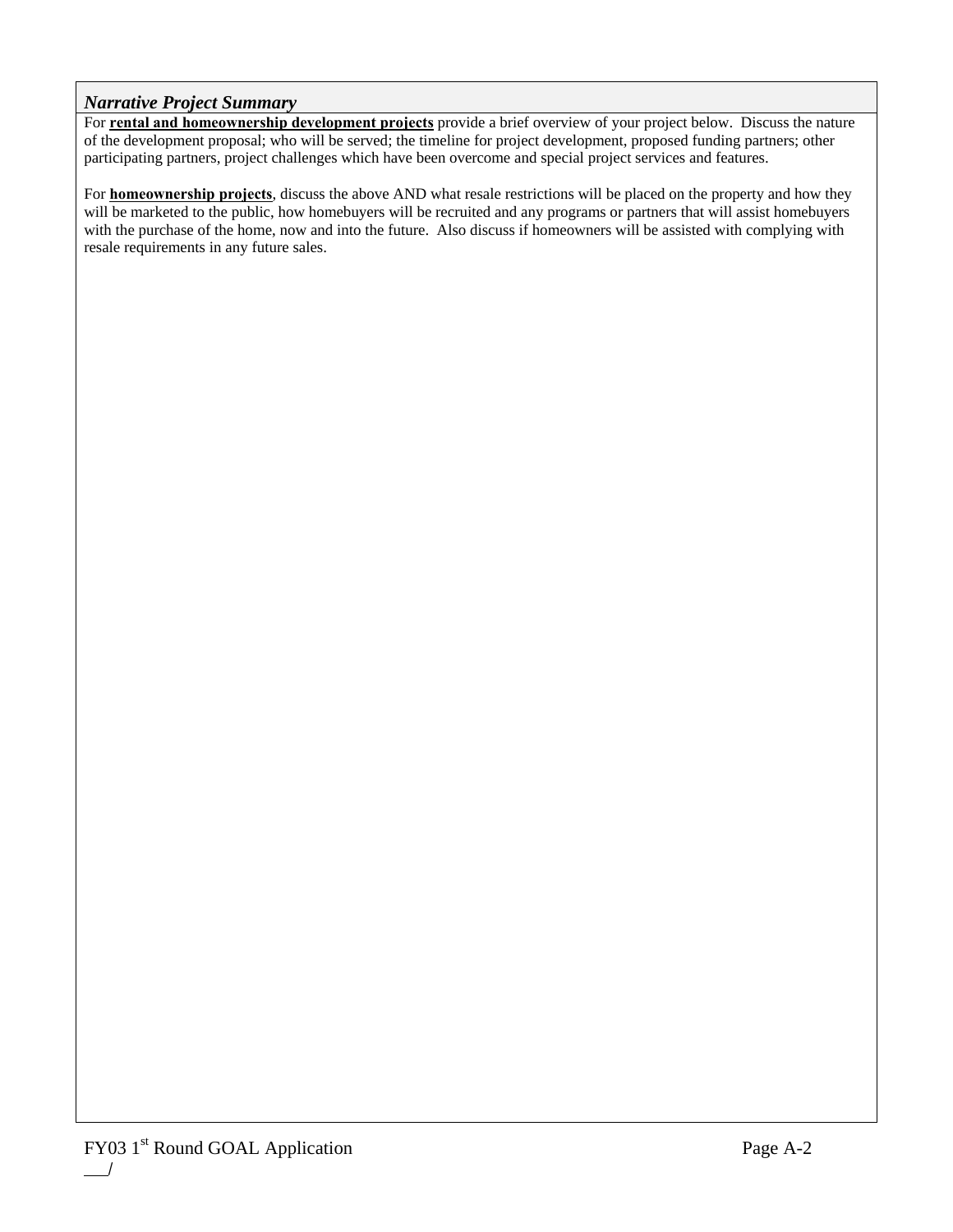### *Narrative Project Summary*

For **rental and homeownership development projects** provide a brief overview of your project below. Discuss the nature of the development proposal; who will be served; the timeline for project development, proposed funding partners; other participating partners, project challenges which have been overcome and special project services and features.

For **homeownership projects**, discuss the above AND what resale restrictions will be placed on the property and how they will be marketed to the public, how homebuyers will be recruited and any programs or partners that will assist homebuyers with the purchase of the home, now and into the future. Also discuss if homeowners will be assisted with complying with resale requirements in any future sales.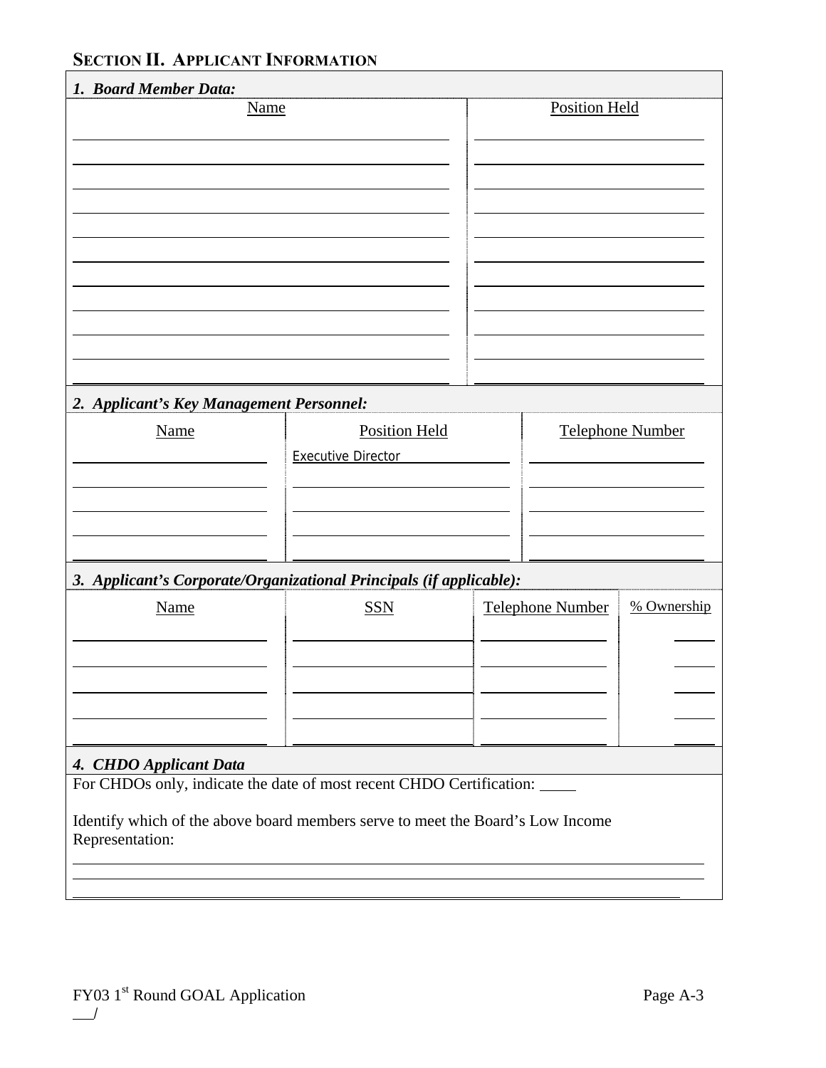## SECTION II. APPLICANT INFORMATION

### *1. Board Member Data:*

| Name | Position Held |
|---|---|
| | |
| | |
| | |
| | |
| | |
| | |
| | |
| | |
| | |
| | |
| | |

### *2. Applicant's Key Management Personnel:*

| Name | Position Held | Telephone Number |
|---|---|---|
| | Executive Director | |
| | | |
| | | |
| | | |
| | | |

### *3. Applicant's Corporate/Organizational Principals (if applicable):*

| Name | SSN | Telephone Number | % Ownership |
|---|---|---|---|
| | | | |
| | | | |
| | | | |
| | | | |
| | | | |

### *4. CHDO Applicant Data*

For CHDOs only, indicate the date of most recent CHDO Certification: \_\_\_\_\_

Identify which of the above board members serve to meet the Board's Low Income Representation:

\_\_\_\_\_\_\_\_\_\_\_\_\_\_\_\_\_\_\_\_\_\_\_\_\_\_\_\_\_\_\_\_\_\_\_\_\_\_\_\_\_\_\_\_\_\_\_\_\_\_\_\_\_\_\_\_\_\_\_\_\_\_\_\_\_\_\_\_\_\_

\_\_\_\_\_\_\_\_\_\_\_\_\_\_\_\_\_\_\_\_\_\_\_\_\_\_\_\_\_\_\_\_\_\_\_\_\_\_\_\_\_\_\_\_\_\_\_\_\_\_\_\_\_\_\_\_\_\_\_\_\_\_\_\_\_\_\_\_\_\_

\_\_\_\_\_\_\_\_\_\_\_\_\_\_\_\_\_\_\_\_\_\_\_\_\_\_\_\_\_\_\_\_\_\_\_\_\_\_\_\_\_\_\_\_\_\_\_\_\_\_\_\_\_\_\_\_\_\_\_\_\_\_\_\_\_\_\_\_\_\_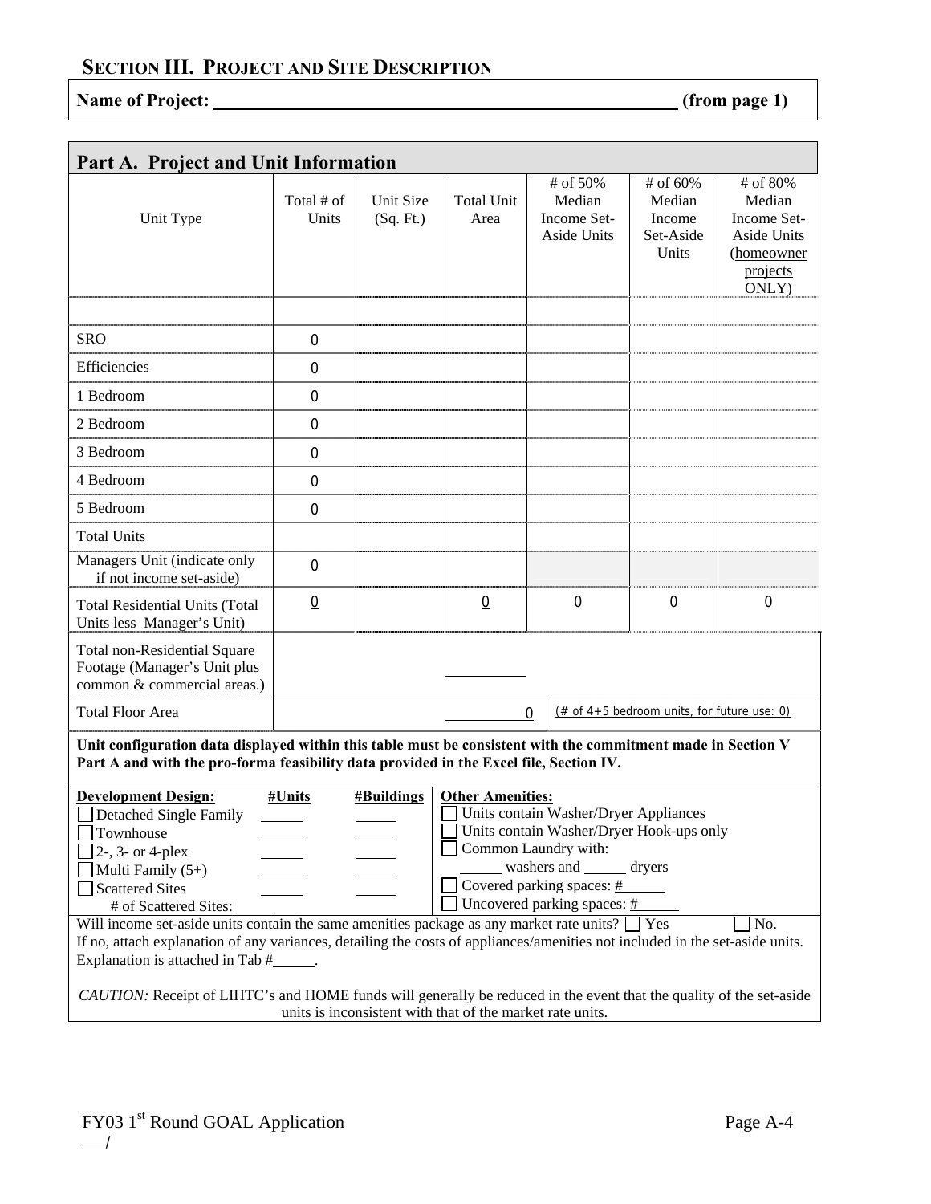## SECTION III. PROJECT AND SITE DESCRIPTION

**Name of Project:** \_\_\_\_\_\_\_\_\_\_\_\_\_\_\_\_\_\_\_\_\_\_\_\_\_\_\_\_\_\_\_\_\_\_\_\_\_\_\_\_\_\_\_\_\_\_\_\_\_\_\_\_\_\_ **(from page 1)**

### Part A. Project and Unit Information

| Unit Type | Total # of Units | Unit Size (Sq. Ft.) | Total Unit Area | # of 50% Median Income Set-Aside Units | # of 60% Median Income Set-Aside Units | # of 80% Median Income Set-Aside Units (homeowner projects ONLY) |
|---|---|---|---|---|---|---|
| | | | | | | |
| SRO | 0 | | | | | |
| Efficiencies | 0 | | | | | |
| 1 Bedroom | 0 | | | | | |
| 2 Bedroom | 0 | | | | | |
| 3 Bedroom | 0 | | | | | |
| 4 Bedroom | 0 | | | | | |
| 5 Bedroom | 0 | | | | | |
| Total Units | | | | | | |
| Managers Unit (indicate only if not income set-aside) | 0 | | | | | |
| Total Residential Units (Total Units less Manager's Unit) | 0 | | 0 | 0 | 0 | 0 |
| Total non-Residential Square Footage (Manager's Unit plus common & commercial areas.) | | | \_\_\_\_\_\_\_\_ | | | |
| Total Floor Area | | | 0 | (# of 4+5 bedroom units, for future use: 0) | | |

**Unit configuration data displayed within this table must be consistent with the commitment made in Section V Part A and with the pro-forma feasibility data provided in the Excel file, Section IV.**

| **Development Design:** | **#Units** | **#Buildings** |
|---|---|---|
| ☐ Detached Single Family | \_\_\_\_\_ | \_\_\_\_\_ |
| ☐ Townhouse | \_\_\_\_\_ | \_\_\_\_\_ |
| ☐ 2-, 3- or 4-plex | \_\_\_\_\_ | \_\_\_\_\_ |
| ☐ Multi Family (5+) | \_\_\_\_\_ | \_\_\_\_\_ |
| ☐ Scattered Sites | \_\_\_\_\_ | \_\_\_\_\_ |
| # of Scattered Sites: \_\_\_\_\_ | | |

**Other Amenities:**

- ☐ Units contain Washer/Dryer Appliances
- ☐ Units contain Washer/Dryer Hook-ups only
- ☐ Common Laundry with:
  \_\_\_\_\_ washers and \_\_\_\_\_ dryers
- ☐ Covered parking spaces: # \_\_\_\_\_
- ☐ Uncovered parking spaces: # \_\_\_\_\_

Will income set-aside units contain the same amenities package as any market rate units? ☐ Yes ☐ No.
If no, attach explanation of any variances, detailing the costs of appliances/amenities not included in the set-aside units. Explanation is attached in Tab #\_\_\_\_\_.

*CAUTION:* Receipt of LIHTC's and HOME funds will generally be reduced in the event that the quality of the set-aside units is inconsistent with that of the market rate units.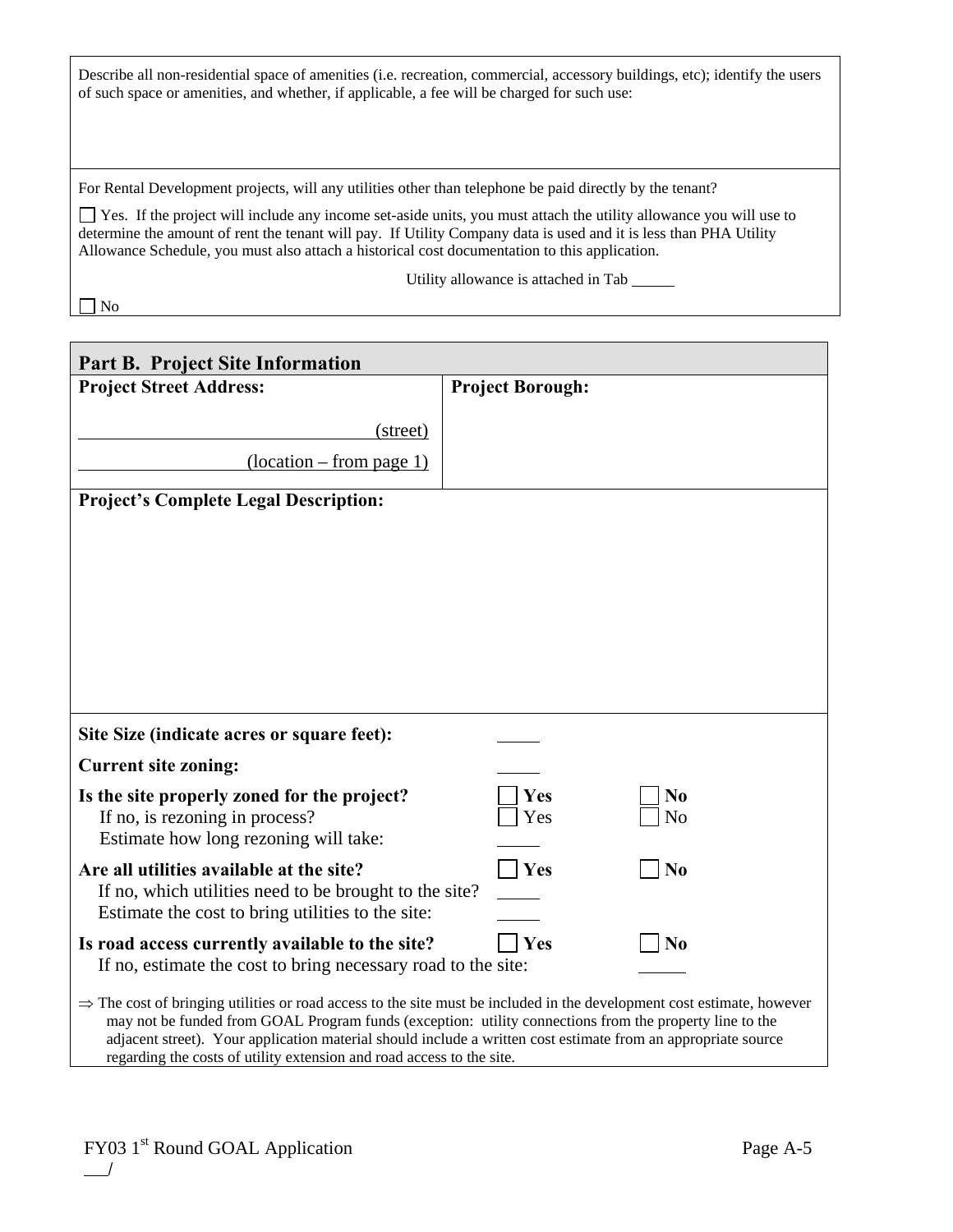Describe all non-residential space of amenities (i.e. recreation, commercial, accessory buildings, etc); identify the users of such space or amenities, and whether, if applicable, a fee will be charged for such use:

For Rental Development projects, will any utilities other than telephone be paid directly by the tenant?

☐ Yes. If the project will include any income set-aside units, you must attach the utility allowance you will use to determine the amount of rent the tenant will pay. If Utility Company data is used and it is less than PHA Utility Allowance Schedule, you must also attach a historical cost documentation to this application.

Utility allowance is attached in Tab _____

☐ No

## Part B. Project Site Information

| **Project Street Address:** | **Project Borough:** |
|---|---|
| _______________ (street)<br>_______________ (location – from page 1) | |

**Project's Complete Legal Description:**

**Site Size (indicate acres or square feet):** _____

**Current site zoning:** _____

**Is the site properly zoned for the project?** ☐ **Yes** ☐ **No**

If no, is rezoning in process? ☐ Yes ☐ No

Estimate how long rezoning will take: _____

**Are all utilities available at the site?** ☐ **Yes** ☐ **No**

If no, which utilities need to be brought to the site? _____

Estimate the cost to bring utilities to the site: _____

**Is road access currently available to the site?** ☐ **Yes** ☐ **No**

If no, estimate the cost to bring necessary road to the site: _____

⇒ The cost of bringing utilities or road access to the site must be included in the development cost estimate, however may not be funded from GOAL Program funds (exception: utility connections from the property line to the adjacent street). Your application material should include a written cost estimate from an appropriate source regarding the costs of utility extension and road access to the site.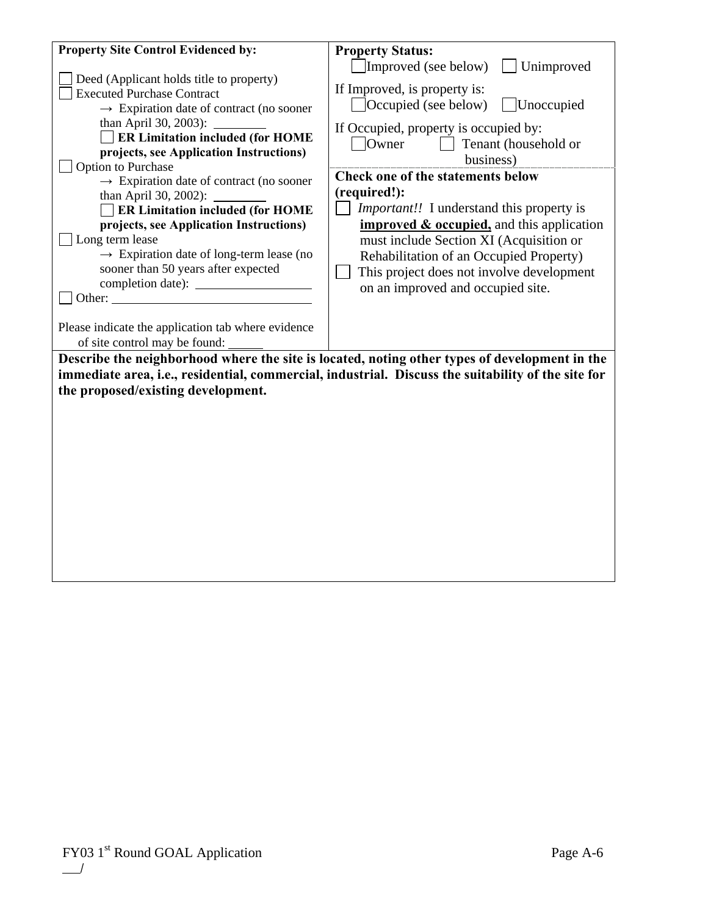**Property Site Control Evidenced by:**

- ☐ Deed (Applicant holds title to property)
- ☐ Executed Purchase Contract
  - → Expiration date of contract (no sooner than April 30, 2003): ________
  - ☐ **ER Limitation included (for HOME projects, see Application Instructions)**
- ☐ Option to Purchase
  - → Expiration date of contract (no sooner than April 30, 2002): ________
  - ☐ **ER Limitation included (for HOME projects, see Application Instructions)**
- ☐ Long term lease
  - → Expiration date of long-term lease (no sooner than 50 years after expected completion date): ________________
- ☐ Other: ______________________________

Please indicate the application tab where evidence of site control may be found: _____

**Property Status:**

☐ Improved (see below) ☐ Unimproved

If Improved, is property is:

☐ Occupied (see below) ☐ Unoccupied

If Occupied, property is occupied by:

☐ Owner ☐ Tenant (household or business)

**Check one of the statements below (required!):**

- ☐ *Important!!* I understand this property is **improved & occupied,** and this application must include Section XI (Acquisition or Rehabilitation of an Occupied Property)
- ☐ This project does not involve development on an improved and occupied site.

**Describe the neighborhood where the site is located, noting other types of development in the immediate area, i.e., residential, commercial, industrial. Discuss the suitability of the site for the proposed/existing development.**

FY03 1st Round GOAL Application

___/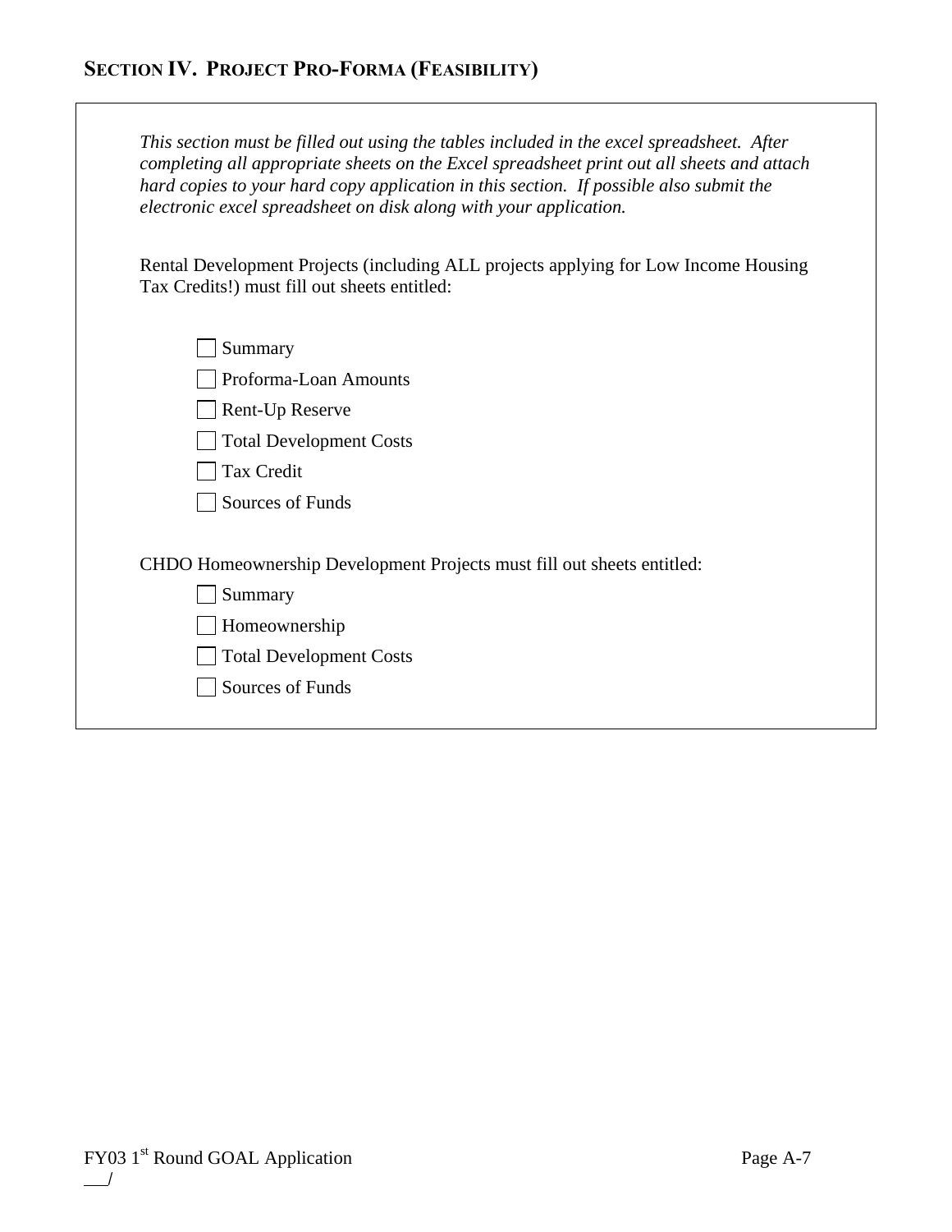## SECTION IV. PROJECT PRO-FORMA (FEASIBILITY)

*This section must be filled out using the tables included in the excel spreadsheet. After completing all appropriate sheets on the Excel spreadsheet print out all sheets and attach hard copies to your hard copy application in this section. If possible also submit the electronic excel spreadsheet on disk along with your application.*

Rental Development Projects (including ALL projects applying for Low Income Housing Tax Credits!) must fill out sheets entitled:

- [ ] Summary
- [ ] Proforma-Loan Amounts
- [ ] Rent-Up Reserve
- [ ] Total Development Costs
- [ ] Tax Credit
- [ ] Sources of Funds

CHDO Homeownership Development Projects must fill out sheets entitled:

- [ ] Summary
- [ ] Homeownership
- [ ] Total Development Costs
- [ ] Sources of Funds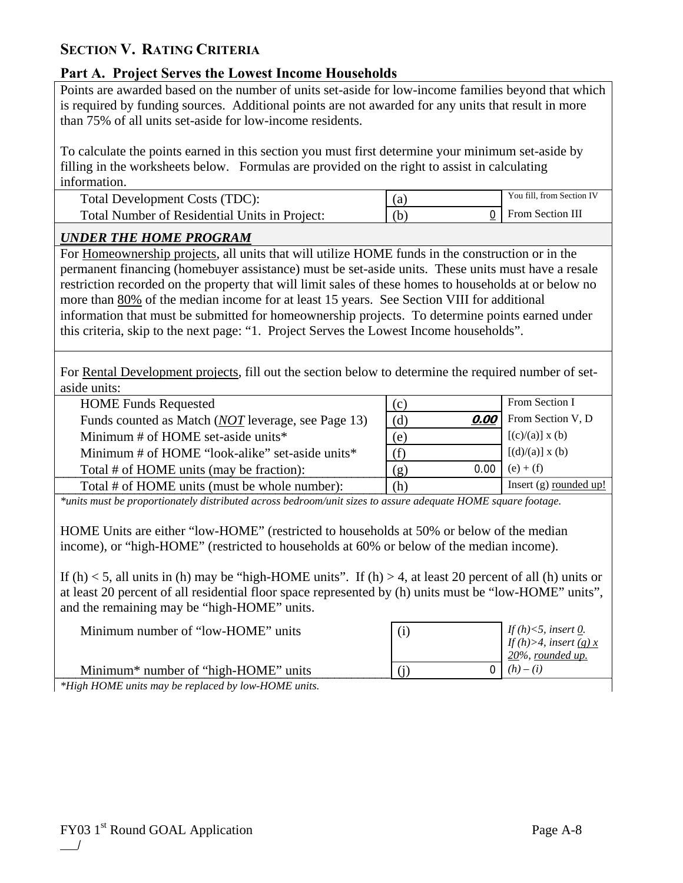## SECTION V. RATING CRITERIA

### Part A. Project Serves the Lowest Income Households

Points are awarded based on the number of units set-aside for low-income families beyond that which is required by funding sources. Additional points are not awarded for any units that result in more than 75% of all units set-aside for low-income residents.

To calculate the points earned in this section you must first determine your minimum set-aside by filling in the worksheets below. Formulas are provided on the right to assist in calculating information.

| | | |
|---|---|---|
| Total Development Costs (TDC): | (a) | You fill, from Section IV |
| Total Number of Residential Units in Project: | (b) 0 | From Section III |

***UNDER THE HOME PROGRAM***

For Homeownership projects, all units that will utilize HOME funds in the construction or in the permanent financing (homebuyer assistance) must be set-aside units. These units must have a resale restriction recorded on the property that will limit sales of these homes to households at or below no more than 80% of the median income for at least 15 years. See Section VIII for additional information that must be submitted for homeownership projects. To determine points earned under this criteria, skip to the next page: "1. Project Serves the Lowest Income households".

For Rental Development projects, fill out the section below to determine the required number of set-aside units:

| | | |
|---|---|---|
| HOME Funds Requested | (c) | From Section I |
| Funds counted as Match (*NOT* leverage, see Page 13) | (d) **0.00** | From Section V, D |
| Minimum # of HOME set-aside units* | (e) | [(c)/(a)] x (b) |
| Minimum # of HOME "look-alike" set-aside units* | (f) | [(d)/(a)] x (b) |
| Total # of HOME units (may be fraction): | (g) 0.00 | (e) + (f) |
| Total # of HOME units (must be whole number): | (h) | Insert (g) rounded up! |

*\*units must be proportionately distributed across bedroom/unit sizes to assure adequate HOME square footage.*

HOME Units are either "low-HOME" (restricted to households at 50% or below of the median income), or "high-HOME" (restricted to households at 60% or below of the median income).

If (h) < 5, all units in (h) may be "high-HOME units". If (h) > 4, at least 20 percent of all (h) units or at least 20 percent of all residential floor space represented by (h) units must be "low-HOME" units", and the remaining may be "high-HOME" units.

| | | |
|---|---|---|
| Minimum number of "low-HOME" units | (i) | *If (h)<5, insert 0. If (h)>4, insert (g) x 20%, rounded up.* |
| Minimum* number of "high-HOME" units | (j) 0 | *(h) – (i)* |

*\*High HOME units may be replaced by low-HOME units.*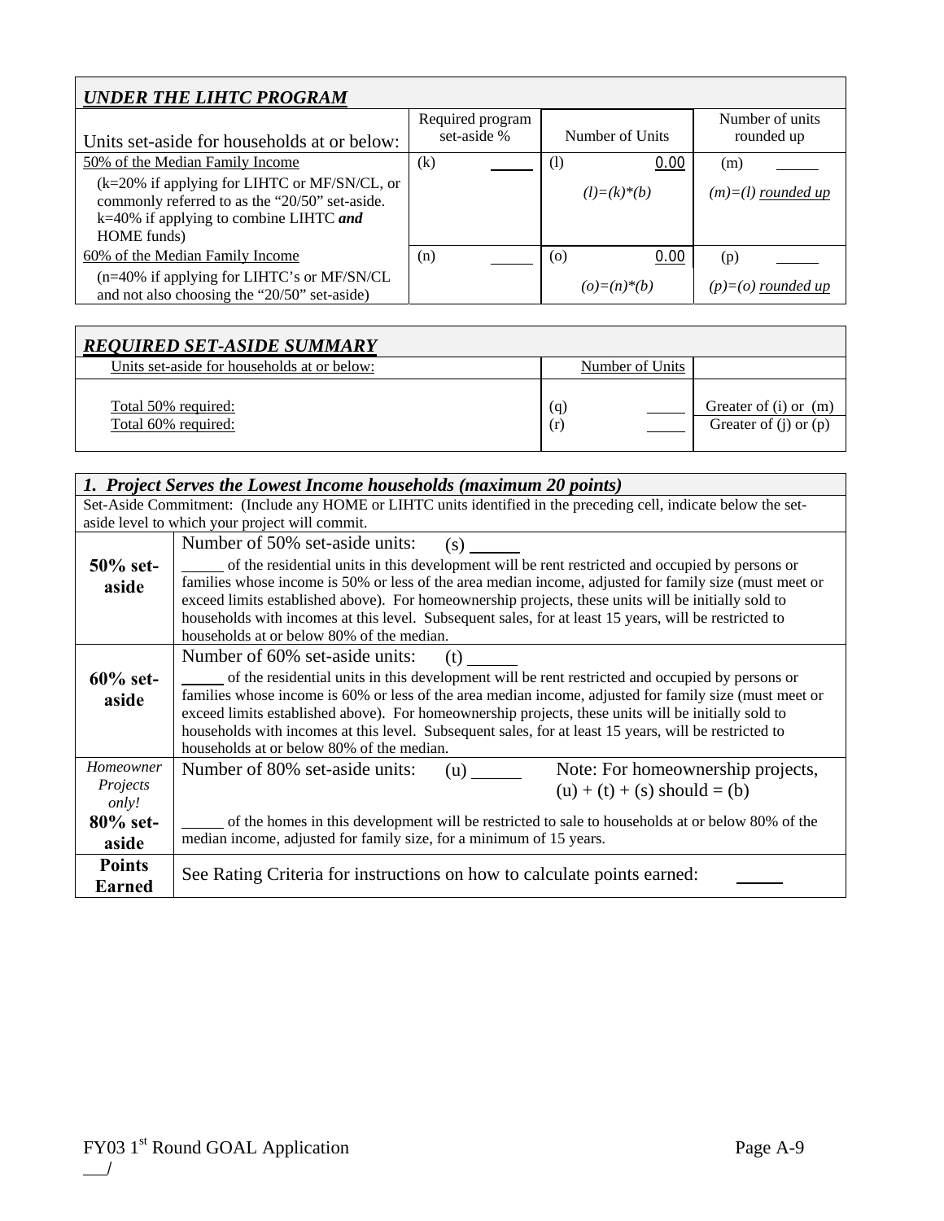| ***UNDER THE LIHTC PROGRAM*** | | | |
|---|---|---|---|
| Units set-aside for households at or below: | Required program set-aside % | Number of Units | Number of units rounded up |
| 50% of the Median Family Income | (k) _____ | (l) 0.00 | (m) _____ |
| (k=20% if applying for LIHTC or MF/SN/CL, or commonly referred to as the "20/50" set-aside. k=40% if applying to combine LIHTC ***and*** HOME funds) | | *(l)=(k)\*(b)* | *(m)=(l) rounded up* |
| 60% of the Median Family Income | (n) _____ | (o) 0.00 | (p) _____ |
| (n=40% if applying for LIHTC's or MF/SN/CL and not also choosing the "20/50" set-aside) | | *(o)=(n)\*(b)* | *(p)=(o) rounded up* |

| ***REQUIRED SET-ASIDE SUMMARY*** | | |
|---|---|---|
| Units set-aside for households at or below: | Number of Units | |
| Total 50% required: | (q) _____ | Greater of (i) or (m) |
| Total 60% required: | (r) _____ | Greater of (j) or (p) |

| ***1. Project Serves the Lowest Income households (maximum 20 points)*** | |
|---|---|
| Set-Aside Commitment: (Include any HOME or LIHTC units identified in the preceding cell, indicate below the set-aside level to which your project will commit. | |
| **50% set-aside** | Number of 50% set-aside units: (s) _____ <br> _____ of the residential units in this development will be rent restricted and occupied by persons or families whose income is 50% or less of the area median income, adjusted for family size (must meet or exceed limits established above). For homeownership projects, these units will be initially sold to households with incomes at this level. Subsequent sales, for at least 15 years, will be restricted to households at or below 80% of the median. |
| **60% set-aside** | Number of 60% set-aside units: (t) _____ <br> _____ of the residential units in this development will be rent restricted and occupied by persons or families whose income is 60% or less of the area median income, adjusted for family size (must meet or exceed limits established above). For homeownership projects, these units will be initially sold to households with incomes at this level. Subsequent sales, for at least 15 years, will be restricted to households at or below 80% of the median. |
| *Homeowner Projects only!* **80% set-aside** | Number of 80% set-aside units: (u) _____ Note: For homeownership projects, (u) + (t) + (s) should = (b) <br> _____ of the homes in this development will be restricted to sale to households at or below 80% of the median income, adjusted for family size, for a minimum of 15 years. |
| **Points Earned** | See Rating Criteria for instructions on how to calculate points earned: _____ |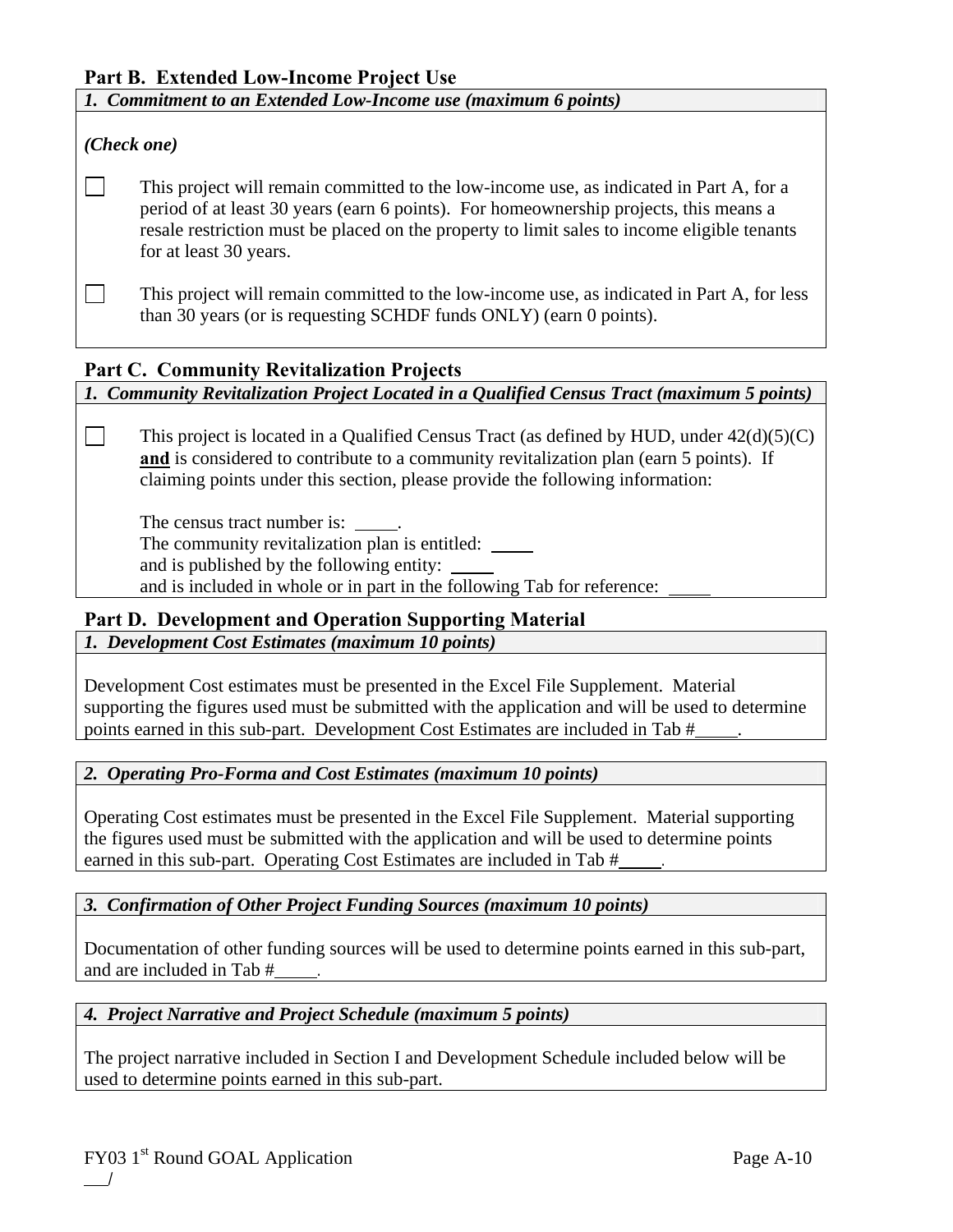## Part B. Extended Low-Income Project Use

***1. Commitment to an Extended Low-Income use (maximum 6 points)***

***(Check one)***

☐ This project will remain committed to the low-income use, as indicated in Part A, for a period of at least 30 years (earn 6 points). For homeownership projects, this means a resale restriction must be placed on the property to limit sales to income eligible tenants for at least 30 years.

☐ This project will remain committed to the low-income use, as indicated in Part A, for less than 30 years (or is requesting SCHDF funds ONLY) (earn 0 points).

## Part C. Community Revitalization Projects

***1. Community Revitalization Project Located in a Qualified Census Tract (maximum 5 points)***

☐ This project is located in a Qualified Census Tract (as defined by HUD, under 42(d)(5)(C) **and** is considered to contribute to a community revitalization plan (earn 5 points). If claiming points under this section, please provide the following information:

The census tract number is: _____.
The community revitalization plan is entitled: _____
and is published by the following entity: _____
and is included in whole or in part in the following Tab for reference: _____

## Part D. Development and Operation Supporting Material

***1. Development Cost Estimates (maximum 10 points)***

Development Cost estimates must be presented in the Excel File Supplement. Material supporting the figures used must be submitted with the application and will be used to determine points earned in this sub-part. Development Cost Estimates are included in Tab #_____.

***2. Operating Pro-Forma and Cost Estimates (maximum 10 points)***

Operating Cost estimates must be presented in the Excel File Supplement. Material supporting the figures used must be submitted with the application and will be used to determine points earned in this sub-part. Operating Cost Estimates are included in Tab #_____.

***3. Confirmation of Other Project Funding Sources (maximum 10 points)***

Documentation of other funding sources will be used to determine points earned in this sub-part, and are included in Tab #_____.

***4. Project Narrative and Project Schedule (maximum 5 points)***

The project narrative included in Section I and Development Schedule included below will be used to determine points earned in this sub-part.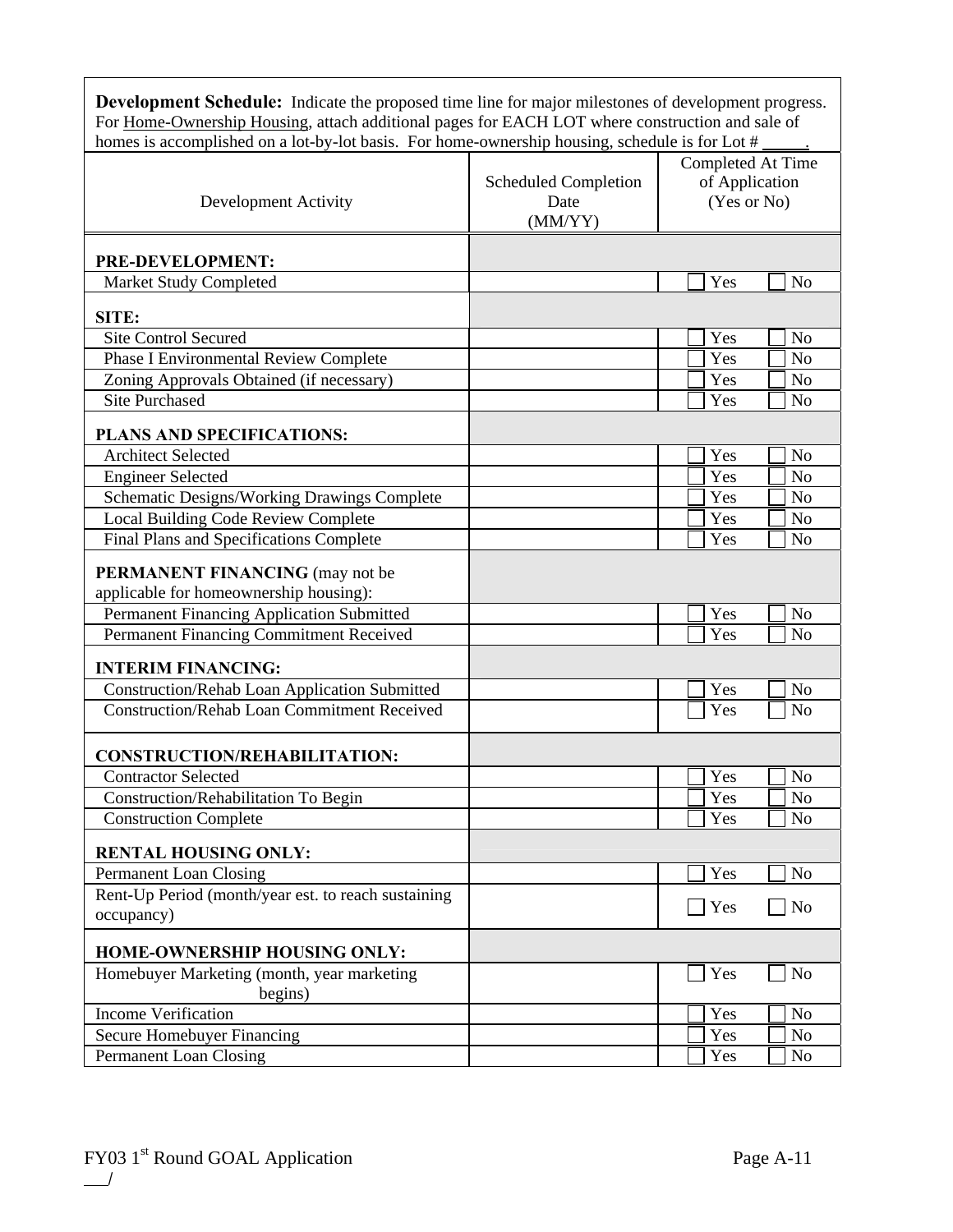**Development Schedule:** Indicate the proposed time line for major milestones of development progress. For Home-Ownership Housing, attach additional pages for EACH LOT where construction and sale of homes is accomplished on a lot-by-lot basis. For home-ownership housing, schedule is for Lot # \_\_\_\_\_.

| Development Activity | Scheduled Completion Date (MM/YY) | Completed At Time of Application (Yes or No) |
|---|---|---|
| **PRE-DEVELOPMENT:** | | |
| Market Study Completed | | ☐ Yes ☐ No |
| **SITE:** | | |
| Site Control Secured | | ☐ Yes ☐ No |
| Phase I Environmental Review Complete | | ☐ Yes ☐ No |
| Zoning Approvals Obtained (if necessary) | | ☐ Yes ☐ No |
| Site Purchased | | ☐ Yes ☐ No |
| **PLANS AND SPECIFICATIONS:** | | |
| Architect Selected | | ☐ Yes ☐ No |
| Engineer Selected | | ☐ Yes ☐ No |
| Schematic Designs/Working Drawings Complete | | ☐ Yes ☐ No |
| Local Building Code Review Complete | | ☐ Yes ☐ No |
| Final Plans and Specifications Complete | | ☐ Yes ☐ No |
| **PERMANENT FINANCING** (may not be applicable for homeownership housing): | | |
| Permanent Financing Application Submitted | | ☐ Yes ☐ No |
| Permanent Financing Commitment Received | | ☐ Yes ☐ No |
| **INTERIM FINANCING:** | | |
| Construction/Rehab Loan Application Submitted | | ☐ Yes ☐ No |
| Construction/Rehab Loan Commitment Received | | ☐ Yes ☐ No |
| **CONSTRUCTION/REHABILITATION:** | | |
| Contractor Selected | | ☐ Yes ☐ No |
| Construction/Rehabilitation To Begin | | ☐ Yes ☐ No |
| Construction Complete | | ☐ Yes ☐ No |
| **RENTAL HOUSING ONLY:** | | |
| Permanent Loan Closing | | ☐ Yes ☐ No |
| Rent-Up Period (month/year est. to reach sustaining occupancy) | | ☐ Yes ☐ No |
| **HOME-OWNERSHIP HOUSING ONLY:** | | |
| Homebuyer Marketing (month, year marketing begins) | | ☐ Yes ☐ No |
| Income Verification | | ☐ Yes ☐ No |
| Secure Homebuyer Financing | | ☐ Yes ☐ No |
| Permanent Loan Closing | | ☐ Yes ☐ No |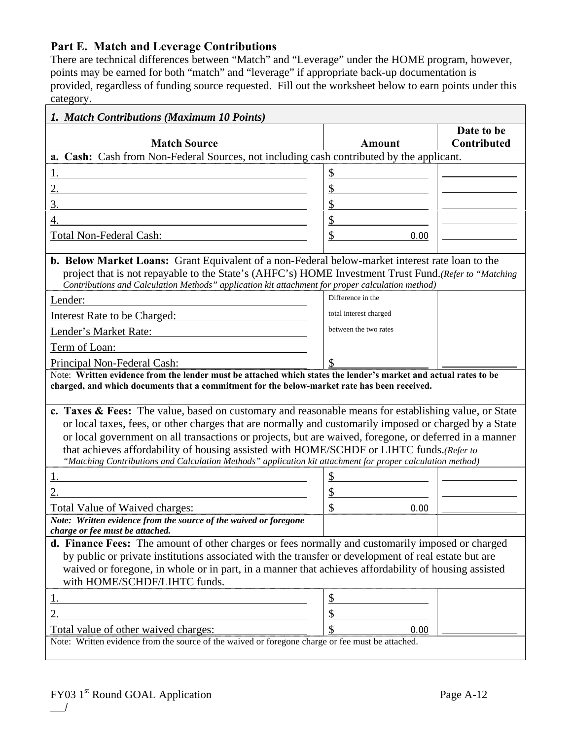## Part E. Match and Leverage Contributions

There are technical differences between "Match" and "Leverage" under the HOME program, however, points may be earned for both "match" and "leverage" if appropriate back-up documentation is provided, regardless of funding source requested. Fill out the worksheet below to earn points under this category.

| ***1. Match Contributions (Maximum 10 Points)*** | | |
|---|---|---|
| **Match Source** | **Amount** | **Date to be Contributed** |
| **a. Cash:** Cash from Non-Federal Sources, not including cash contributed by the applicant. | | |
| 1. | $ | |
| 2. | $ | |
| 3. | $ | |
| 4. | $ | |
| Total Non-Federal Cash: | $ 0.00 | |
| **b. Below Market Loans:** Grant Equivalent of a non-Federal below-market interest rate loan to the project that is not repayable to the State's (AHFC's) HOME Investment Trust Fund. *(Refer to "Matching Contributions and Calculation Methods" application kit attachment for proper calculation method)* | | |
| Lender: | Difference in the total interest charged between the two rates | |
| Interest Rate to be Charged: | | |
| Lender's Market Rate: | | |
| Term of Loan: | | |
| Principal Non-Federal Cash: | $ | |
| Note: **Written evidence from the lender must be attached which states the lender's market and actual rates to be charged, and which documents that a commitment for the below-market rate has been received.** | | |
| **c. Taxes & Fees:** The value, based on customary and reasonable means for establishing value, or State or local taxes, fees, or other charges that are normally and customarily imposed or charged by a State or local government on all transactions or projects, but are waived, foregone, or deferred in a manner that achieves affordability of housing assisted with HOME/SCHDF or LIHTC funds. *(Refer to "Matching Contributions and Calculation Methods" application kit attachment for proper calculation method)* | | |
| 1. | $ | |
| 2. | $ | |
| Total Value of Waived charges: | $ 0.00 | |
| ***Note: Written evidence from the source of the waived or foregone charge or fee must be attached.*** | | |
| **d. Finance Fees:** The amount of other charges or fees normally and customarily imposed or charged by public or private institutions associated with the transfer or development of real estate but are waived or foregone, in whole or in part, in a manner that achieves affordability of housing assisted with HOME/SCHDF/LIHTC funds. | | |
| 1. | $ | |
| 2. | $ | |
| Total value of other waived charges: | $ 0.00 | |
| Note: Written evidence from the source of the waived or foregone charge or fee must be attached. | | |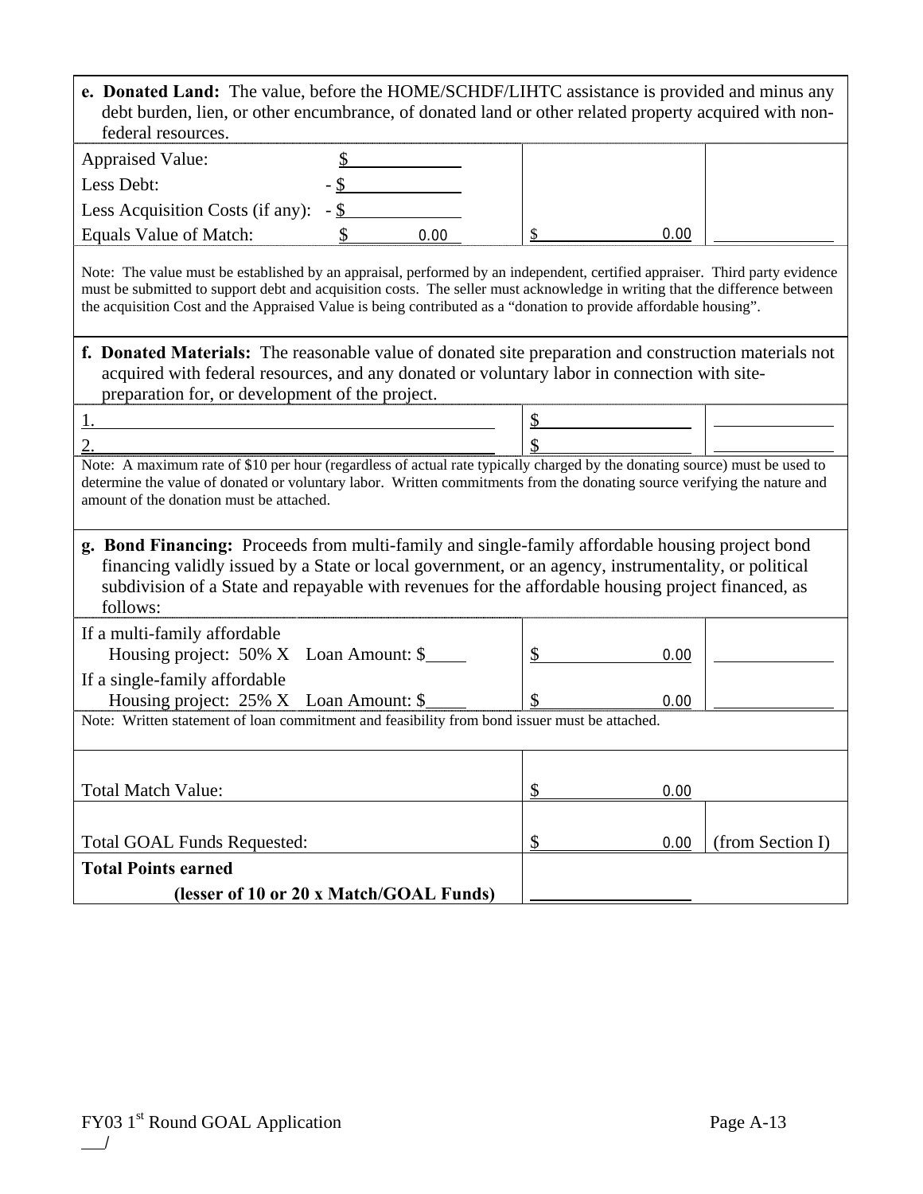**e. Donated Land:** The value, before the HOME/SCHDF/LIHTC assistance is provided and minus any debt burden, lien, or other encumbrance, of donated land or other related property acquired with non-federal resources.

| | | |
|---|---|---|
| Appraised Value: $ ______ | | |
| Less Debt: - $ ______ | | |
| Less Acquisition Costs (if any): - $ ______ | | |
| Equals Value of Match: $ 0.00 | $ 0.00 | ______ |

Note: The value must be established by an appraisal, performed by an independent, certified appraiser. Third party evidence must be submitted to support debt and acquisition costs. The seller must acknowledge in writing that the difference between the acquisition Cost and the Appraised Value is being contributed as a "donation to provide affordable housing".

**f. Donated Materials:** The reasonable value of donated site preparation and construction materials not acquired with federal resources, and any donated or voluntary labor in connection with site-preparation for, or development of the project.

| | | |
|---|---|---|
| 1. ______ | $ ______ | ______ |
| 2. ______ | $ ______ | ______ |

Note: A maximum rate of $10 per hour (regardless of actual rate typically charged by the donating source) must be used to determine the value of donated or voluntary labor. Written commitments from the donating source verifying the nature and amount of the donation must be attached.

**g. Bond Financing:** Proceeds from multi-family and single-family affordable housing project bond financing validly issued by a State or local government, or an agency, instrumentality, or political subdivision of a State and repayable with revenues for the affordable housing project financed, as follows:

| | | |
|---|---|---|
| If a multi-family affordable Housing project: 50% X Loan Amount: $____ | $ 0.00 | ______ |
| If a single-family affordable Housing project: 25% X Loan Amount: $____ | $ 0.00 | ______ |

Note: Written statement of loan commitment and feasibility from bond issuer must be attached.

| | | |
|---|---|---|
| Total Match Value: | $ 0.00 | |
| Total GOAL Funds Requested: | $ 0.00 | (from Section I) |
| **Total Points earned (lesser of 10 or 20 x Match/GOAL Funds)** | ______ | |

FY03 1st Round GOAL Application

__/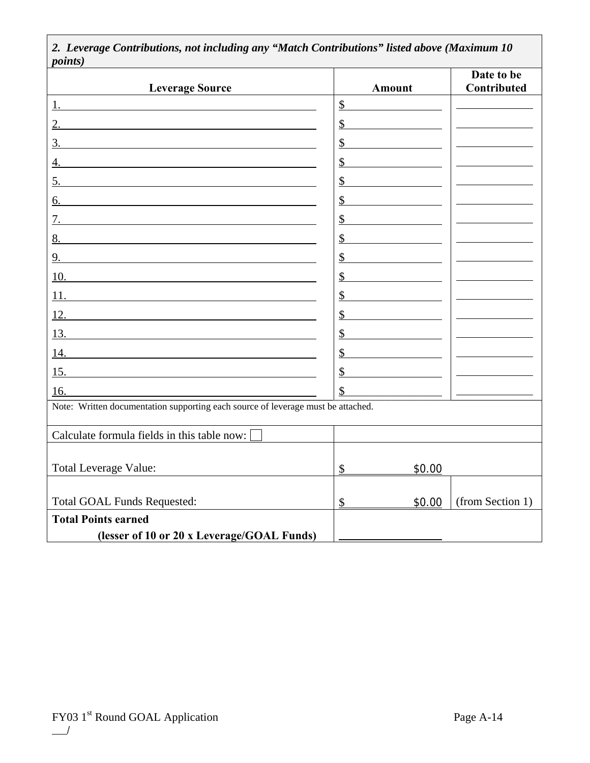*2. Leverage Contributions, not including any "Match Contributions" listed above (Maximum 10 points)*

| Leverage Source | Amount | Date to be Contributed |
|---|---|---|
| 1. | $ | |
| 2. | $ | |
| 3. | $ | |
| 4. | $ | |
| 5. | $ | |
| 6. | $ | |
| 7. | $ | |
| 8. | $ | |
| 9. | $ | |
| 10. | $ | |
| 11. | $ | |
| 12. | $ | |
| 13. | $ | |
| 14. | $ | |
| 15. | $ | |
| 16. | $ | |
| Note: Written documentation supporting each source of leverage must be attached. | | |
| Calculate formula fields in this table now: ☐ | | |
| Total Leverage Value: | $ $0.00 | |
| Total GOAL Funds Requested: | $ $0.00 | (from Section 1) |
| **Total Points earned (lesser of 10 or 20 x Leverage/GOAL Funds)** | ______ | |

___/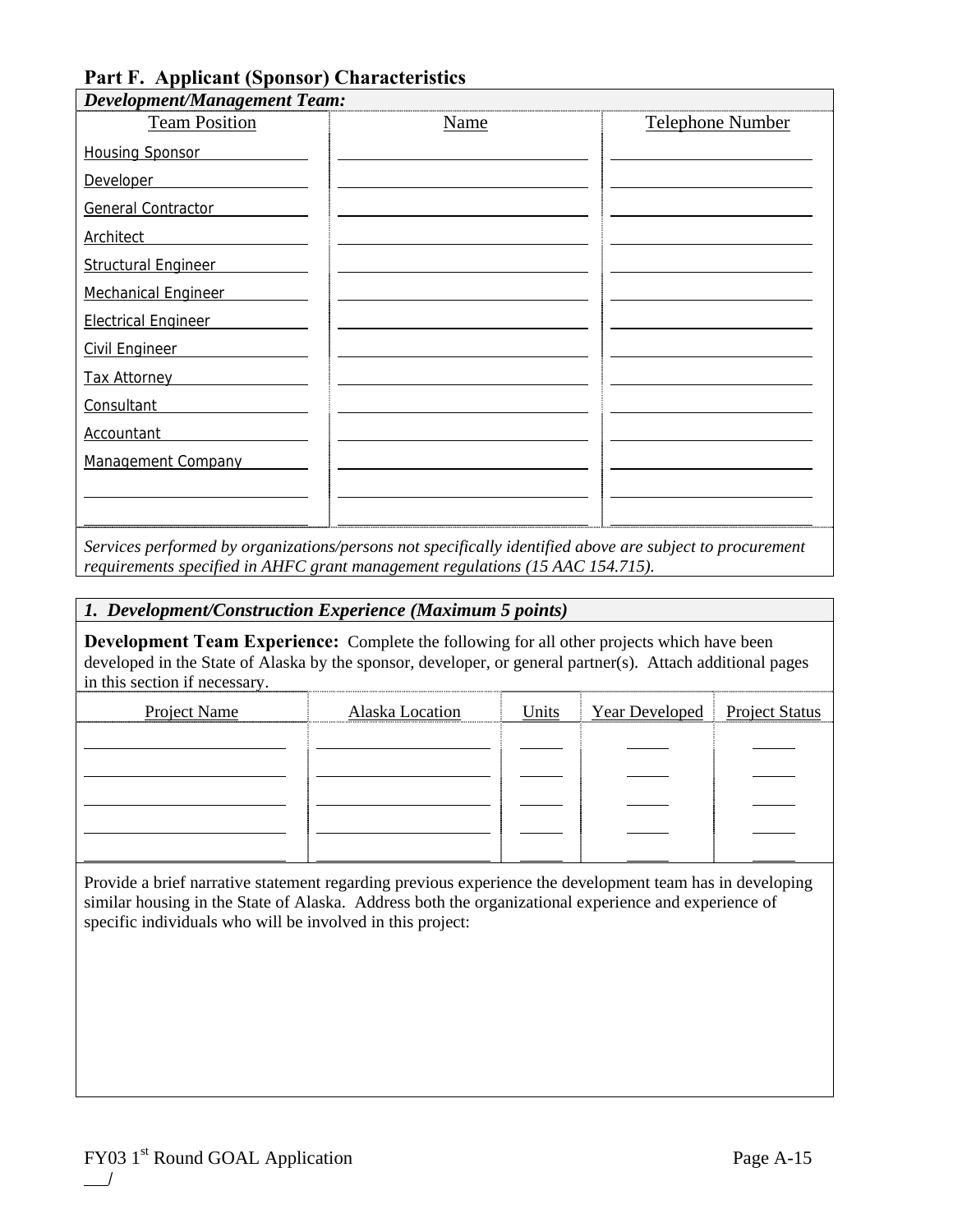## Part F. Applicant (Sponsor) Characteristics

***Development/Management Team:***

| Team Position | Name | Telephone Number |
|---|---|---|
| Housing Sponsor | | |
| Developer | | |
| General Contractor | | |
| Architect | | |
| Structural Engineer | | |
| Mechanical Engineer | | |
| Electrical Engineer | | |
| Civil Engineer | | |
| Tax Attorney | | |
| Consultant | | |
| Accountant | | |
| Management Company | | |
| | | |
| | | |

*Services performed by organizations/persons not specifically identified above are subject to procurement requirements specified in AHFC grant management regulations (15 AAC 154.715).*

### *1. Development/Construction Experience (Maximum 5 points)*

**Development Team Experience:** Complete the following for all other projects which have been developed in the State of Alaska by the sponsor, developer, or general partner(s). Attach additional pages in this section if necessary.

| Project Name | Alaska Location | Units | Year Developed | Project Status |
|---|---|---|---|---|
| | | | | |
| | | | | |
| | | | | |
| | | | | |
| | | | | |

Provide a brief narrative statement regarding previous experience the development team has in developing similar housing in the State of Alaska. Address both the organizational experience and experience of specific individuals who will be involved in this project:

FY03 1st Round GOAL Application

___/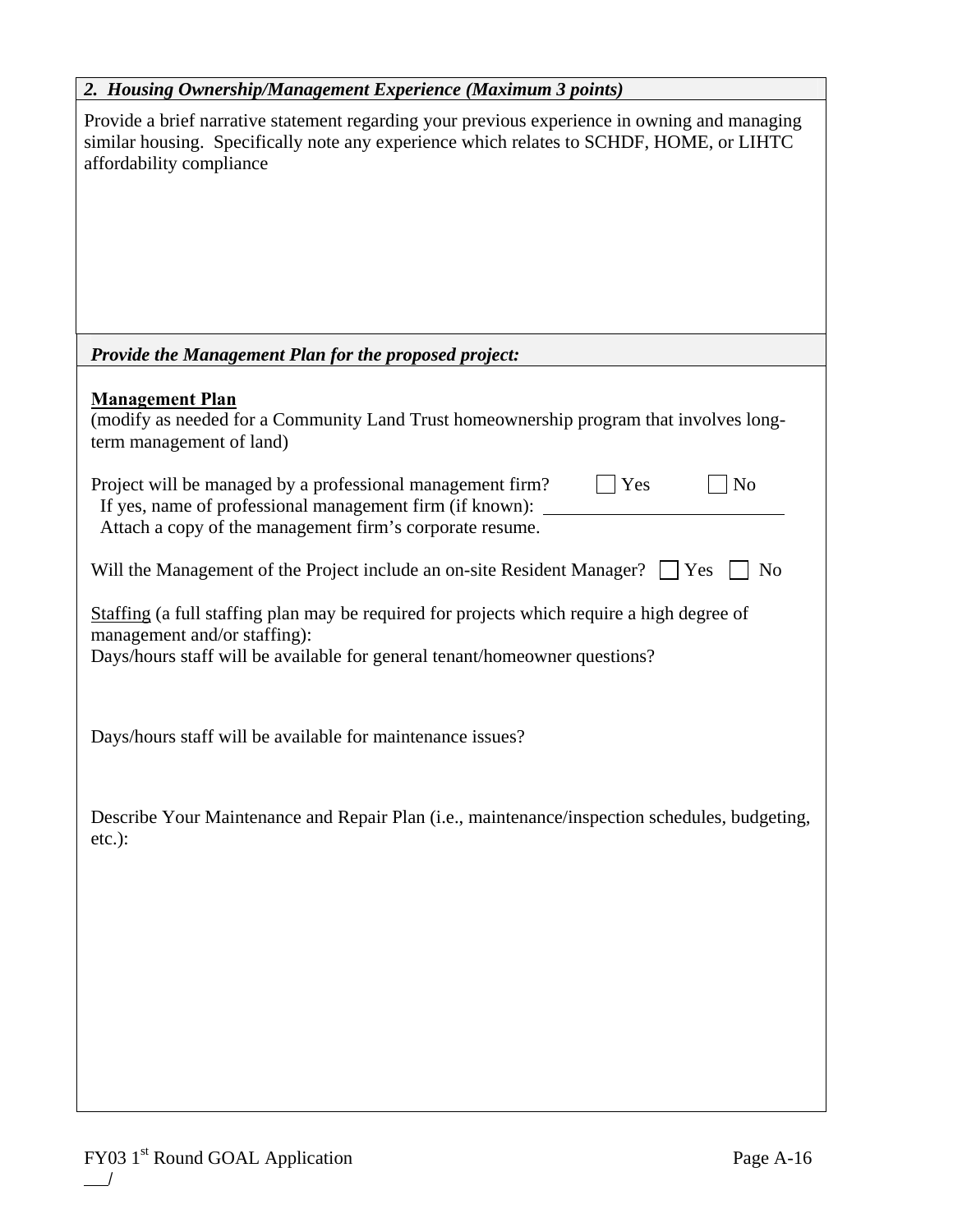***2. Housing Ownership/Management Experience (Maximum 3 points)***

Provide a brief narrative statement regarding your previous experience in owning and managing similar housing. Specifically note any experience which relates to SCHDF, HOME, or LIHTC affordability compliance

***Provide the Management Plan for the proposed project:***

**Management Plan**
(modify as needed for a Community Land Trust homeownership program that involves long-term management of land)

Project will be managed by a professional management firm? ☐ Yes ☐ No
If yes, name of professional management firm (if known): ____________________
Attach a copy of the management firm's corporate resume.

Will the Management of the Project include an on-site Resident Manager? ☐ Yes ☐ No

Staffing (a full staffing plan may be required for projects which require a high degree of management and/or staffing):
Days/hours staff will be available for general tenant/homeowner questions?

Days/hours staff will be available for maintenance issues?

Describe Your Maintenance and Repair Plan (i.e., maintenance/inspection schedules, budgeting, etc.):

FY03 1st Round GOAL Application

___/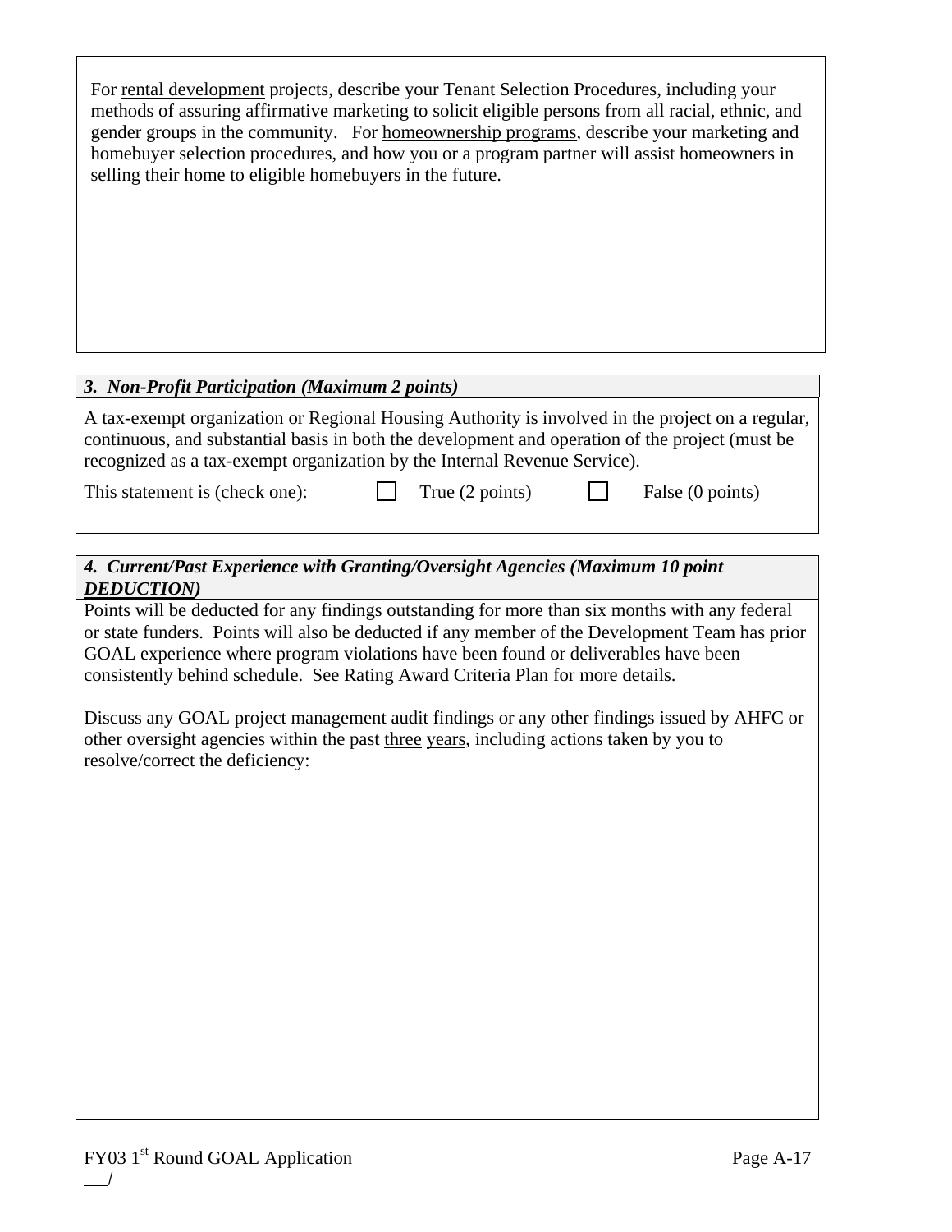For rental development projects, describe your Tenant Selection Procedures, including your methods of assuring affirmative marketing to solicit eligible persons from all racial, ethnic, and gender groups in the community. For homeownership programs, describe your marketing and homebuyer selection procedures, and how you or a program partner will assist homeowners in selling their home to eligible homebuyers in the future.

### *3. Non-Profit Participation (Maximum 2 points)*

A tax-exempt organization or Regional Housing Authority is involved in the project on a regular, continuous, and substantial basis in both the development and operation of the project (must be recognized as a tax-exempt organization by the Internal Revenue Service).

This statement is (check one): ☐ True (2 points) ☐ False (0 points)

### *4. Current/Past Experience with Granting/Oversight Agencies (Maximum 10 point DEDUCTION)*

Points will be deducted for any findings outstanding for more than six months with any federal or state funders. Points will also be deducted if any member of the Development Team has prior GOAL experience where program violations have been found or deliverables have been consistently behind schedule. See Rating Award Criteria Plan for more details.

Discuss any GOAL project management audit findings or any other findings issued by AHFC or other oversight agencies within the past three years, including actions taken by you to resolve/correct the deficiency: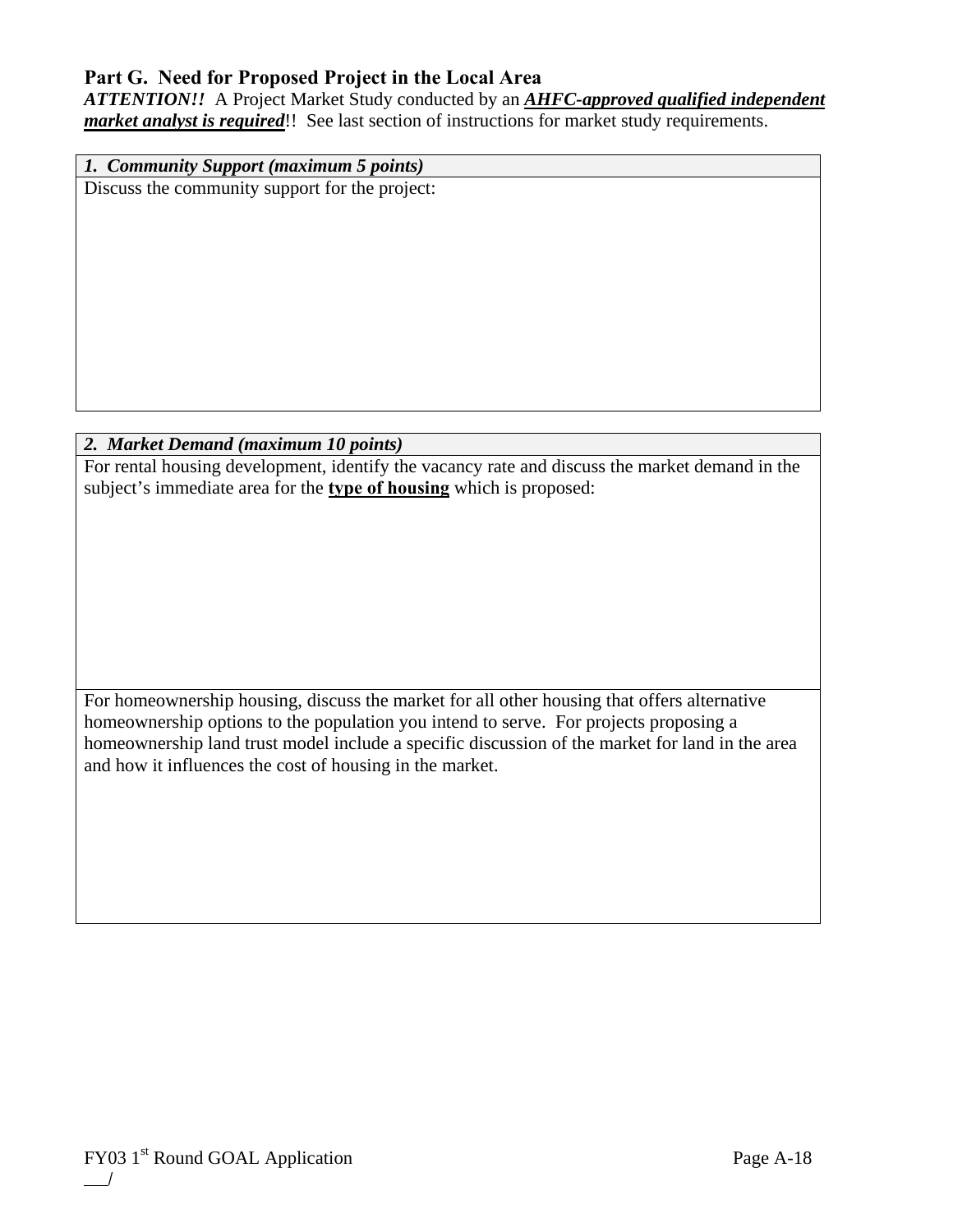## Part G. Need for Proposed Project in the Local Area

***ATTENTION!!*** A Project Market Study conducted by an ***<u>AHFC-approved qualified independent market analyst is required</u>***!! See last section of instructions for market study requirements.

| ***1. Community Support (maximum 5 points)*** |
| --- |
| Discuss the community support for the project: |

| ***2. Market Demand (maximum 10 points)*** |
| --- |
| For rental housing development, identify the vacancy rate and discuss the market demand in the subject's immediate area for the **<u>type of housing</u>** which is proposed: |
| For homeownership housing, discuss the market for all other housing that offers alternative homeownership options to the population you intend to serve. For projects proposing a homeownership land trust model include a specific discussion of the market for land in the area and how it influences the cost of housing in the market. |

___/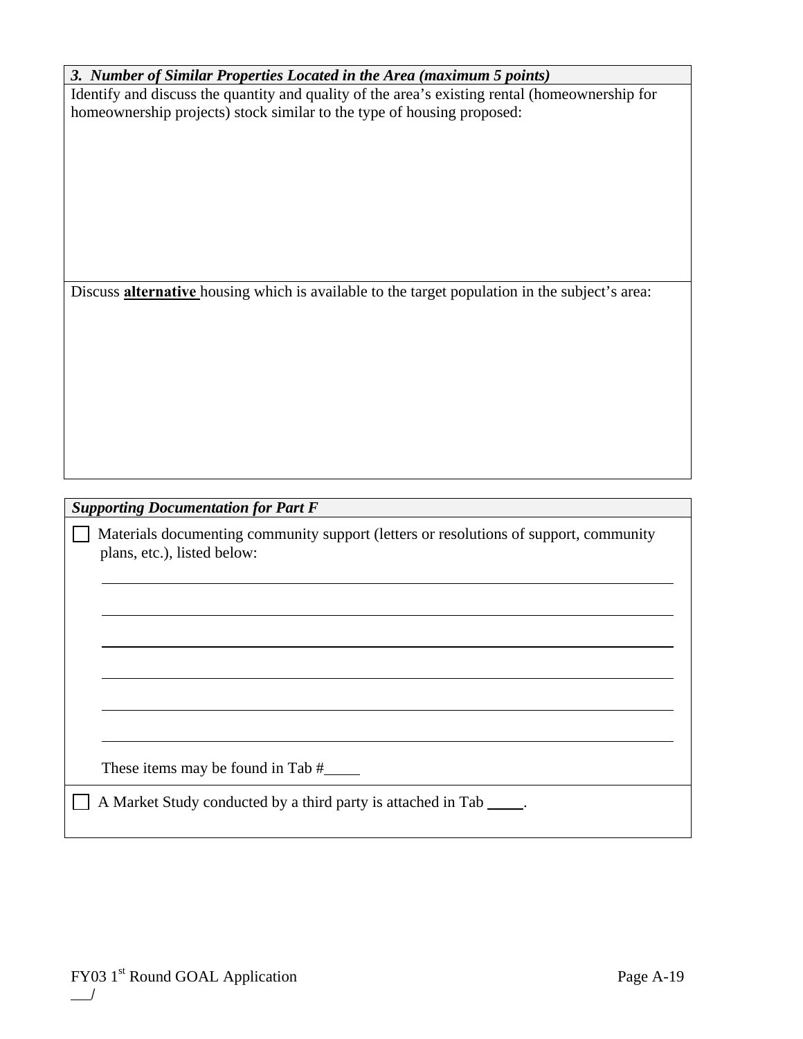***3. Number of Similar Properties Located in the Area (maximum 5 points)***

Identify and discuss the quantity and quality of the area's existing rental (homeownership for homeownership projects) stock similar to the type of housing proposed:

Discuss **alternative** housing which is available to the target population in the subject's area:

***Supporting Documentation for Part F***

☐ Materials documenting community support (letters or resolutions of support, community plans, etc.), listed below:

\_\_\_\_\_\_\_\_\_\_\_\_\_\_\_\_\_\_\_\_\_\_\_\_\_\_\_\_\_\_\_\_\_\_\_\_\_\_\_\_\_\_\_\_

\_\_\_\_\_\_\_\_\_\_\_\_\_\_\_\_\_\_\_\_\_\_\_\_\_\_\_\_\_\_\_\_\_\_\_\_\_\_\_\_\_\_\_\_

\_\_\_\_\_\_\_\_\_\_\_\_\_\_\_\_\_\_\_\_\_\_\_\_\_\_\_\_\_\_\_\_\_\_\_\_\_\_\_\_\_\_\_\_

\_\_\_\_\_\_\_\_\_\_\_\_\_\_\_\_\_\_\_\_\_\_\_\_\_\_\_\_\_\_\_\_\_\_\_\_\_\_\_\_\_\_\_\_

\_\_\_\_\_\_\_\_\_\_\_\_\_\_\_\_\_\_\_\_\_\_\_\_\_\_\_\_\_\_\_\_\_\_\_\_\_\_\_\_\_\_\_\_

\_\_\_\_\_\_\_\_\_\_\_\_\_\_\_\_\_\_\_\_\_\_\_\_\_\_\_\_\_\_\_\_\_\_\_\_\_\_\_\_\_\_\_\_

These items may be found in Tab #\_\_\_\_\_

☐ A Market Study conducted by a third party is attached in Tab \_\_\_\_\_.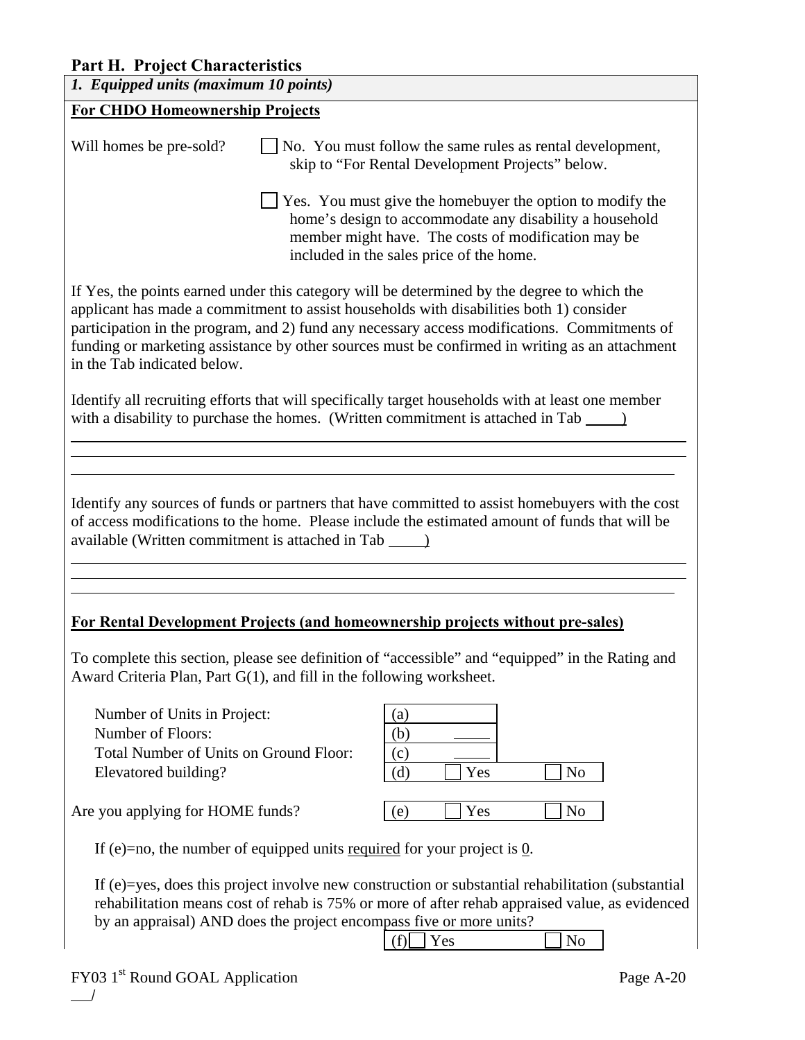## Part H. Project Characteristics

***1. Equipped units (maximum 10 points)***

**For CHDO Homeownership Projects**

Will homes be pre-sold?

☐ No. You must follow the same rules as rental development, skip to "For Rental Development Projects" below.

☐ Yes. You must give the homebuyer the option to modify the home's design to accommodate any disability a household member might have. The costs of modification may be included in the sales price of the home.

If Yes, the points earned under this category will be determined by the degree to which the applicant has made a commitment to assist households with disabilities both 1) consider participation in the program, and 2) fund any necessary access modifications. Commitments of funding or marketing assistance by other sources must be confirmed in writing as an attachment in the Tab indicated below.

Identify all recruiting efforts that will specifically target households with at least one member with a disability to purchase the homes. (Written commitment is attached in Tab \_\_\_\_)

\_\_\_\_\_\_\_\_\_\_\_\_\_\_\_\_\_\_\_\_\_\_\_\_\_\_\_\_\_\_\_\_\_\_\_\_\_\_\_\_\_\_\_\_\_\_\_\_\_\_\_\_\_\_\_\_\_\_\_\_\_\_\_\_\_\_\_\_\_\_\_\_

\_\_\_\_\_\_\_\_\_\_\_\_\_\_\_\_\_\_\_\_\_\_\_\_\_\_\_\_\_\_\_\_\_\_\_\_\_\_\_\_\_\_\_\_\_\_\_\_\_\_\_\_\_\_\_\_\_\_\_\_\_\_\_\_\_\_\_\_\_\_\_\_

\_\_\_\_\_\_\_\_\_\_\_\_\_\_\_\_\_\_\_\_\_\_\_\_\_\_\_\_\_\_\_\_\_\_\_\_\_\_\_\_\_\_\_\_\_\_\_\_\_\_\_\_\_\_\_\_\_\_\_\_\_\_\_\_\_\_\_\_\_\_\_\_

Identify any sources of funds or partners that have committed to assist homebuyers with the cost of access modifications to the home. Please include the estimated amount of funds that will be available (Written commitment is attached in Tab \_\_\_\_)

\_\_\_\_\_\_\_\_\_\_\_\_\_\_\_\_\_\_\_\_\_\_\_\_\_\_\_\_\_\_\_\_\_\_\_\_\_\_\_\_\_\_\_\_\_\_\_\_\_\_\_\_\_\_\_\_\_\_\_\_\_\_\_\_\_\_\_\_\_\_\_\_

\_\_\_\_\_\_\_\_\_\_\_\_\_\_\_\_\_\_\_\_\_\_\_\_\_\_\_\_\_\_\_\_\_\_\_\_\_\_\_\_\_\_\_\_\_\_\_\_\_\_\_\_\_\_\_\_\_\_\_\_\_\_\_\_\_\_\_\_\_\_\_\_

\_\_\_\_\_\_\_\_\_\_\_\_\_\_\_\_\_\_\_\_\_\_\_\_\_\_\_\_\_\_\_\_\_\_\_\_\_\_\_\_\_\_\_\_\_\_\_\_\_\_\_\_\_\_\_\_\_\_\_\_\_\_\_\_\_\_\_\_\_\_\_\_

**For Rental Development Projects (and homeownership projects without pre-sales)**

To complete this section, please see definition of "accessible" and "equipped" in the Rating and Award Criteria Plan, Part G(1), and fill in the following worksheet.

| | | | |
|---|---|---|---|
| Number of Units in Project: | (a) | | |
| Number of Floors: | (b) \_\_\_\_ | | |
| Total Number of Units on Ground Floor: | (c) \_\_\_\_ | | |
| Elevatored building? | (d) | ☐ Yes | ☐ No |
| Are you applying for HOME funds? | (e) | ☐ Yes | ☐ No |

If (e)=no, the number of equipped units <u>required</u> for your project is <u>0</u>.

If (e)=yes, does this project involve new construction or substantial rehabilitation (substantial rehabilitation means cost of rehab is 75% or more of after rehab appraised value, as evidenced by an appraisal) AND does the project encompass five or more units?

(f) ☐ Yes ☐ No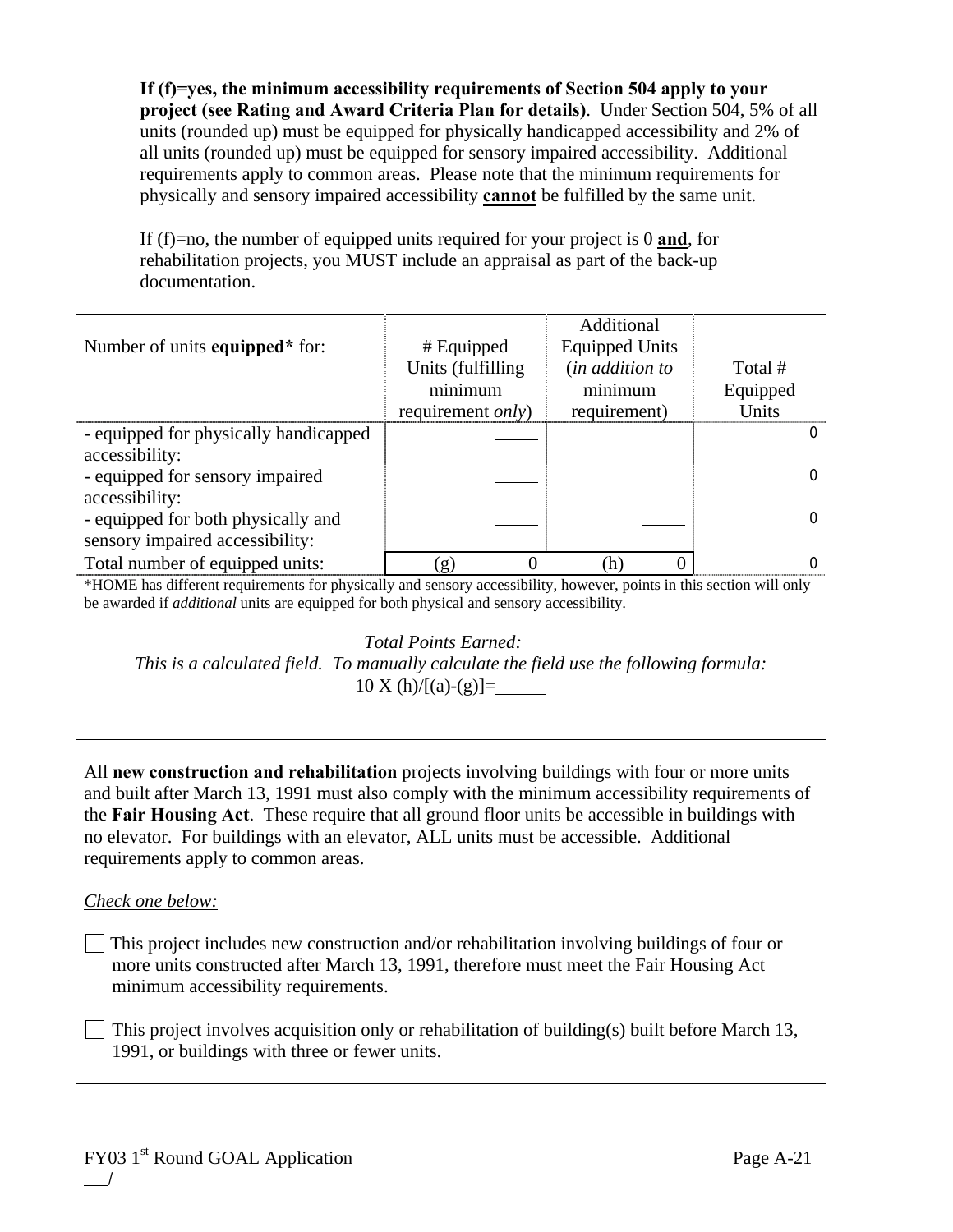**If (f)=yes, the minimum accessibility requirements of Section 504 apply to your project (see Rating and Award Criteria Plan for details)**. Under Section 504, 5% of all units (rounded up) must be equipped for physically handicapped accessibility and 2% of all units (rounded up) must be equipped for sensory impaired accessibility. Additional requirements apply to common areas. Please note that the minimum requirements for physically and sensory impaired accessibility **cannot** be fulfilled by the same unit.

If (f)=no, the number of equipped units required for your project is 0 **and**, for rehabilitation projects, you MUST include an appraisal as part of the back-up documentation.

| Number of units **equipped*** for: | # Equipped Units (fulfilling minimum requirement *only*) | Additional Equipped Units (*in addition to* minimum requirement) | Total # Equipped Units |
|---|---|---|---|
| - equipped for physically handicapped accessibility: | _____ | | 0 |
| - equipped for sensory impaired accessibility: | _____ | | 0 |
| - equipped for both physically and sensory impaired accessibility: | _____ | _____ | 0 |
| Total number of equipped units: | (g) 0 | (h) 0 | 0 |

*HOME has different requirements for physically and sensory accessibility, however, points in this section will only be awarded if *additional* units are equipped for both physical and sensory accessibility.

*Total Points Earned:*
*This is a calculated field. To manually calculate the field use the following formula:*
$10 \times (h)/[(a)-(g)]=$_____

All **new construction and rehabilitation** projects involving buildings with four or more units and built after March 13, 1991 must also comply with the minimum accessibility requirements of the **Fair Housing Act**. These require that all ground floor units be accessible in buildings with no elevator. For buildings with an elevator, ALL units must be accessible. Additional requirements apply to common areas.

*Check one below:*

☐ This project includes new construction and/or rehabilitation involving buildings of four or more units constructed after March 13, 1991, therefore must meet the Fair Housing Act minimum accessibility requirements.

☐ This project involves acquisition only or rehabilitation of building(s) built before March 13, 1991, or buildings with three or fewer units.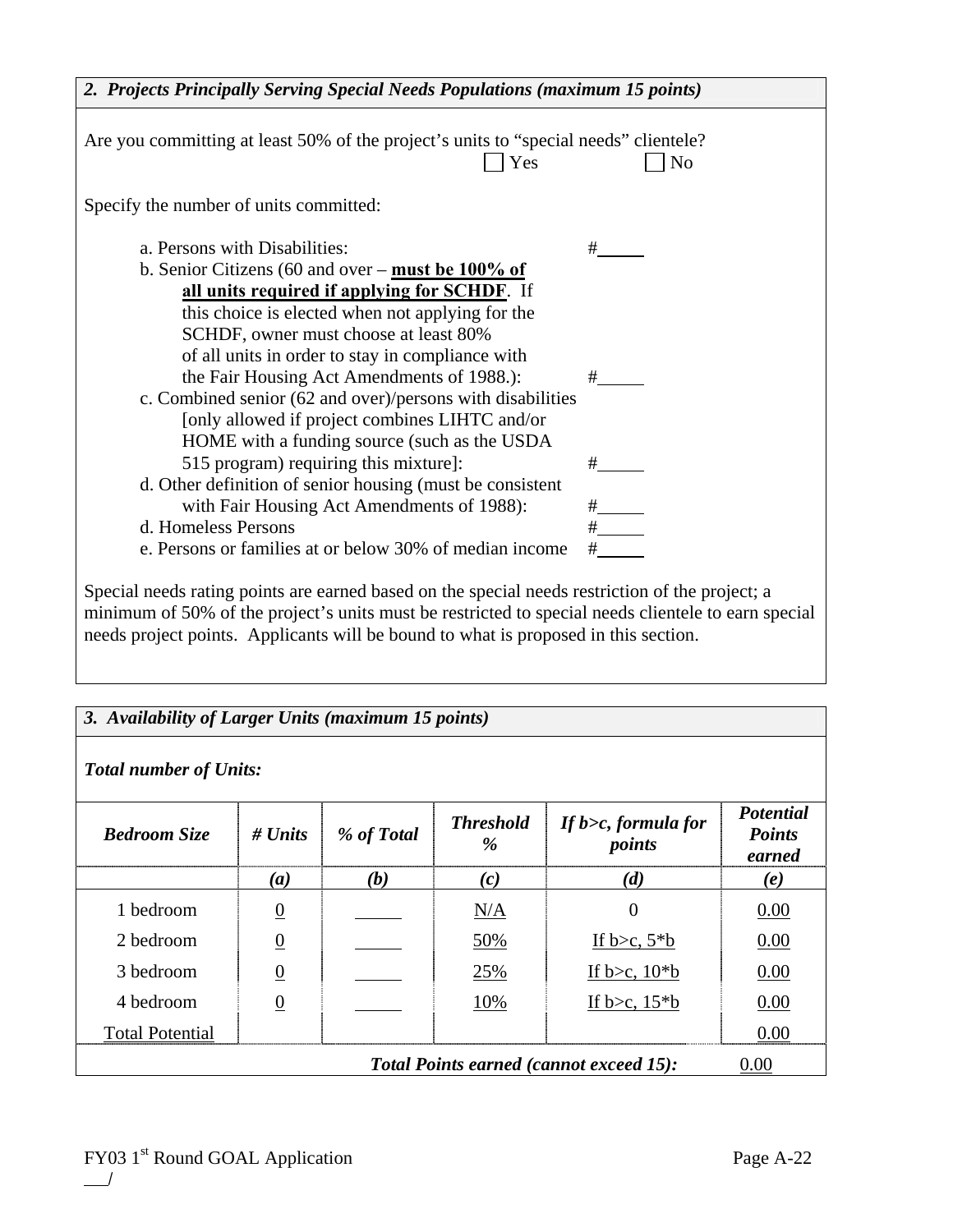### *2. Projects Principally Serving Special Needs Populations (maximum 15 points)*

Are you committing at least 50% of the project's units to "special needs" clientele?

☐ Yes ☐ No

Specify the number of units committed:

a. Persons with Disabilities: #\_\_\_\_\_

b. Senior Citizens (60 and over – **must be 100% of all units required if applying for SCHDF**. If this choice is elected when not applying for the SCHDF, owner must choose at least 80% of all units in order to stay in compliance with the Fair Housing Act Amendments of 1988.): #\_\_\_\_\_

c. Combined senior (62 and over)/persons with disabilities [only allowed if project combines LIHTC and/or HOME with a funding source (such as the USDA 515 program) requiring this mixture]: #\_\_\_\_\_

d. Other definition of senior housing (must be consistent with Fair Housing Act Amendments of 1988): #\_\_\_\_\_

d. Homeless Persons #\_\_\_\_\_

e. Persons or families at or below 30% of median income #\_\_\_\_\_

Special needs rating points are earned based on the special needs restriction of the project; a minimum of 50% of the project's units must be restricted to special needs clientele to earn special needs project points. Applicants will be bound to what is proposed in this section.

### *3. Availability of Larger Units (maximum 15 points)*

***Total number of Units:***

| *Bedroom Size* | *# Units* | *% of Total* | *Threshold %* | *If b>c, formula for points* | *Potential Points earned* |
|---|---|---|---|---|---|
| | *(a)* | *(b)* | *(c)* | *(d)* | *(e)* |
| 1 bedroom | 0 | \_\_\_\_\_ | N/A | 0 | 0.00 |
| 2 bedroom | 0 | \_\_\_\_\_ | 50% | If b>c, 5*b | 0.00 |
| 3 bedroom | 0 | \_\_\_\_\_ | 25% | If b>c, 10*b | 0.00 |
| 4 bedroom | 0 | \_\_\_\_\_ | 10% | If b>c, 15*b | 0.00 |
| Total Potential | | | | | 0.00 |
| | | | | ***Total Points earned (cannot exceed 15):*** | 0.00 |

FY03 1st Round GOAL Application

\_\_\_/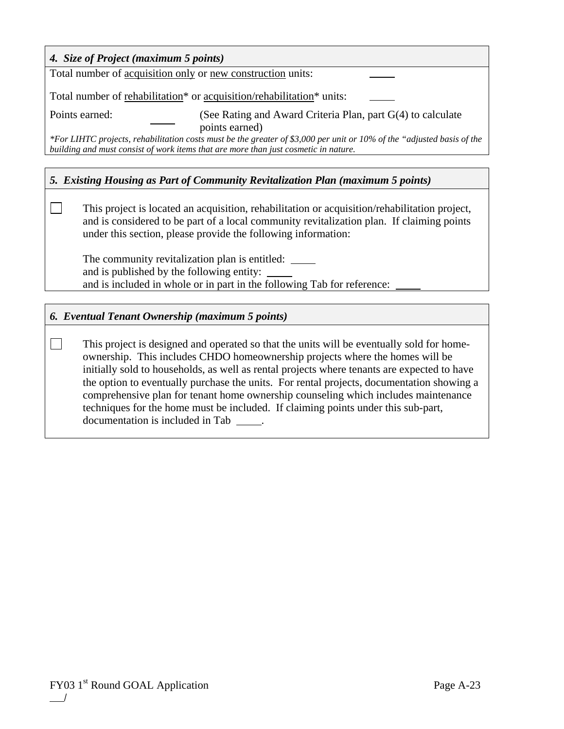### *4. Size of Project (maximum 5 points)*

Total number of acquisition only or new construction units: _____

Total number of rehabilitation* or acquisition/rehabilitation* units: _____

Points earned: _____ (See Rating and Award Criteria Plan, part G(4) to calculate points earned)

*\*For LIHTC projects, rehabilitation costs must be the greater of $3,000 per unit or 10% of the "adjusted basis of the building and must consist of work items that are more than just cosmetic in nature.*

### *5. Existing Housing as Part of Community Revitalization Plan (maximum 5 points)*

☐ This project is located an acquisition, rehabilitation or acquisition/rehabilitation project, and is considered to be part of a local community revitalization plan. If claiming points under this section, please provide the following information:

The community revitalization plan is entitled: _____
and is published by the following entity: _____
and is included in whole or in part in the following Tab for reference: _____

### *6. Eventual Tenant Ownership (maximum 5 points)*

☐ This project is designed and operated so that the units will be eventually sold for home-ownership. This includes CHDO homeownership projects where the homes will be initially sold to households, as well as rental projects where tenants are expected to have the option to eventually purchase the units. For rental projects, documentation showing a comprehensive plan for tenant home ownership counseling which includes maintenance techniques for the home must be included. If claiming points under this sub-part, documentation is included in Tab _____.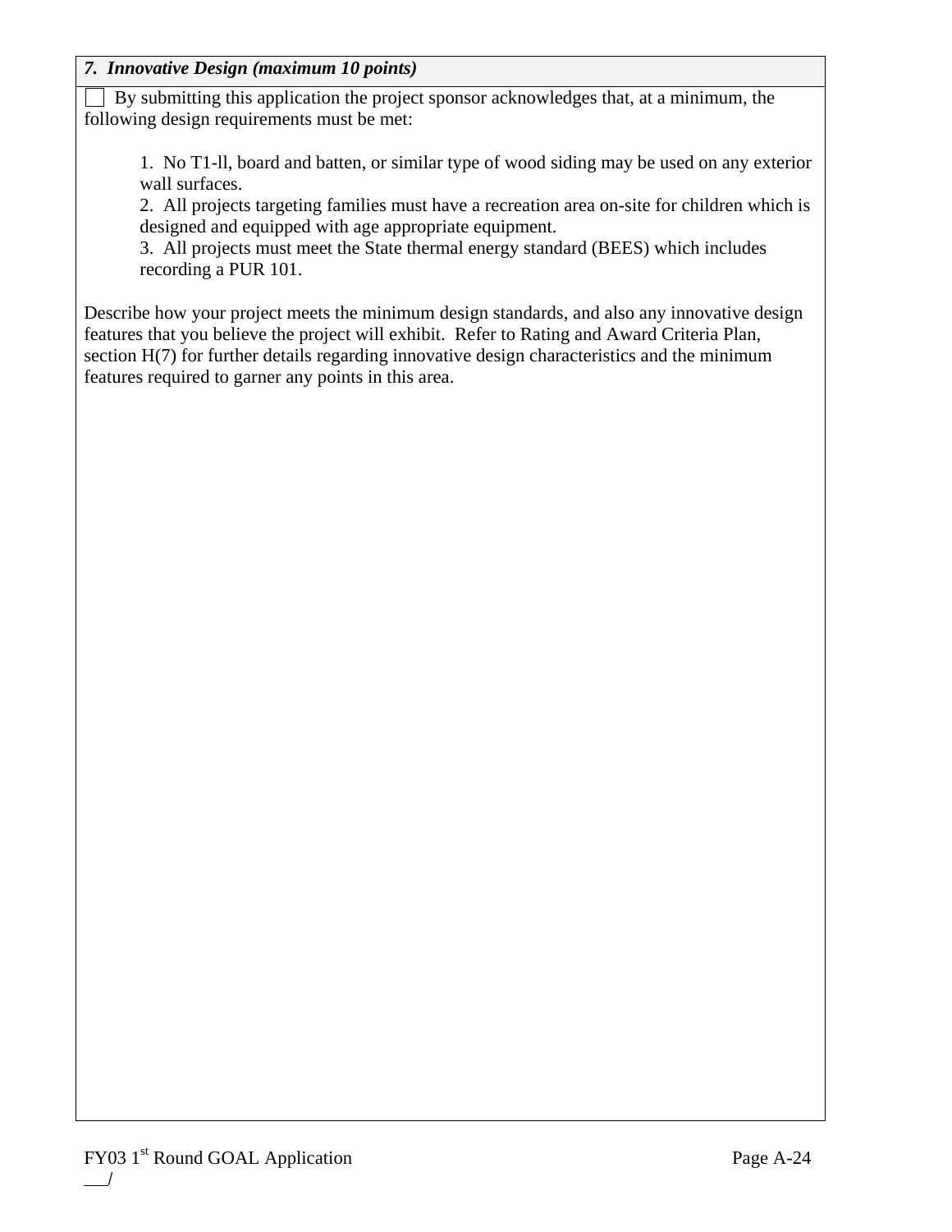***7. Innovative Design (maximum 10 points)***

☐ By submitting this application the project sponsor acknowledges that, at a minimum, the following design requirements must be met:

1. No T1-ll, board and batten, or similar type of wood siding may be used on any exterior wall surfaces.
2. All projects targeting families must have a recreation area on-site for children which is designed and equipped with age appropriate equipment.
3. All projects must meet the State thermal energy standard (BEES) which includes recording a PUR 101.

Describe how your project meets the minimum design standards, and also any innovative design features that you believe the project will exhibit. Refer to Rating and Award Criteria Plan, section H(7) for further details regarding innovative design characteristics and the minimum features required to garner any points in this area.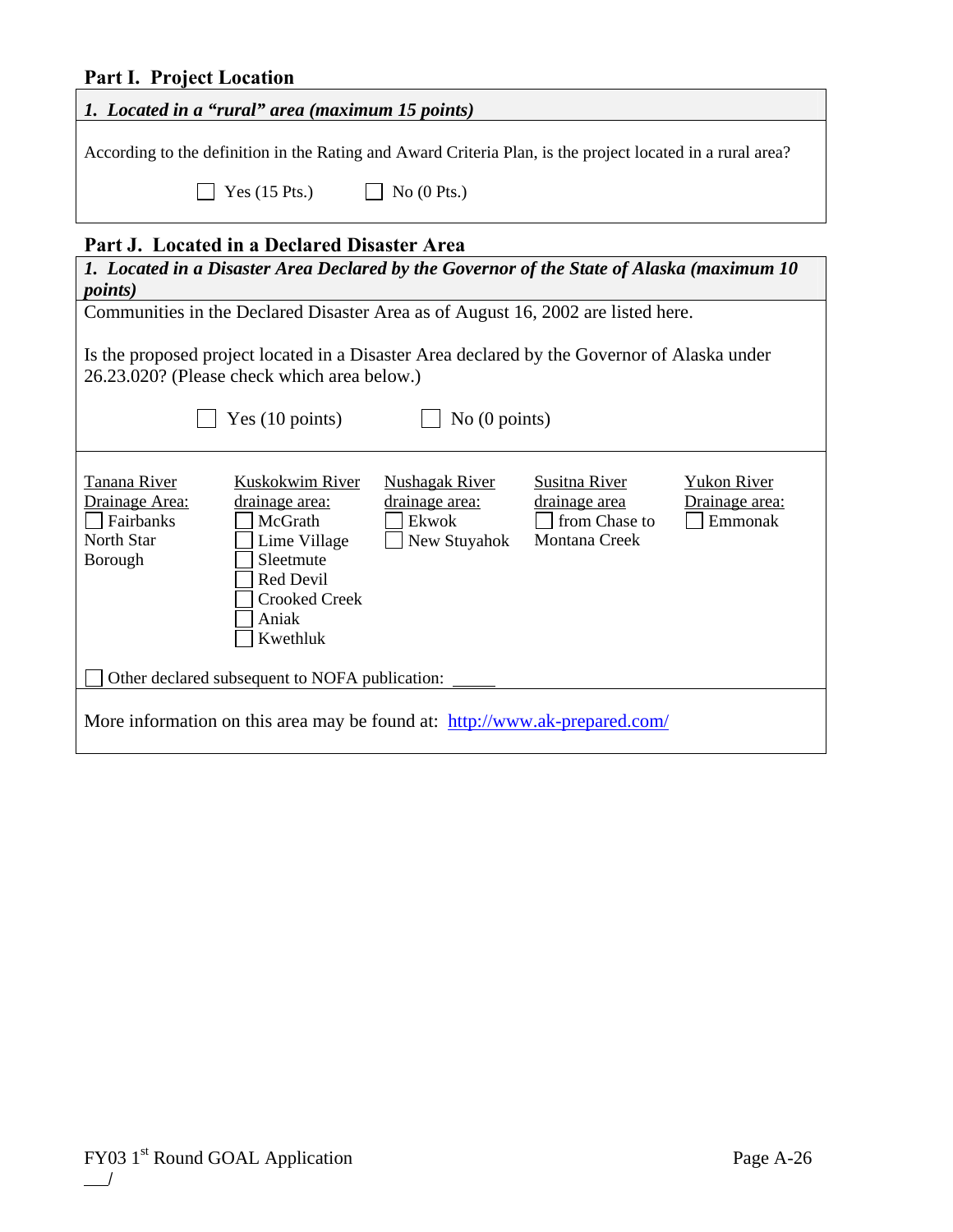## Part I. Project Location

***1. Located in a "rural" area (maximum 15 points)***

According to the definition in the Rating and Award Criteria Plan, is the project located in a rural area?

☐ Yes (15 Pts.)   ☐ No (0 Pts.)

## Part J. Located in a Declared Disaster Area

***1. Located in a Disaster Area Declared by the Governor of the State of Alaska (maximum 10 points)***

Communities in the Declared Disaster Area as of August 16, 2002 are listed here.

Is the proposed project located in a Disaster Area declared by the Governor of Alaska under 26.23.020? (Please check which area below.)

☐ Yes (10 points)   ☐ No (0 points)

| Tanana River Drainage Area: | Kuskokwim River drainage area: | Nushagak River drainage area: | Susitna River drainage area | Yukon River Drainage area: |
|---|---|---|---|---|
| ☐ Fairbanks North Star Borough | ☐ McGrath<br>☐ Lime Village<br>☐ Sleetmute<br>☐ Red Devil<br>☐ Crooked Creek<br>☐ Aniak<br>☐ Kwethluk | ☐ Ekwok<br>☐ New Stuyahok | ☐ from Chase to Montana Creek | ☐ Emmonak |

☐ Other declared subsequent to NOFA publication: _____

More information on this area may be found at: http://www.ak-prepared.com/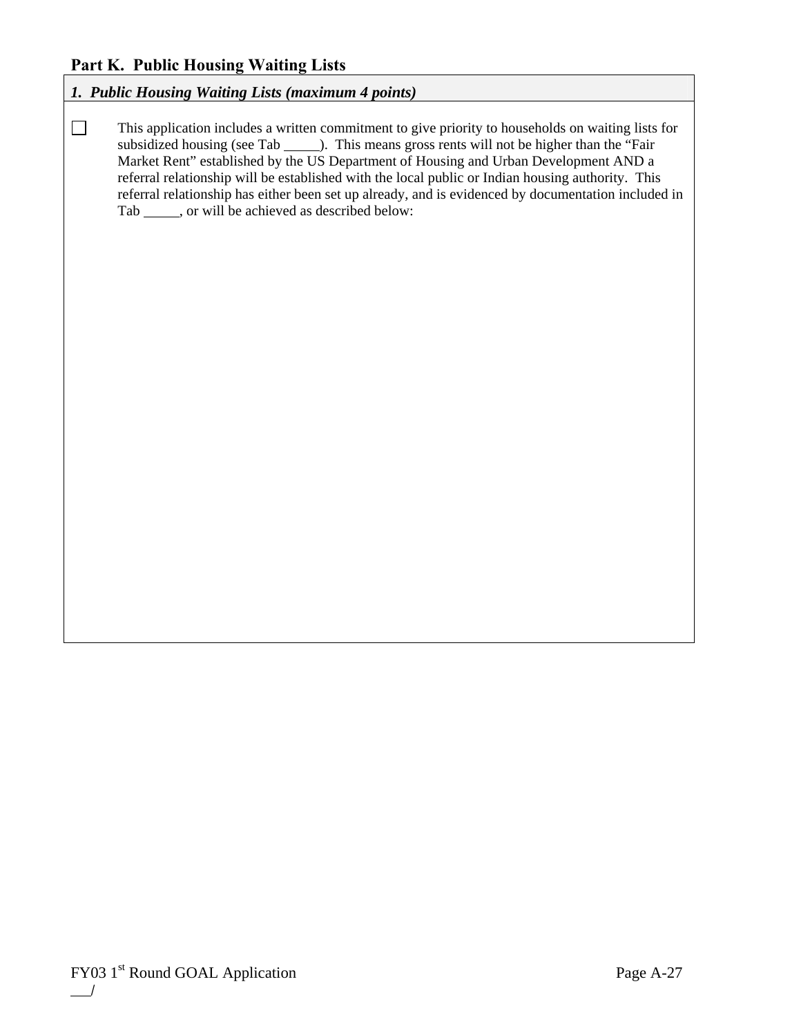## Part K.  Public Housing Waiting Lists

### *1.  Public Housing Waiting Lists (maximum 4 points)*

☐ This application includes a written commitment to give priority to households on waiting lists for subsidized housing (see Tab _____).  This means gross rents will not be higher than the "Fair Market Rent" established by the US Department of Housing and Urban Development AND a referral relationship will be established with the local public or Indian housing authority.  This referral relationship has either been set up already, and is evidenced by documentation included in Tab _____, or will be achieved as described below: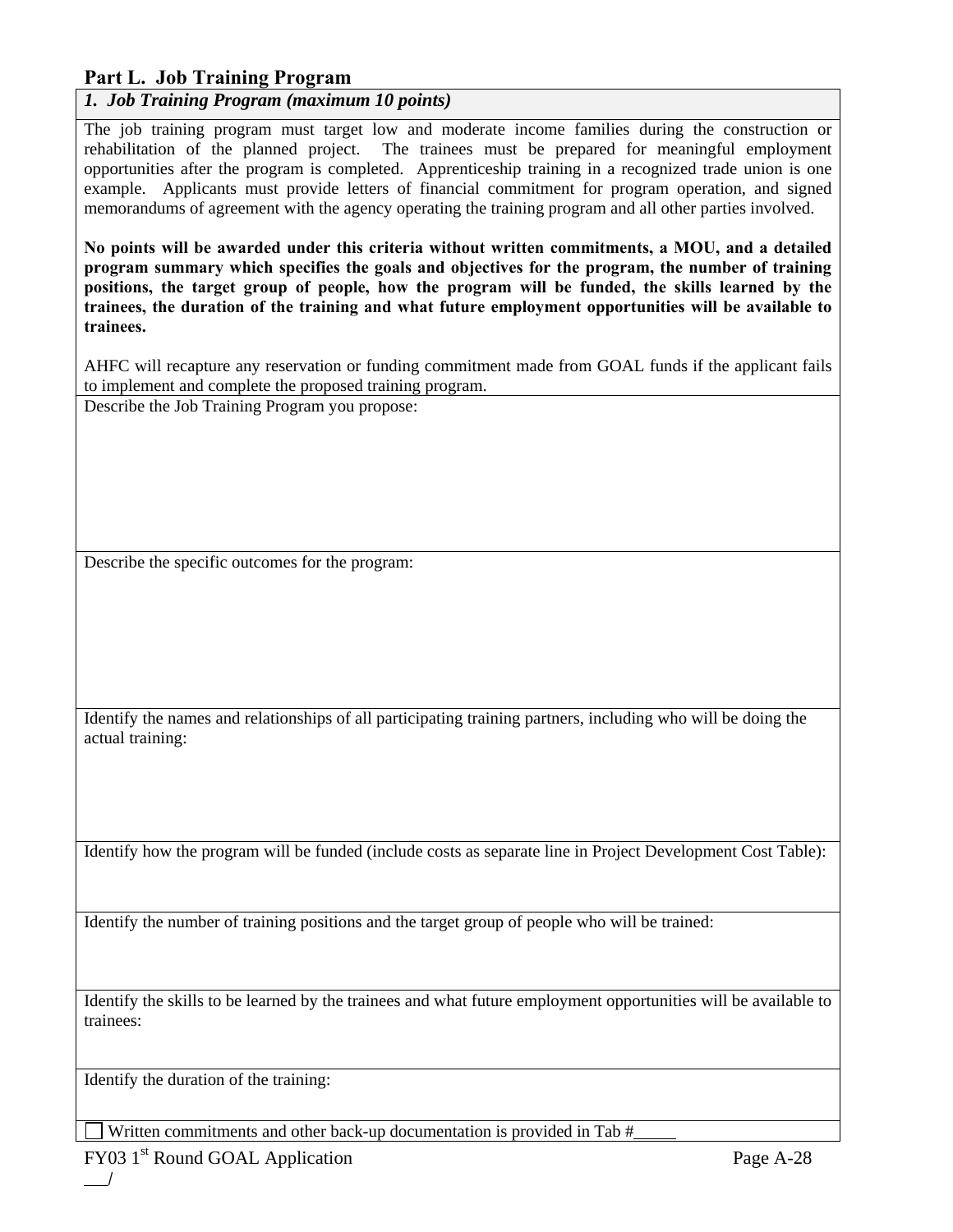## Part L. Job Training Program

### *1. Job Training Program (maximum 10 points)*

The job training program must target low and moderate income families during the construction or rehabilitation of the planned project. The trainees must be prepared for meaningful employment opportunities after the program is completed. Apprenticeship training in a recognized trade union is one example. Applicants must provide letters of financial commitment for program operation, and signed memorandums of agreement with the agency operating the training program and all other parties involved.

**No points will be awarded under this criteria without written commitments, a MOU, and a detailed program summary which specifies the goals and objectives for the program, the number of training positions, the target group of people, how the program will be funded, the skills learned by the trainees, the duration of the training and what future employment opportunities will be available to trainees.**

AHFC will recapture any reservation or funding commitment made from GOAL funds if the applicant fails to implement and complete the proposed training program.

Describe the Job Training Program you propose:

Describe the specific outcomes for the program:

Identify the names and relationships of all participating training partners, including who will be doing the actual training:

Identify how the program will be funded (include costs as separate line in Project Development Cost Table):

Identify the number of training positions and the target group of people who will be trained:

Identify the skills to be learned by the trainees and what future employment opportunities will be available to trainees:

Identify the duration of the training:

☐ Written commitments and other back-up documentation is provided in Tab #_____

___/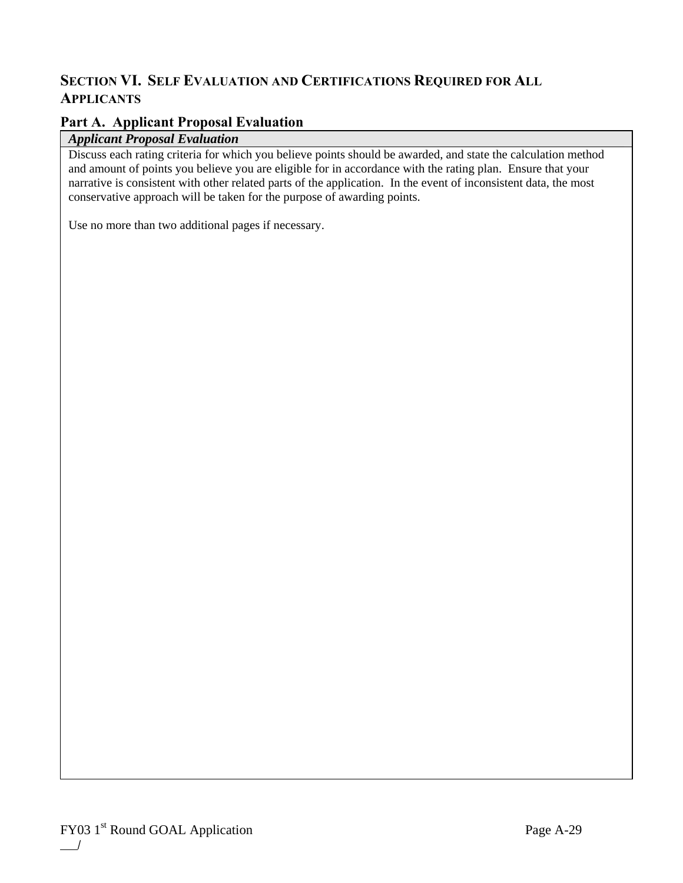## SECTION VI. SELF EVALUATION AND CERTIFICATIONS REQUIRED FOR ALL APPLICANTS

### Part A. Applicant Proposal Evaluation

| *Applicant Proposal Evaluation* |
| --- |
| Discuss each rating criteria for which you believe points should be awarded, and state the calculation method and amount of points you believe you are eligible for in accordance with the rating plan. Ensure that your narrative is consistent with other related parts of the application. In the event of inconsistent data, the most conservative approach will be taken for the purpose of awarding points.<br><br>Use no more than two additional pages if necessary. |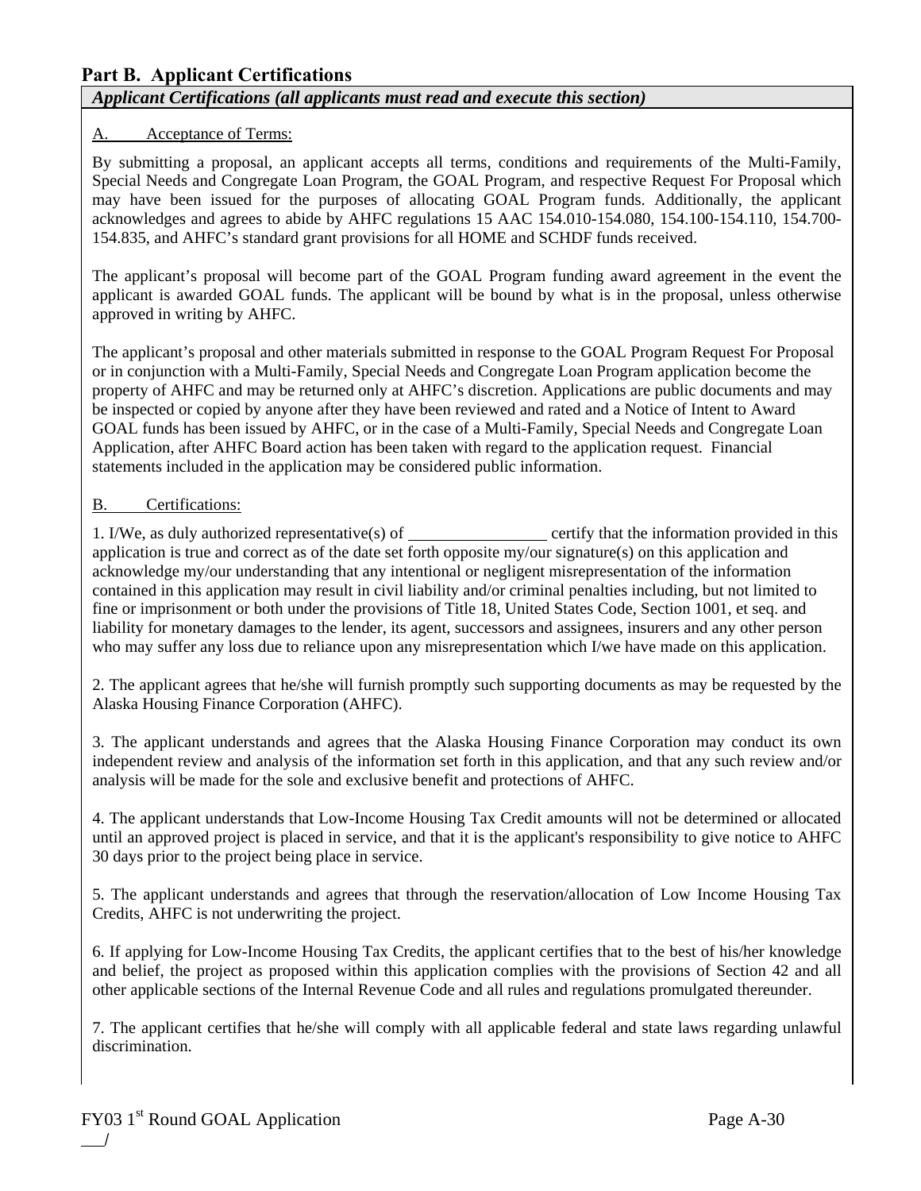## Part B. Applicant Certifications

***Applicant Certifications (all applicants must read and execute this section)***

A. Acceptance of Terms:

By submitting a proposal, an applicant accepts all terms, conditions and requirements of the Multi-Family, Special Needs and Congregate Loan Program, the GOAL Program, and respective Request For Proposal which may have been issued for the purposes of allocating GOAL Program funds. Additionally, the applicant acknowledges and agrees to abide by AHFC regulations 15 AAC 154.010-154.080, 154.100-154.110, 154.700-154.835, and AHFC's standard grant provisions for all HOME and SCHDF funds received.

The applicant's proposal will become part of the GOAL Program funding award agreement in the event the applicant is awarded GOAL funds. The applicant will be bound by what is in the proposal, unless otherwise approved in writing by AHFC.

The applicant's proposal and other materials submitted in response to the GOAL Program Request For Proposal or in conjunction with a Multi-Family, Special Needs and Congregate Loan Program application become the property of AHFC and may be returned only at AHFC's discretion. Applications are public documents and may be inspected or copied by anyone after they have been reviewed and rated and a Notice of Intent to Award GOAL funds has been issued by AHFC, or in the case of a Multi-Family, Special Needs and Congregate Loan Application, after AHFC Board action has been taken with regard to the application request. Financial statements included in the application may be considered public information.

B. Certifications:

1. I/We, as duly authorized representative(s) of ________________ certify that the information provided in this application is true and correct as of the date set forth opposite my/our signature(s) on this application and acknowledge my/our understanding that any intentional or negligent misrepresentation of the information contained in this application may result in civil liability and/or criminal penalties including, but not limited to fine or imprisonment or both under the provisions of Title 18, United States Code, Section 1001, et seq. and liability for monetary damages to the lender, its agent, successors and assignees, insurers and any other person who may suffer any loss due to reliance upon any misrepresentation which I/we have made on this application.

2. The applicant agrees that he/she will furnish promptly such supporting documents as may be requested by the Alaska Housing Finance Corporation (AHFC).

3. The applicant understands and agrees that the Alaska Housing Finance Corporation may conduct its own independent review and analysis of the information set forth in this application, and that any such review and/or analysis will be made for the sole and exclusive benefit and protections of AHFC.

4. The applicant understands that Low-Income Housing Tax Credit amounts will not be determined or allocated until an approved project is placed in service, and that it is the applicant's responsibility to give notice to AHFC 30 days prior to the project being place in service.

5. The applicant understands and agrees that through the reservation/allocation of Low Income Housing Tax Credits, AHFC is not underwriting the project.

6. If applying for Low-Income Housing Tax Credits, the applicant certifies that to the best of his/her knowledge and belief, the project as proposed within this application complies with the provisions of Section 42 and all other applicable sections of the Internal Revenue Code and all rules and regulations promulgated thereunder.

7. The applicant certifies that he/she will comply with all applicable federal and state laws regarding unlawful discrimination.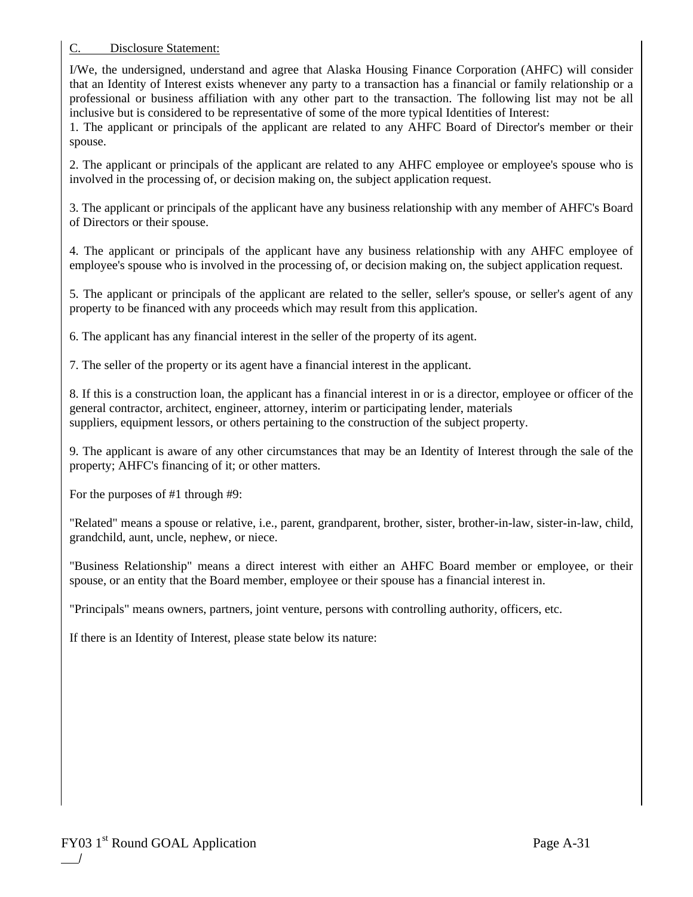C. Disclosure Statement:

I/We, the undersigned, understand and agree that Alaska Housing Finance Corporation (AHFC) will consider that an Identity of Interest exists whenever any party to a transaction has a financial or family relationship or a professional or business affiliation with any other part to the transaction. The following list may not be all inclusive but is considered to be representative of some of the more typical Identities of Interest:

1. The applicant or principals of the applicant are related to any AHFC Board of Director's member or their spouse.

2. The applicant or principals of the applicant are related to any AHFC employee or employee's spouse who is involved in the processing of, or decision making on, the subject application request.

3. The applicant or principals of the applicant have any business relationship with any member of AHFC's Board of Directors or their spouse.

4. The applicant or principals of the applicant have any business relationship with any AHFC employee of employee's spouse who is involved in the processing of, or decision making on, the subject application request.

5. The applicant or principals of the applicant are related to the seller, seller's spouse, or seller's agent of any property to be financed with any proceeds which may result from this application.

6. The applicant has any financial interest in the seller of the property of its agent.

7. The seller of the property or its agent have a financial interest in the applicant.

8. If this is a construction loan, the applicant has a financial interest in or is a director, employee or officer of the general contractor, architect, engineer, attorney, interim or participating lender, materials suppliers, equipment lessors, or others pertaining to the construction of the subject property.

9. The applicant is aware of any other circumstances that may be an Identity of Interest through the sale of the property; AHFC's financing of it; or other matters.

For the purposes of #1 through #9:

"Related" means a spouse or relative, i.e., parent, grandparent, brother, sister, brother-in-law, sister-in-law, child, grandchild, aunt, uncle, nephew, or niece.

"Business Relationship" means a direct interest with either an AHFC Board member or employee, or their spouse, or an entity that the Board member, employee or their spouse has a financial interest in.

"Principals" means owners, partners, joint venture, persons with controlling authority, officers, etc.

If there is an Identity of Interest, please state below its nature: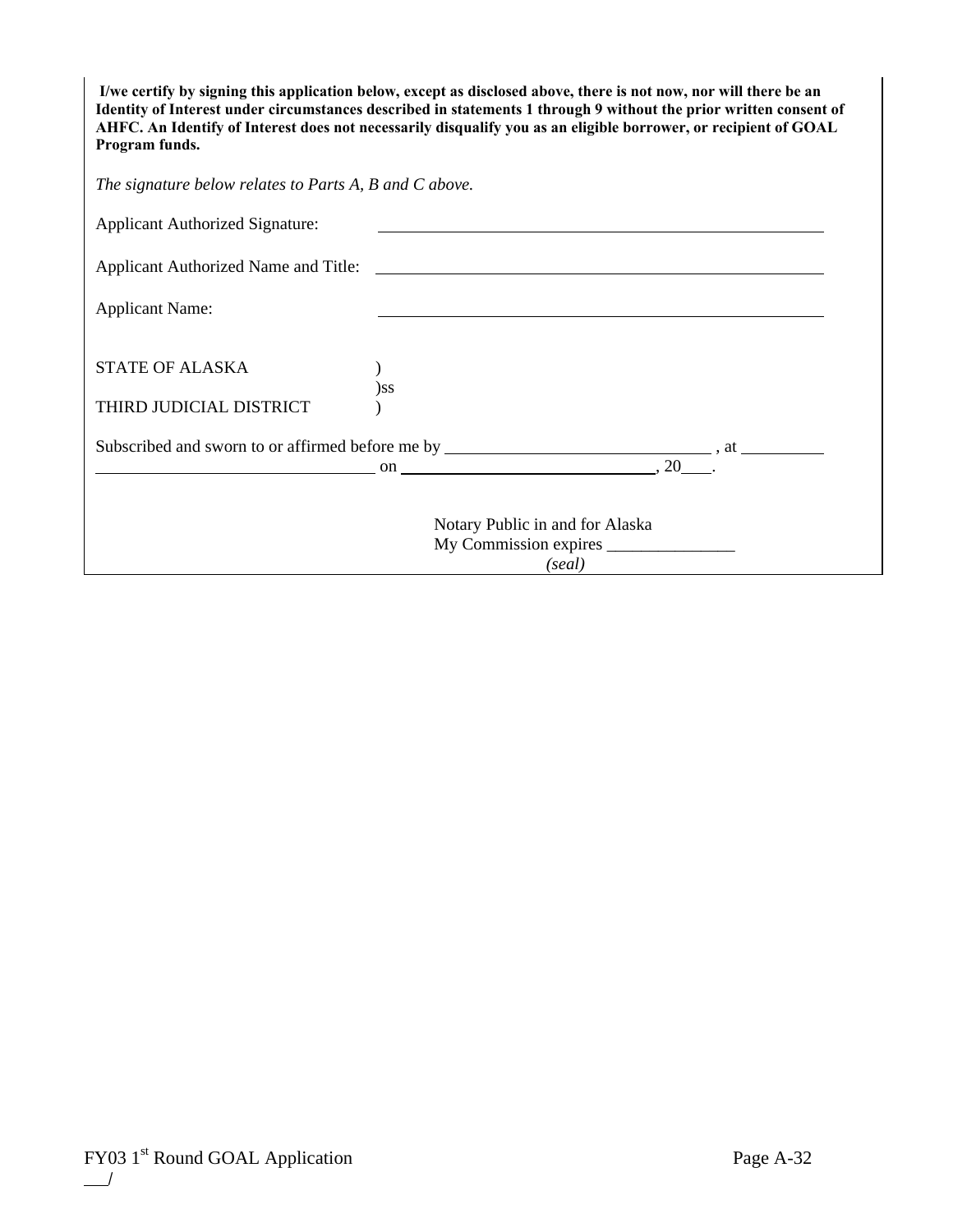**I/we certify by signing this application below, except as disclosed above, there is not now, nor will there be an Identity of Interest under circumstances described in statements 1 through 9 without the prior written consent of AHFC. An Identify of Interest does not necessarily disqualify you as an eligible borrower, or recipient of GOAL Program funds.**

*The signature below relates to Parts A, B and C above.*

Applicant Authorized Signature: ______________________________________________

Applicant Authorized Name and Title: ______________________________________________

Applicant Name: ______________________________________________

STATE OF ALASKA )
)ss
THIRD JUDICIAL DISTRICT )

Subscribed and sworn to or affirmed before me by ______________________________ , at __________
______________________________ on ______________________________, 20___.

Notary Public in and for Alaska
My Commission expires _______________
*(seal)*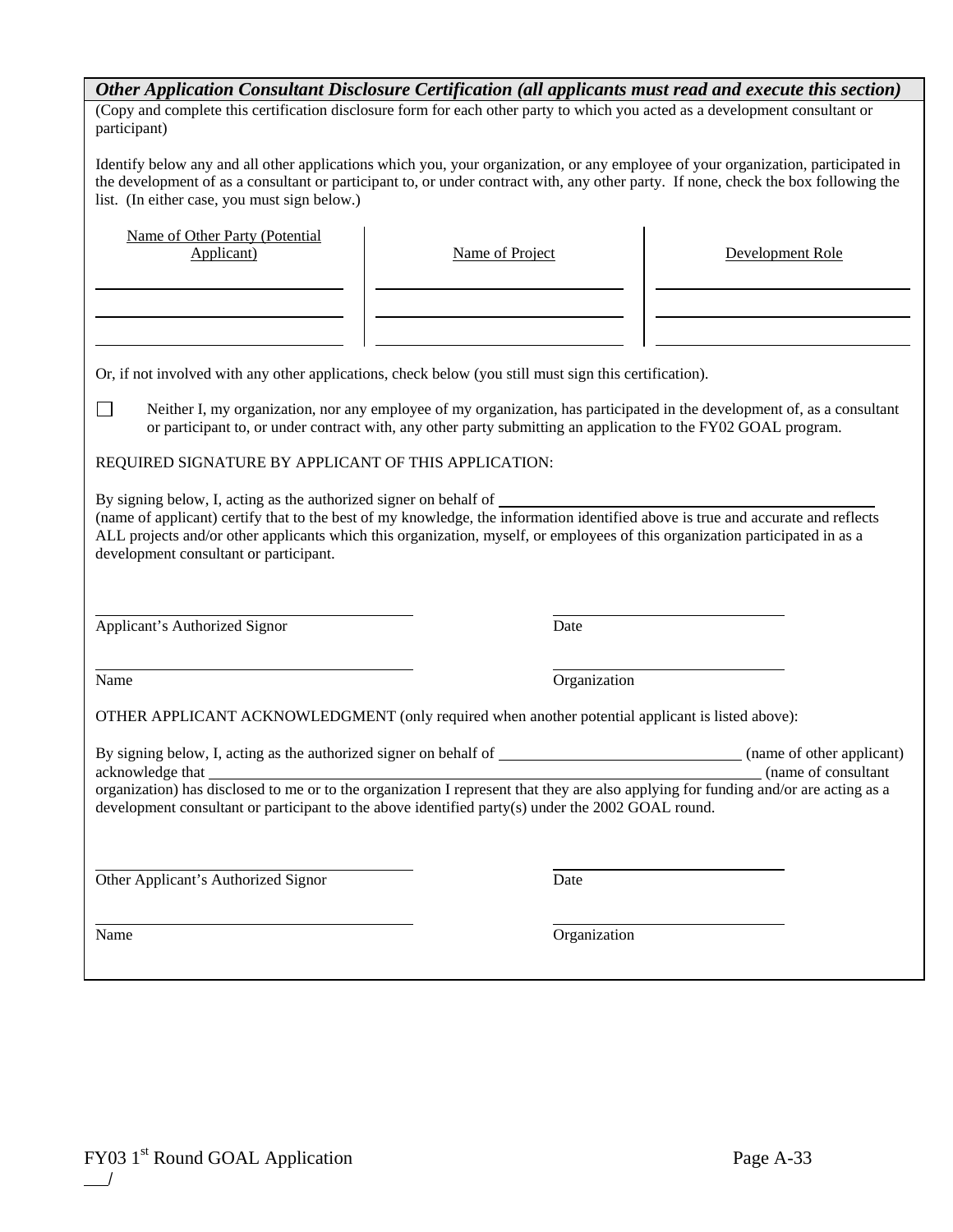***Other Application Consultant Disclosure Certification (all applicants must read and execute this section)***

(Copy and complete this certification disclosure form for each other party to which you acted as a development consultant or participant)

Identify below any and all other applications which you, your organization, or any employee of your organization, participated in the development of as a consultant or participant to, or under contract with, any other party. If none, check the box following the list. (In either case, you must sign below.)

| Name of Other Party (Potential Applicant) | Name of Project | Development Role |
|---|---|---|
| | | |
| | | |
| | | |

Or, if not involved with any other applications, check below (you still must sign this certification).

☐ Neither I, my organization, nor any employee of my organization, has participated in the development of, as a consultant or participant to, or under contract with, any other party submitting an application to the FY02 GOAL program.

REQUIRED SIGNATURE BY APPLICANT OF THIS APPLICATION:

By signing below, I, acting as the authorized signer on behalf of \_\_\_\_\_\_\_\_\_\_\_\_\_\_\_\_\_\_\_\_\_\_\_\_\_\_\_\_\_\_\_\_ (name of applicant) certify that to the best of my knowledge, the information identified above is true and accurate and reflects ALL projects and/or other applicants which this organization, myself, or employees of this organization participated in as a development consultant or participant.

\_\_\_\_\_\_\_\_\_\_\_\_\_\_\_\_\_\_\_\_\_\_\_\_\_\_\_\_ \_\_\_\_\_\_\_\_\_\_\_\_\_\_\_\_\_\_\_\_
Applicant's Authorized Signor Date

\_\_\_\_\_\_\_\_\_\_\_\_\_\_\_\_\_\_\_\_\_\_\_\_\_\_\_\_ \_\_\_\_\_\_\_\_\_\_\_\_\_\_\_\_\_\_\_\_
Name Organization

OTHER APPLICANT ACKNOWLEDGMENT (only required when another potential applicant is listed above):

By signing below, I, acting as the authorized signer on behalf of \_\_\_\_\_\_\_\_\_\_\_\_\_\_\_\_\_\_\_\_\_\_\_\_ (name of other applicant) acknowledge that \_\_\_\_\_\_\_\_\_\_\_\_\_\_\_\_\_\_\_\_\_\_\_\_\_\_\_\_\_\_\_\_\_\_\_\_\_\_\_\_ (name of consultant organization) has disclosed to me or to the organization I represent that they are also applying for funding and/or are acting as a development consultant or participant to the above identified party(s) under the 2002 GOAL round.

\_\_\_\_\_\_\_\_\_\_\_\_\_\_\_\_\_\_\_\_\_\_\_\_\_\_\_\_ \_\_\_\_\_\_\_\_\_\_\_\_\_\_\_\_\_\_\_\_
Other Applicant's Authorized Signor Date

\_\_\_\_\_\_\_\_\_\_\_\_\_\_\_\_\_\_\_\_\_\_\_\_\_\_\_\_ \_\_\_\_\_\_\_\_\_\_\_\_\_\_\_\_\_\_\_\_
Name Organization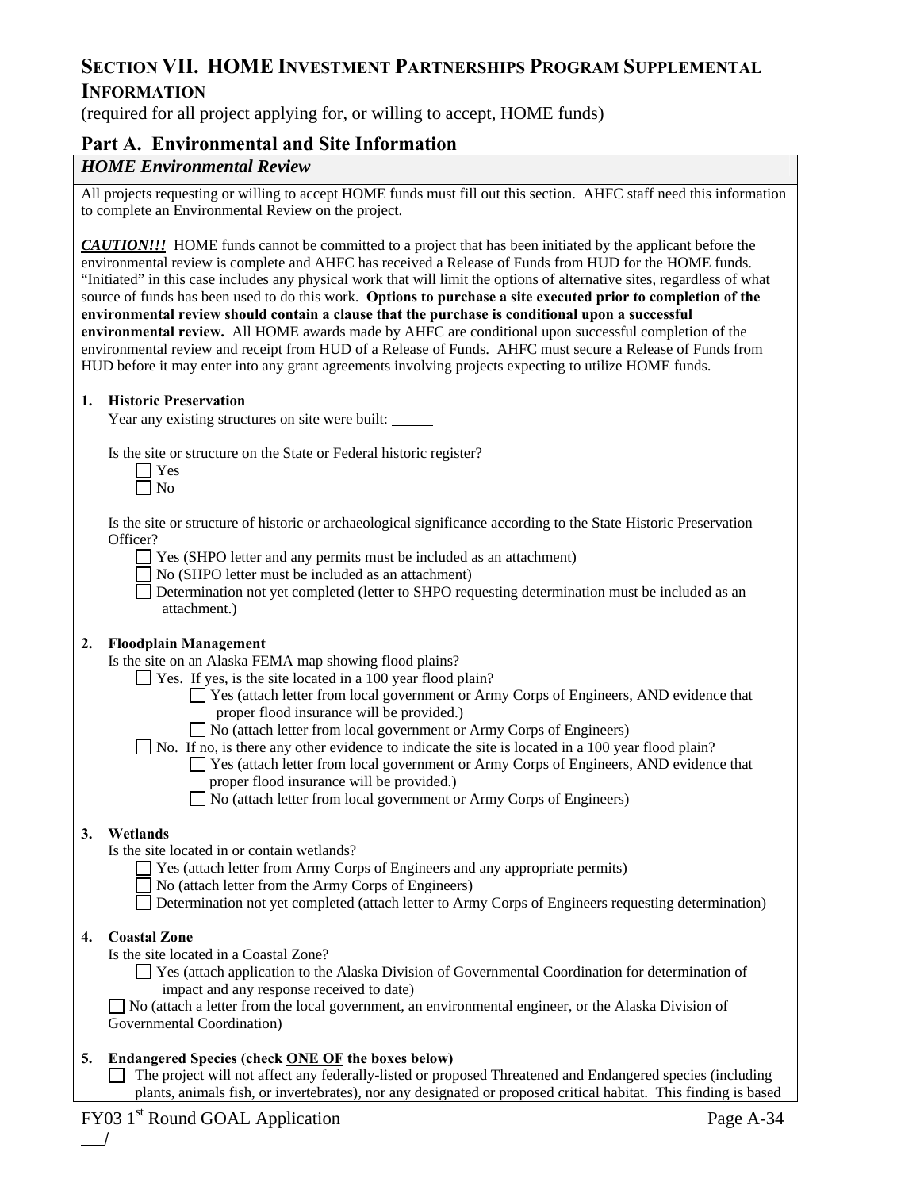## Section VII. HOME Investment Partnerships Program Supplemental Information

(required for all project applying for, or willing to accept, HOME funds)

### Part A. Environmental and Site Information

***HOME Environmental Review***

All projects requesting or willing to accept HOME funds must fill out this section. AHFC staff need this information to complete an Environmental Review on the project.

***CAUTION!!!*** HOME funds cannot be committed to a project that has been initiated by the applicant before the environmental review is complete and AHFC has received a Release of Funds from HUD for the HOME funds. "Initiated" in this case includes any physical work that will limit the options of alternative sites, regardless of what source of funds has been used to do this work. **Options to purchase a site executed prior to completion of the environmental review should contain a clause that the purchase is conditional upon a successful environmental review.** All HOME awards made by AHFC are conditional upon successful completion of the environmental review and receipt from HUD of a Release of Funds. AHFC must secure a Release of Funds from HUD before it may enter into any grant agreements involving projects expecting to utilize HOME funds.

**1. Historic Preservation**

Year any existing structures on site were built: ______

Is the site or structure on the State or Federal historic register?

- ☐ Yes
- ☐ No

Is the site or structure of historic or archaeological significance according to the State Historic Preservation Officer?

- ☐ Yes (SHPO letter and any permits must be included as an attachment)
- ☐ No (SHPO letter must be included as an attachment)
- ☐ Determination not yet completed (letter to SHPO requesting determination must be included as an attachment.)

**2. Floodplain Management**

Is the site on an Alaska FEMA map showing flood plains?

- ☐ Yes. If yes, is the site located in a 100 year flood plain?
  - ☐ Yes (attach letter from local government or Army Corps of Engineers, AND evidence that proper flood insurance will be provided.)
  - ☐ No (attach letter from local government or Army Corps of Engineers)
- ☐ No. If no, is there any other evidence to indicate the site is located in a 100 year flood plain?
  - ☐ Yes (attach letter from local government or Army Corps of Engineers, AND evidence that proper flood insurance will be provided.)
  - ☐ No (attach letter from local government or Army Corps of Engineers)

**3. Wetlands**

Is the site located in or contain wetlands?

- ☐ Yes (attach letter from Army Corps of Engineers and any appropriate permits)
- ☐ No (attach letter from the Army Corps of Engineers)
- ☐ Determination not yet completed (attach letter to Army Corps of Engineers requesting determination)

**4. Coastal Zone**

Is the site located in a Coastal Zone?

- ☐ Yes (attach application to the Alaska Division of Governmental Coordination for determination of impact and any response received to date)
- ☐ No (attach a letter from the local government, an environmental engineer, or the Alaska Division of Governmental Coordination)

**5. Endangered Species (check <u>ONE OF</u> the boxes below)**

- ☐ The project will not affect any federally-listed or proposed Threatened and Endangered species (including plants, animals fish, or invertebrates), nor any designated or proposed critical habitat. This finding is based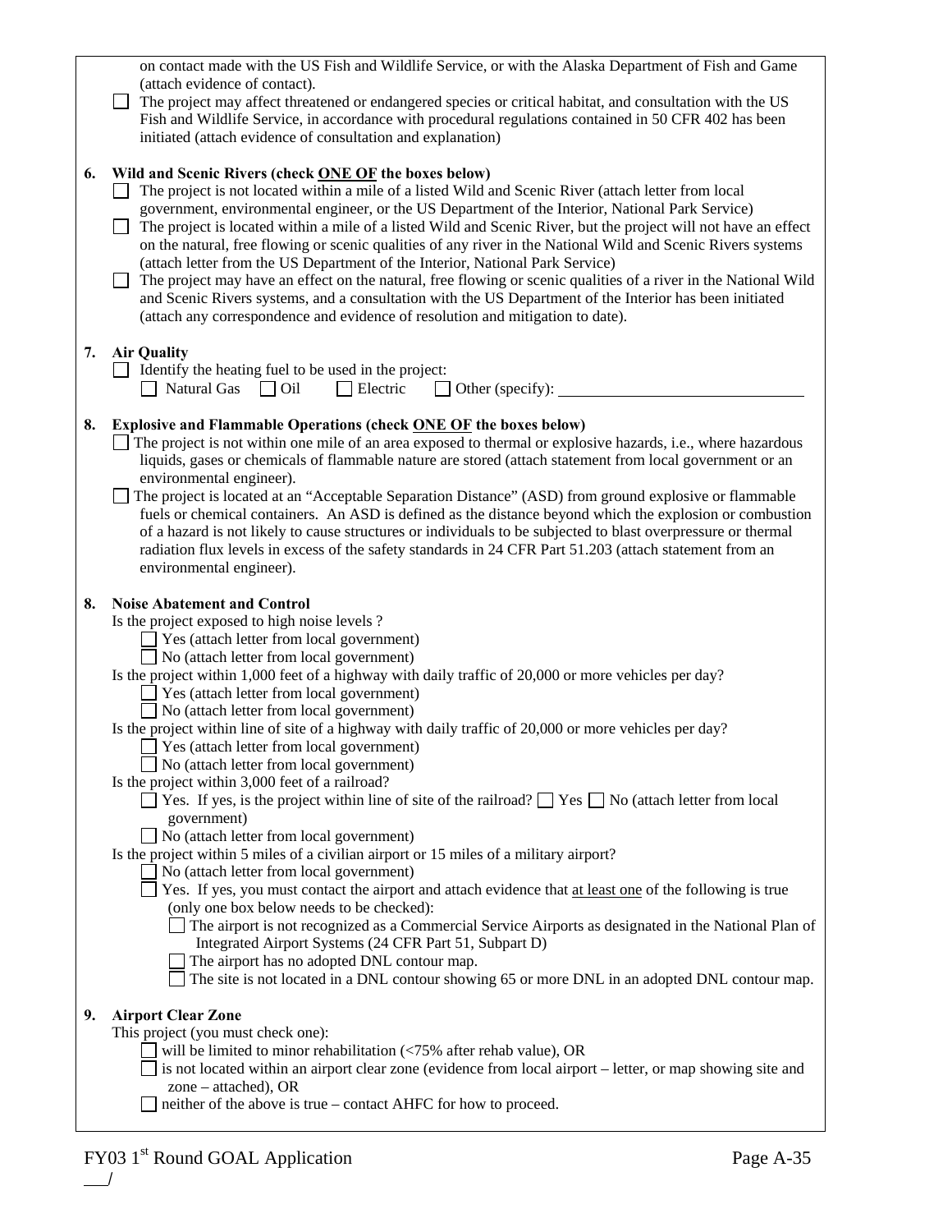on contact made with the US Fish and Wildlife Service, or with the Alaska Department of Fish and Game (attach evidence of contact).

☐ The project may affect threatened or endangered species or critical habitat, and consultation with the US Fish and Wildlife Service, in accordance with procedural regulations contained in 50 CFR 402 has been initiated (attach evidence of consultation and explanation)

**6. Wild and Scenic Rivers (check <u>ONE OF</u> the boxes below)**

☐ The project is not located within a mile of a listed Wild and Scenic River (attach letter from local government, environmental engineer, or the US Department of the Interior, National Park Service)

☐ The project is located within a mile of a listed Wild and Scenic River, but the project will not have an effect on the natural, free flowing or scenic qualities of any river in the National Wild and Scenic Rivers systems (attach letter from the US Department of the Interior, National Park Service)

☐ The project may have an effect on the natural, free flowing or scenic qualities of a river in the National Wild and Scenic Rivers systems, and a consultation with the US Department of the Interior has been initiated (attach any correspondence and evidence of resolution and mitigation to date).

**7. Air Quality**

☐ Identify the heating fuel to be used in the project:
☐ Natural Gas ☐ Oil ☐ Electric ☐ Other (specify): ______________________________

**8. Explosive and Flammable Operations (check <u>ONE OF</u> the boxes below)**

☐ The project is not within one mile of an area exposed to thermal or explosive hazards, i.e., where hazardous liquids, gases or chemicals of flammable nature are stored (attach statement from local government or an environmental engineer).

☐ The project is located at an "Acceptable Separation Distance" (ASD) from ground explosive or flammable fuels or chemical containers. An ASD is defined as the distance beyond which the explosion or combustion of a hazard is not likely to cause structures or individuals to be subjected to blast overpressure or thermal radiation flux levels in excess of the safety standards in 24 CFR Part 51.203 (attach statement from an environmental engineer).

**8. Noise Abatement and Control**

Is the project exposed to high noise levels ?
- ☐ Yes (attach letter from local government)
- ☐ No (attach letter from local government)

Is the project within 1,000 feet of a highway with daily traffic of 20,000 or more vehicles per day?
- ☐ Yes (attach letter from local government)
- ☐ No (attach letter from local government)

Is the project within line of site of a highway with daily traffic of 20,000 or more vehicles per day?
- ☐ Yes (attach letter from local government)
- ☐ No (attach letter from local government)

Is the project within 3,000 feet of a railroad?
- ☐ Yes. If yes, is the project within line of site of the railroad? ☐ Yes ☐ No (attach letter from local government)
- ☐ No (attach letter from local government)

Is the project within 5 miles of a civilian airport or 15 miles of a military airport?
- ☐ No (attach letter from local government)
- ☐ Yes. If yes, you must contact the airport and attach evidence that <u>at least one</u> of the following is true (only one box below needs to be checked):
  - ☐ The airport is not recognized as a Commercial Service Airports as designated in the National Plan of Integrated Airport Systems (24 CFR Part 51, Subpart D)
  - ☐ The airport has no adopted DNL contour map.
  - ☐ The site is not located in a DNL contour showing 65 or more DNL in an adopted DNL contour map.

**9. Airport Clear Zone**

This project (you must check one):
- ☐ will be limited to minor rehabilitation (<75% after rehab value), OR
- ☐ is not located within an airport clear zone (evidence from local airport – letter, or map showing site and zone – attached), OR
- ☐ neither of the above is true – contact AHFC for how to proceed.

FY03 1st Round GOAL Application

___/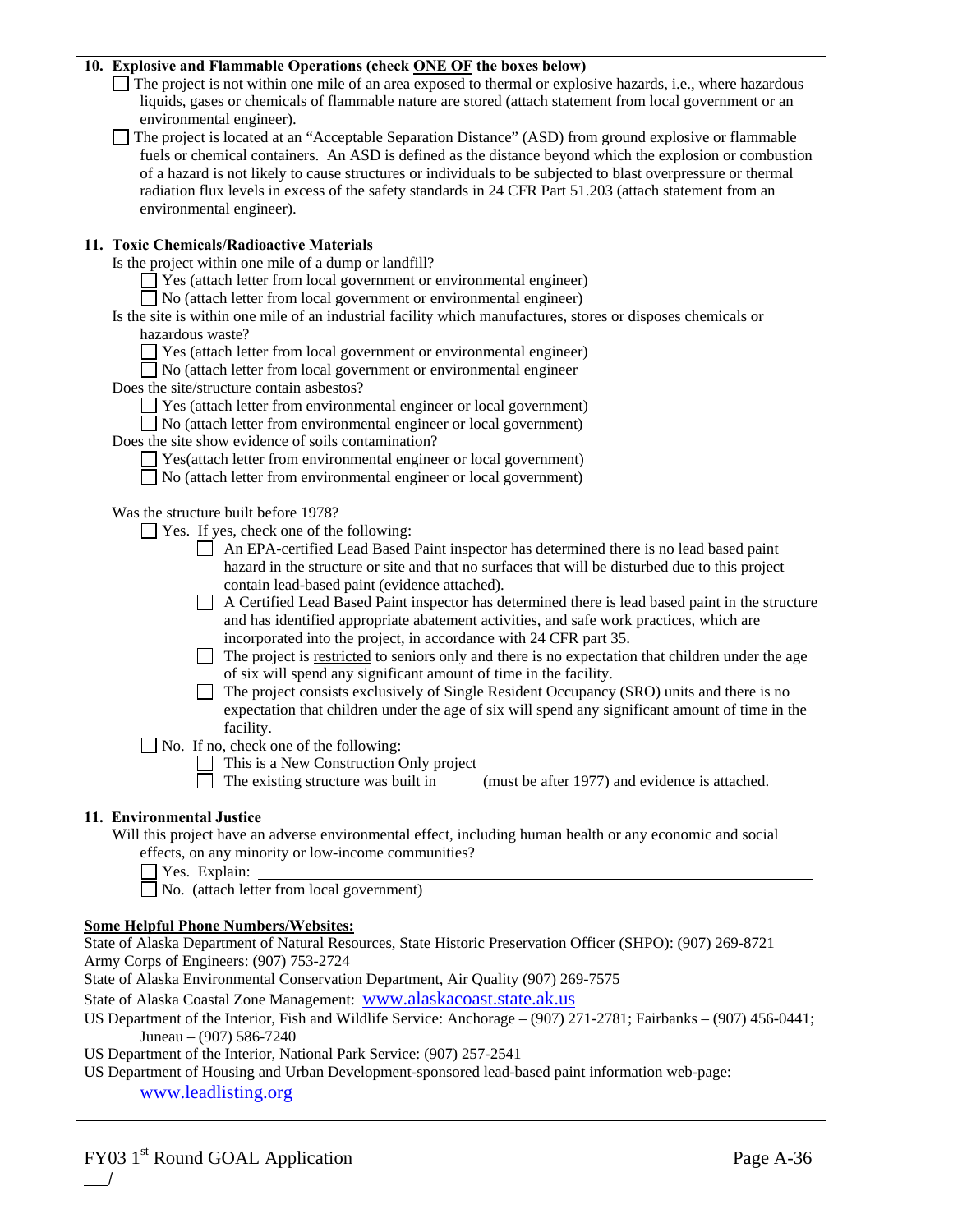**10. Explosive and Flammable Operations (check ONE OF the boxes below)**

- ☐ The project is not within one mile of an area exposed to thermal or explosive hazards, i.e., where hazardous liquids, gases or chemicals of flammable nature are stored (attach statement from local government or an environmental engineer).
- ☐ The project is located at an "Acceptable Separation Distance" (ASD) from ground explosive or flammable fuels or chemical containers. An ASD is defined as the distance beyond which the explosion or combustion of a hazard is not likely to cause structures or individuals to be subjected to blast overpressure or thermal radiation flux levels in excess of the safety standards in 24 CFR Part 51.203 (attach statement from an environmental engineer).

**11. Toxic Chemicals/Radioactive Materials**

Is the project within one mile of a dump or landfill?

- ☐ Yes (attach letter from local government or environmental engineer)
- ☐ No (attach letter from local government or environmental engineer)

Is the site is within one mile of an industrial facility which manufactures, stores or disposes chemicals or hazardous waste?

- ☐ Yes (attach letter from local government or environmental engineer)
- ☐ No (attach letter from local government or environmental engineer

Does the site/structure contain asbestos?

- ☐ Yes (attach letter from environmental engineer or local government)
- ☐ No (attach letter from environmental engineer or local government)

Does the site show evidence of soils contamination?

- ☐ Yes(attach letter from environmental engineer or local government)
- ☐ No (attach letter from environmental engineer or local government)

Was the structure built before 1978?

- ☐ Yes. If yes, check one of the following:
  - ☐ An EPA-certified Lead Based Paint inspector has determined there is no lead based paint hazard in the structure or site and that no surfaces that will be disturbed due to this project contain lead-based paint (evidence attached).
  - ☐ A Certified Lead Based Paint inspector has determined there is lead based paint in the structure and has identified appropriate abatement activities, and safe work practices, which are incorporated into the project, in accordance with 24 CFR part 35.
  - ☐ The project is restricted to seniors only and there is no expectation that children under the age of six will spend any significant amount of time in the facility.
  - ☐ The project consists exclusively of Single Resident Occupancy (SRO) units and there is no expectation that children under the age of six will spend any significant amount of time in the facility.
- ☐ No. If no, check one of the following:
  - ☐ This is a New Construction Only project
  - ☐ The existing structure was built in ______ (must be after 1977) and evidence is attached.

**11. Environmental Justice**

Will this project have an adverse environmental effect, including human health or any economic and social effects, on any minority or low-income communities?

- ☐ Yes. Explain: ______________________________________________
- ☐ No. (attach letter from local government)

**Some Helpful Phone Numbers/Websites:**

State of Alaska Department of Natural Resources, State Historic Preservation Officer (SHPO): (907) 269-8721
Army Corps of Engineers: (907) 753-2724
State of Alaska Environmental Conservation Department, Air Quality (907) 269-7575
State of Alaska Coastal Zone Management: www.alaskacoast.state.ak.us
US Department of the Interior, Fish and Wildlife Service: Anchorage – (907) 271-2781; Fairbanks – (907) 456-0441; Juneau – (907) 586-7240
US Department of the Interior, National Park Service: (907) 257-2541
US Department of Housing and Urban Development-sponsored lead-based paint information web-page: www.leadlisting.org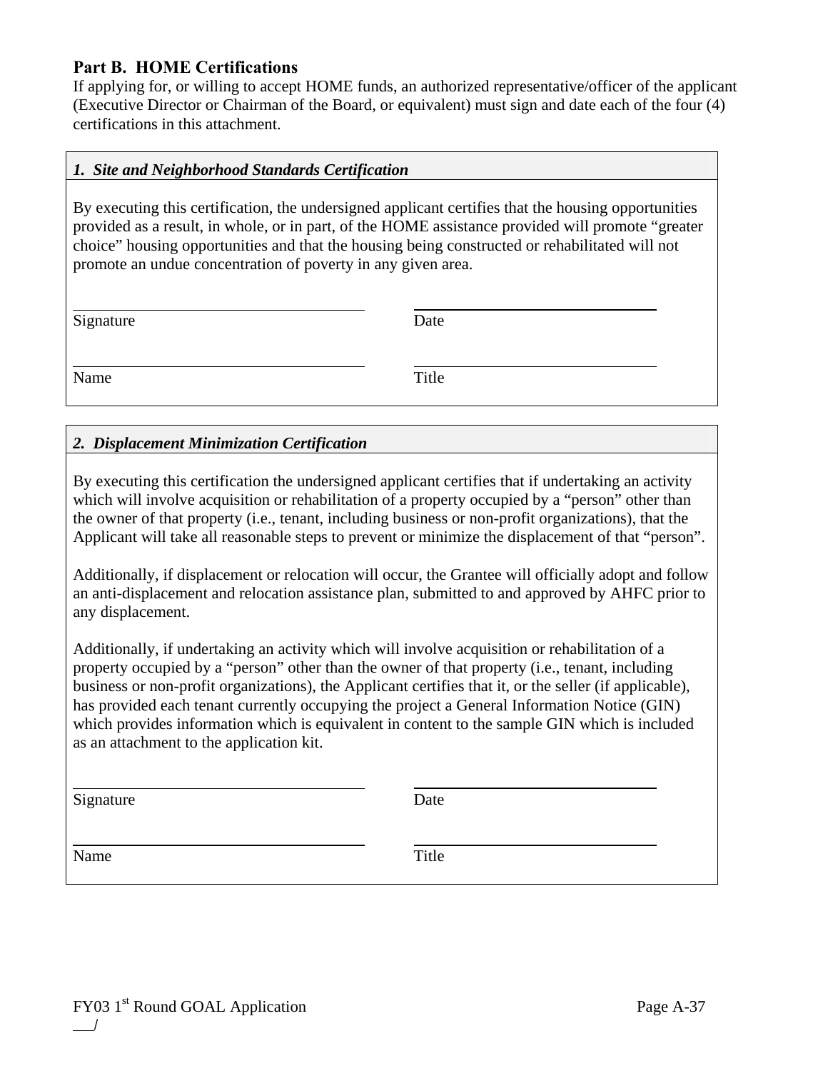## Part B. HOME Certifications

If applying for, or willing to accept HOME funds, an authorized representative/officer of the applicant (Executive Director or Chairman of the Board, or equivalent) must sign and date each of the four (4) certifications in this attachment.

### *1. Site and Neighborhood Standards Certification*

By executing this certification, the undersigned applicant certifies that the housing opportunities provided as a result, in whole, or in part, of the HOME assistance provided will promote "greater choice" housing opportunities and that the housing being constructed or rehabilitated will not promote an undue concentration of poverty in any given area.

| | |
|---|---|
| ______________________________ | ______________________________ |
| Signature | Date |
| ______________________________ | ______________________________ |
| Name | Title |

### *2. Displacement Minimization Certification*

By executing this certification the undersigned applicant certifies that if undertaking an activity which will involve acquisition or rehabilitation of a property occupied by a "person" other than the owner of that property (i.e., tenant, including business or non-profit organizations), that the Applicant will take all reasonable steps to prevent or minimize the displacement of that "person".

Additionally, if displacement or relocation will occur, the Grantee will officially adopt and follow an anti-displacement and relocation assistance plan, submitted to and approved by AHFC prior to any displacement.

Additionally, if undertaking an activity which will involve acquisition or rehabilitation of a property occupied by a "person" other than the owner of that property (i.e., tenant, including business or non-profit organizations), the Applicant certifies that it, or the seller (if applicable), has provided each tenant currently occupying the project a General Information Notice (GIN) which provides information which is equivalent in content to the sample GIN which is included as an attachment to the application kit.

| | |
|---|---|
| ______________________________ | ______________________________ |
| Signature | Date |
| ______________________________ | ______________________________ |
| Name | Title |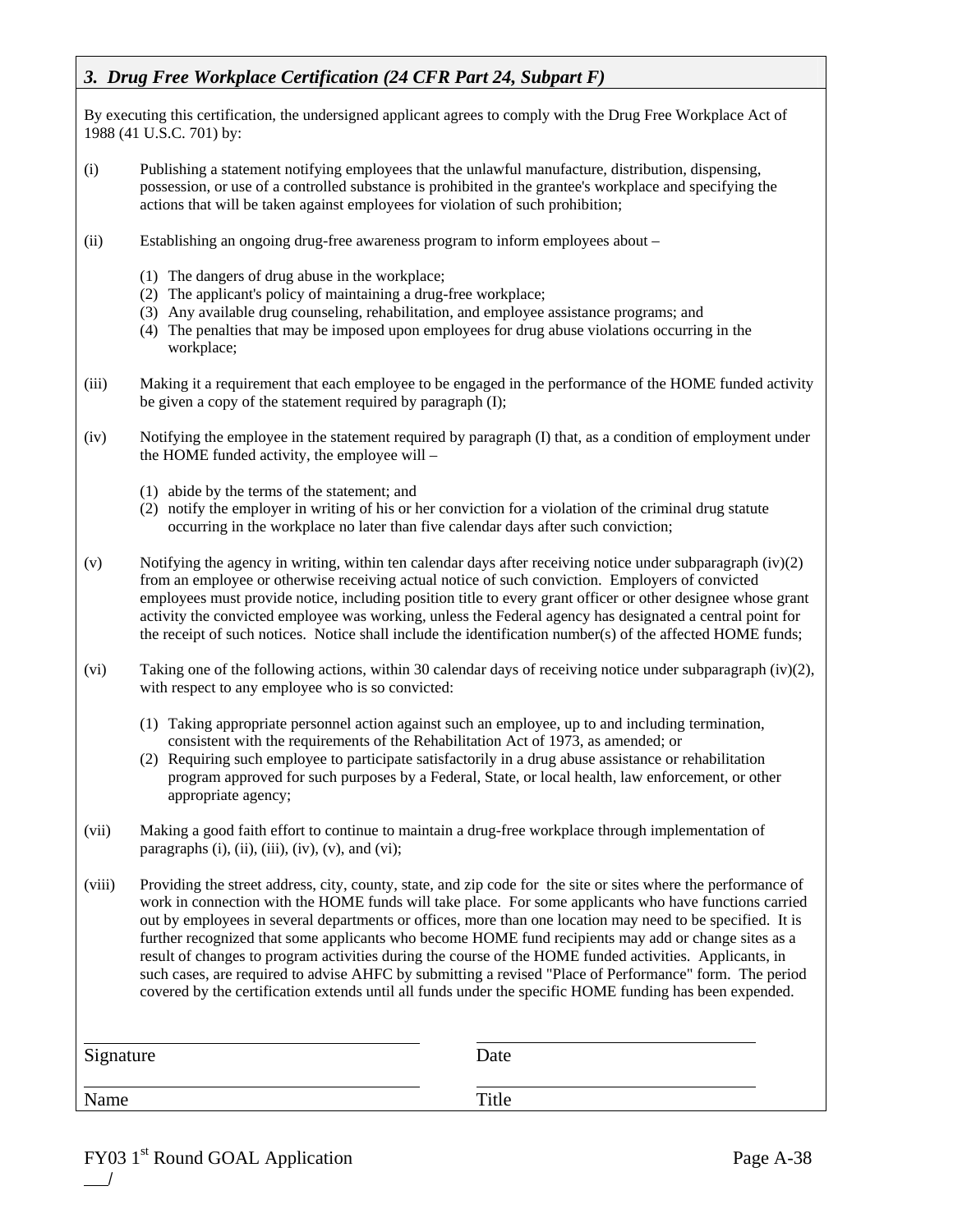### *3. Drug Free Workplace Certification (24 CFR Part 24, Subpart F)*

By executing this certification, the undersigned applicant agrees to comply with the Drug Free Workplace Act of 1988 (41 U.S.C. 701) by:

(i) Publishing a statement notifying employees that the unlawful manufacture, distribution, dispensing, possession, or use of a controlled substance is prohibited in the grantee's workplace and specifying the actions that will be taken against employees for violation of such prohibition;

(ii) Establishing an ongoing drug-free awareness program to inform employees about –

(1) The dangers of drug abuse in the workplace;
(2) The applicant's policy of maintaining a drug-free workplace;
(3) Any available drug counseling, rehabilitation, and employee assistance programs; and
(4) The penalties that may be imposed upon employees for drug abuse violations occurring in the workplace;

(iii) Making it a requirement that each employee to be engaged in the performance of the HOME funded activity be given a copy of the statement required by paragraph (I);

(iv) Notifying the employee in the statement required by paragraph (I) that, as a condition of employment under the HOME funded activity, the employee will –

(1) abide by the terms of the statement; and
(2) notify the employer in writing of his or her conviction for a violation of the criminal drug statute occurring in the workplace no later than five calendar days after such conviction;

(v) Notifying the agency in writing, within ten calendar days after receiving notice under subparagraph (iv)(2) from an employee or otherwise receiving actual notice of such conviction. Employers of convicted employees must provide notice, including position title to every grant officer or other designee whose grant activity the convicted employee was working, unless the Federal agency has designated a central point for the receipt of such notices. Notice shall include the identification number(s) of the affected HOME funds;

(vi) Taking one of the following actions, within 30 calendar days of receiving notice under subparagraph (iv)(2), with respect to any employee who is so convicted:

(1) Taking appropriate personnel action against such an employee, up to and including termination, consistent with the requirements of the Rehabilitation Act of 1973, as amended; or
(2) Requiring such employee to participate satisfactorily in a drug abuse assistance or rehabilitation program approved for such purposes by a Federal, State, or local health, law enforcement, or other appropriate agency;

(vii) Making a good faith effort to continue to maintain a drug-free workplace through implementation of paragraphs (i), (ii), (iii), (iv), (v), and (vi);

(viii) Providing the street address, city, county, state, and zip code for the site or sites where the performance of work in connection with the HOME funds will take place. For some applicants who have functions carried out by employees in several departments or offices, more than one location may need to be specified. It is further recognized that some applicants who become HOME fund recipients may add or change sites as a result of changes to program activities during the course of the HOME funded activities. Applicants, in such cases, are required to advise AHFC by submitting a revised "Place of Performance" form. The period covered by the certification extends until all funds under the specific HOME funding has been expended.

| | |
|---|---|
| ______________________________ | ______________________________ |
| Signature | Date |
| ______________________________ | ______________________________ |
| Name | Title |

FY03 1st Round GOAL Application

___/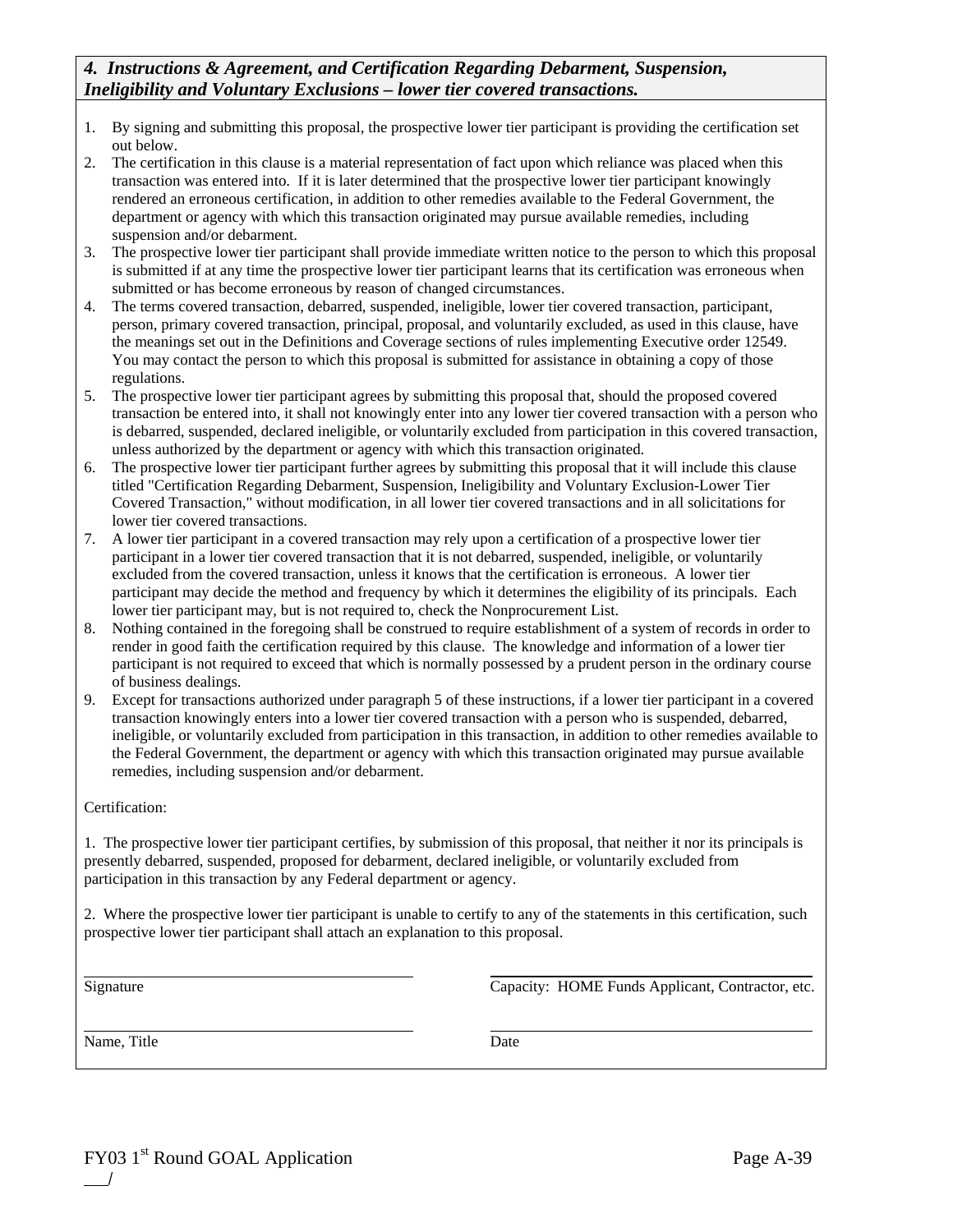### *4. Instructions & Agreement, and Certification Regarding Debarment, Suspension, Ineligibility and Voluntary Exclusions – lower tier covered transactions.*

1. By signing and submitting this proposal, the prospective lower tier participant is providing the certification set out below.
2. The certification in this clause is a material representation of fact upon which reliance was placed when this transaction was entered into. If it is later determined that the prospective lower tier participant knowingly rendered an erroneous certification, in addition to other remedies available to the Federal Government, the department or agency with which this transaction originated may pursue available remedies, including suspension and/or debarment.
3. The prospective lower tier participant shall provide immediate written notice to the person to which this proposal is submitted if at any time the prospective lower tier participant learns that its certification was erroneous when submitted or has become erroneous by reason of changed circumstances.
4. The terms covered transaction, debarred, suspended, ineligible, lower tier covered transaction, participant, person, primary covered transaction, principal, proposal, and voluntarily excluded, as used in this clause, have the meanings set out in the Definitions and Coverage sections of rules implementing Executive order 12549. You may contact the person to which this proposal is submitted for assistance in obtaining a copy of those regulations.
5. The prospective lower tier participant agrees by submitting this proposal that, should the proposed covered transaction be entered into, it shall not knowingly enter into any lower tier covered transaction with a person who is debarred, suspended, declared ineligible, or voluntarily excluded from participation in this covered transaction, unless authorized by the department or agency with which this transaction originated.
6. The prospective lower tier participant further agrees by submitting this proposal that it will include this clause titled "Certification Regarding Debarment, Suspension, Ineligibility and Voluntary Exclusion-Lower Tier Covered Transaction," without modification, in all lower tier covered transactions and in all solicitations for lower tier covered transactions.
7. A lower tier participant in a covered transaction may rely upon a certification of a prospective lower tier participant in a lower tier covered transaction that it is not debarred, suspended, ineligible, or voluntarily excluded from the covered transaction, unless it knows that the certification is erroneous. A lower tier participant may decide the method and frequency by which it determines the eligibility of its principals. Each lower tier participant may, but is not required to, check the Nonprocurement List.
8. Nothing contained in the foregoing shall be construed to require establishment of a system of records in order to render in good faith the certification required by this clause. The knowledge and information of a lower tier participant is not required to exceed that which is normally possessed by a prudent person in the ordinary course of business dealings.
9. Except for transactions authorized under paragraph 5 of these instructions, if a lower tier participant in a covered transaction knowingly enters into a lower tier covered transaction with a person who is suspended, debarred, ineligible, or voluntarily excluded from participation in this transaction, in addition to other remedies available to the Federal Government, the department or agency with which this transaction originated may pursue available remedies, including suspension and/or debarment.

Certification:

1. The prospective lower tier participant certifies, by submission of this proposal, that neither it nor its principals is presently debarred, suspended, proposed for debarment, declared ineligible, or voluntarily excluded from participation in this transaction by any Federal department or agency.

2. Where the prospective lower tier participant is unable to certify to any of the statements in this certification, such prospective lower tier participant shall attach an explanation to this proposal.

| | |
|---|---|
| Signature | Capacity: HOME Funds Applicant, Contractor, etc. |
| Name, Title | Date |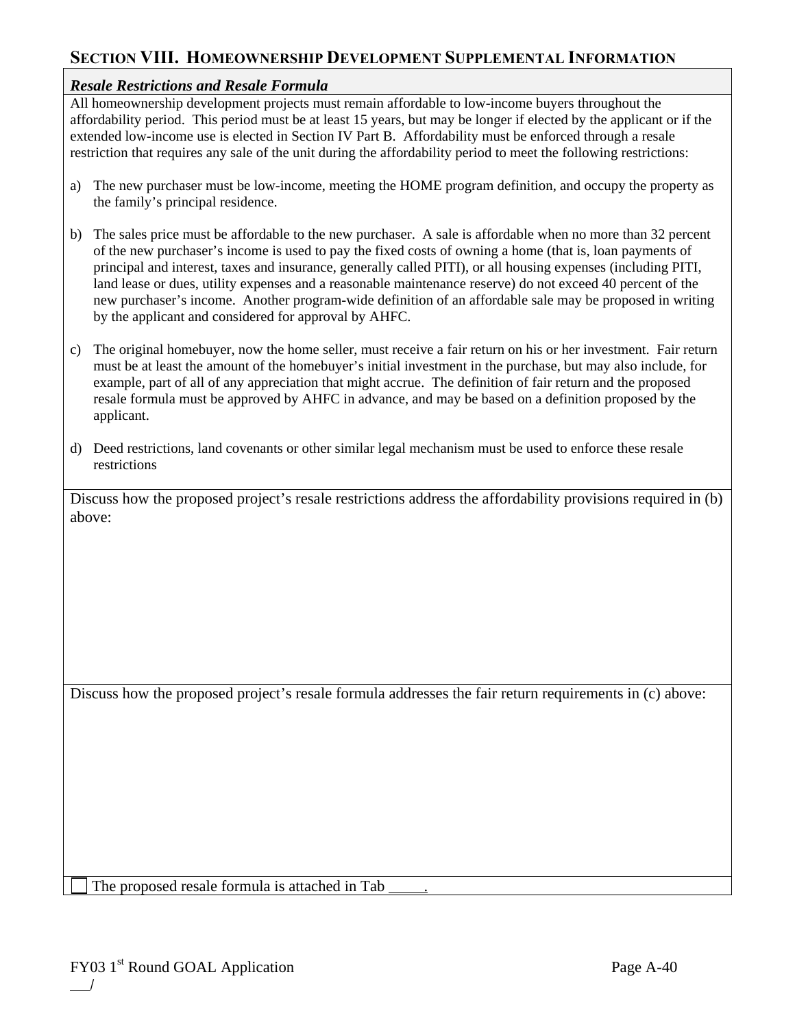## SECTION VIII. HOMEOWNERSHIP DEVELOPMENT SUPPLEMENTAL INFORMATION

***Resale Restrictions and Resale Formula***

All homeownership development projects must remain affordable to low-income buyers throughout the affordability period. This period must be at least 15 years, but may be longer if elected by the applicant or if the extended low-income use is elected in Section IV Part B. Affordability must be enforced through a resale restriction that requires any sale of the unit during the affordability period to meet the following restrictions:

a) The new purchaser must be low-income, meeting the HOME program definition, and occupy the property as the family's principal residence.

b) The sales price must be affordable to the new purchaser. A sale is affordable when no more than 32 percent of the new purchaser's income is used to pay the fixed costs of owning a home (that is, loan payments of principal and interest, taxes and insurance, generally called PITI), or all housing expenses (including PITI, land lease or dues, utility expenses and a reasonable maintenance reserve) do not exceed 40 percent of the new purchaser's income. Another program-wide definition of an affordable sale may be proposed in writing by the applicant and considered for approval by AHFC.

c) The original homebuyer, now the home seller, must receive a fair return on his or her investment. Fair return must be at least the amount of the homebuyer's initial investment in the purchase, but may also include, for example, part of all of any appreciation that might accrue. The definition of fair return and the proposed resale formula must be approved by AHFC in advance, and may be based on a definition proposed by the applicant.

d) Deed restrictions, land covenants or other similar legal mechanism must be used to enforce these resale restrictions

Discuss how the proposed project's resale restrictions address the affordability provisions required in (b) above:

Discuss how the proposed project's resale formula addresses the fair return requirements in (c) above:

☐ The proposed resale formula is attached in Tab _____.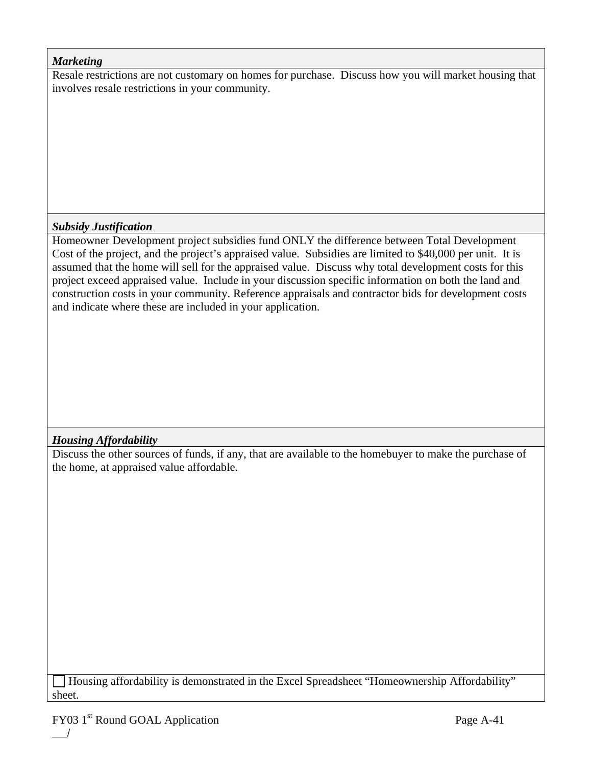***Marketing***

Resale restrictions are not customary on homes for purchase. Discuss how you will market housing that involves resale restrictions in your community.

***Subsidy Justification***

Homeowner Development project subsidies fund ONLY the difference between Total Development Cost of the project, and the project's appraised value. Subsidies are limited to $40,000 per unit. It is assumed that the home will sell for the appraised value. Discuss why total development costs for this project exceed appraised value. Include in your discussion specific information on both the land and construction costs in your community. Reference appraisals and contractor bids for development costs and indicate where these are included in your application.

***Housing Affordability***

Discuss the other sources of funds, if any, that are available to the homebuyer to make the purchase of the home, at appraised value affordable.

☐ Housing affordability is demonstrated in the Excel Spreadsheet "Homeownership Affordability" sheet.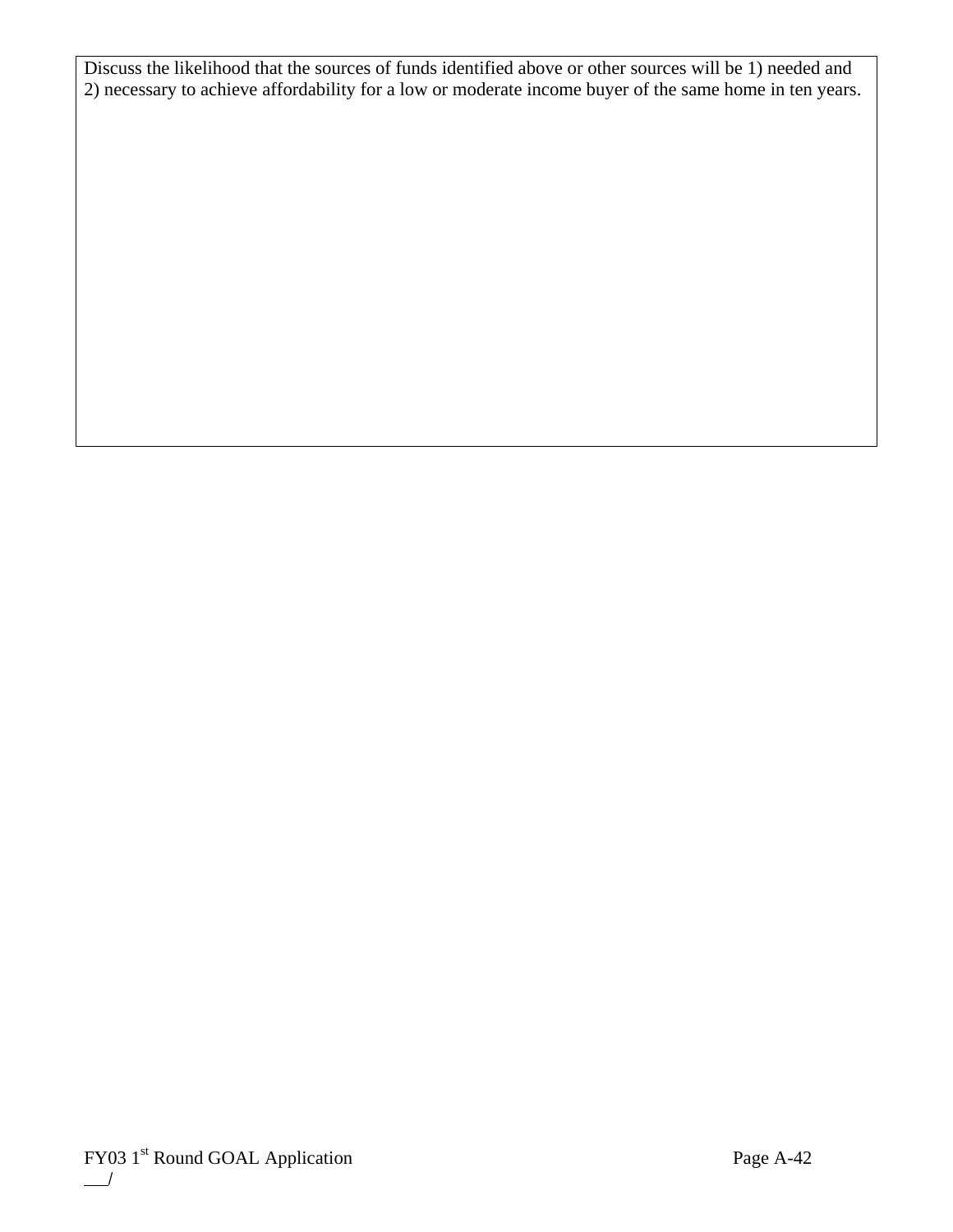| Discuss the likelihood that the sources of funds identified above or other sources will be 1) needed and 2) necessary to achieve affordability for a low or moderate income buyer of the same home in ten years. |
| --- |
| |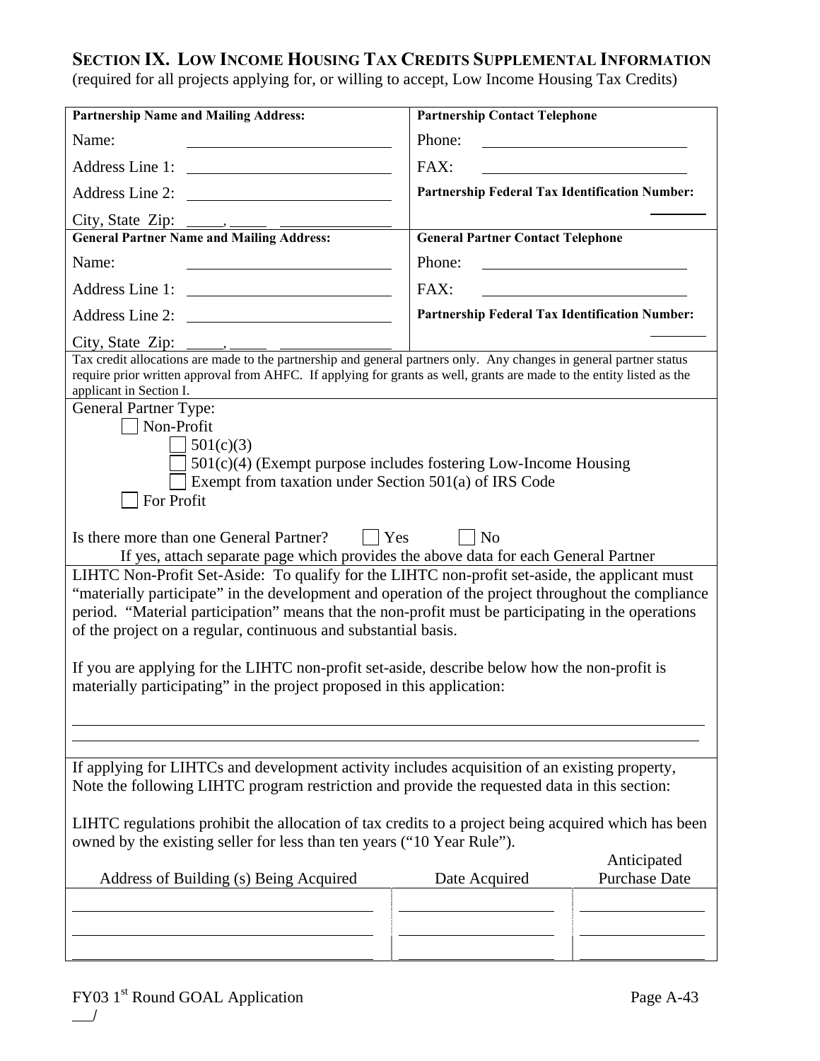## SECTION IX. LOW INCOME HOUSING TAX CREDITS SUPPLEMENTAL INFORMATION

(required for all projects applying for, or willing to accept, Low Income Housing Tax Credits)

| **Partnership Name and Mailing Address:** | **Partnership Contact Telephone** |
|---|---|
| Name: ______________________ | Phone: ______________________ |
| Address Line 1: ______________________ | FAX: ______________________ |
| Address Line 2: ______________________ | **Partnership Federal Tax Identification Number:** |
| City, State Zip: _____, _____ __________ | ________ |
| **General Partner Name and Mailing Address:** | **General Partner Contact Telephone** |
| Name: ______________________ | Phone: ______________________ |
| Address Line 1: ______________________ | FAX: ______________________ |
| Address Line 2: ______________________ | **Partnership Federal Tax Identification Number:** |
| City, State Zip: _____, _____ __________ | ________ |

Tax credit allocations are made to the partnership and general partners only. Any changes in general partner status require prior written approval from AHFC. If applying for grants as well, grants are made to the entity listed as the applicant in Section I.

General Partner Type:

- ☐ Non-Profit
  - ☐ 501(c)(3)
  - ☐ 501(c)(4) (Exempt purpose includes fostering Low-Income Housing
  - ☐ Exempt from taxation under Section 501(a) of IRS Code
- ☐ For Profit

Is there more than one General Partner? ☐ Yes ☐ No

If yes, attach separate page which provides the above data for each General Partner

LIHTC Non-Profit Set-Aside: To qualify for the LIHTC non-profit set-aside, the applicant must "materially participate" in the development and operation of the project throughout the compliance period. "Material participation" means that the non-profit must be participating in the operations of the project on a regular, continuous and substantial basis.

If you are applying for the LIHTC non-profit set-aside, describe below how the non-profit is materially participating" in the project proposed in this application:

______________________________________________________________________

______________________________________________________________________

If applying for LIHTCs and development activity includes acquisition of an existing property, Note the following LIHTC program restriction and provide the requested data in this section:

LIHTC regulations prohibit the allocation of tax credits to a project being acquired which has been owned by the existing seller for less than ten years ("10 Year Rule").

| Address of Building (s) Being Acquired | Date Acquired | Anticipated Purchase Date |
|---|---|---|
| ______________________ | ______________ | ______________ |
| ______________________ | ______________ | ______________ |
| ______________________ | ______________ | ______________ |

FY03 1st Round GOAL Application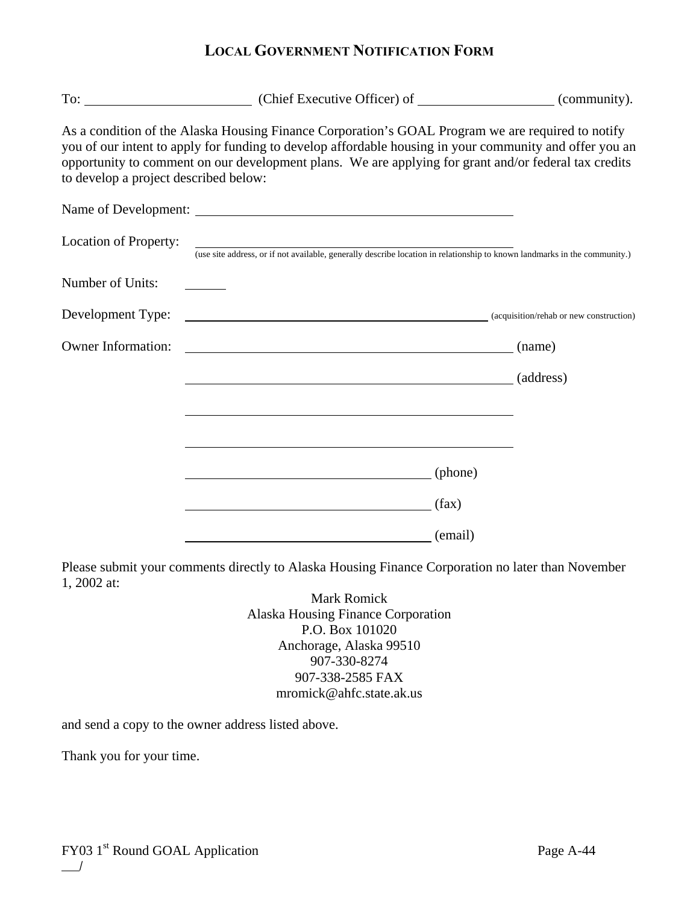# LOCAL GOVERNMENT NOTIFICATION FORM

To: ________________________ (Chief Executive Officer) of ____________________ (community).

As a condition of the Alaska Housing Finance Corporation's GOAL Program we are required to notify you of our intent to apply for funding to develop affordable housing in your community and offer you an opportunity to comment on our development plans. We are applying for grant and/or federal tax credits to develop a project described below:

Name of Development: ____________________________________________

Location of Property: ____________________________________________
(use site address, or if not available, generally describe location in relationship to known landmarks in the community.)

Number of Units: ______

Development Type: ____________________________________________ (acquisition/rehab or new construction)

Owner Information: ____________________________________________ (name)

____________________________________________ (address)

____________________________________________

____________________________________________

____________________________________ (phone)

____________________________________ (fax)

____________________________________ (email)

Please submit your comments directly to Alaska Housing Finance Corporation no later than November 1, 2002 at:

Mark Romick
Alaska Housing Finance Corporation
P.O. Box 101020
Anchorage, Alaska 99510
907-330-8274
907-338-2585 FAX
mromick@ahfc.state.ak.us

and send a copy to the owner address listed above.

Thank you for your time.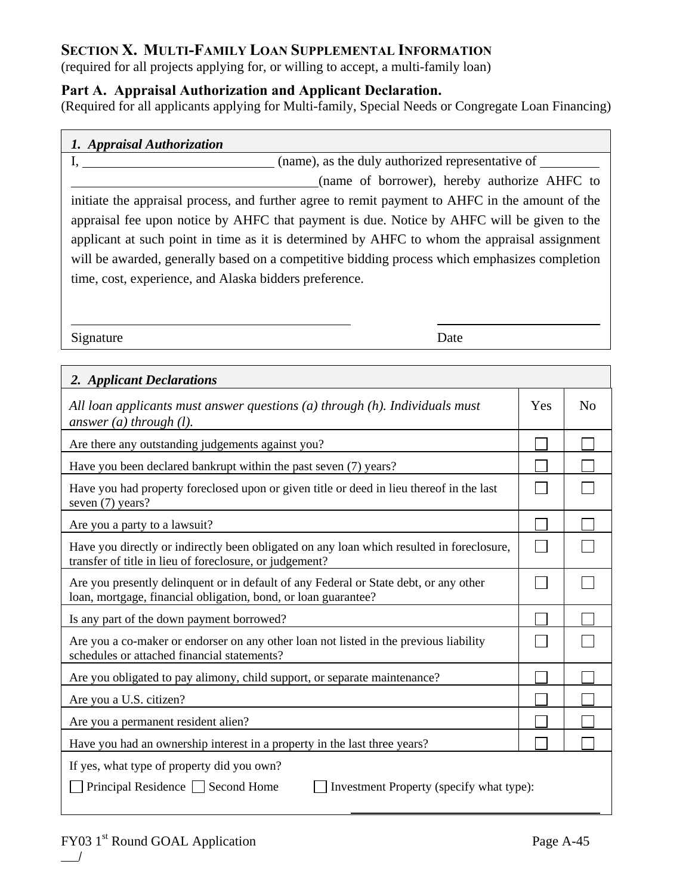## Section X. Multi-Family Loan Supplemental Information

(required for all projects applying for, or willing to accept, a multi-family loan)

### Part A. Appraisal Authorization and Applicant Declaration.

(Required for all applicants applying for Multi-family, Special Needs or Congregate Loan Financing)

***1. Appraisal Authorization***

I, ____________________________ (name), as the duly authorized representative of ____________________________________________ (name of borrower), hereby authorize AHFC to initiate the appraisal process, and further agree to remit payment to AHFC in the amount of the appraisal fee upon notice by AHFC that payment is due. Notice by AHFC will be given to the applicant at such point in time as it is determined by AHFC to whom the appraisal assignment will be awarded, generally based on a competitive bidding process which emphasizes completion time, cost, experience, and Alaska bidders preference.

Signature ______________________________ Date ____________________

***2. Applicant Declarations***

| *All loan applicants must answer questions (a) through (h). Individuals must answer (a) through (l).* | Yes | No |
|---|---|---|
| Are there any outstanding judgements against you? | ☐ | ☐ |
| Have you been declared bankrupt within the past seven (7) years? | ☐ | ☐ |
| Have you had property foreclosed upon or given title or deed in lieu thereof in the last seven (7) years? | ☐ | ☐ |
| Are you a party to a lawsuit? | ☐ | ☐ |
| Have you directly or indirectly been obligated on any loan which resulted in foreclosure, transfer of title in lieu of foreclosure, or judgement? | ☐ | ☐ |
| Are you presently delinquent or in default of any Federal or State debt, or any other loan, mortgage, financial obligation, bond, or loan guarantee? | ☐ | ☐ |
| Is any part of the down payment borrowed? | ☐ | ☐ |
| Are you a co-maker or endorser on any other loan not listed in the previous liability schedules or attached financial statements? | ☐ | ☐ |
| Are you obligated to pay alimony, child support, or separate maintenance? | ☐ | ☐ |
| Are you a U.S. citizen? | ☐ | ☐ |
| Are you a permanent resident alien? | ☐ | ☐ |
| Have you had an ownership interest in a property in the last three years? | ☐ | ☐ |

If yes, what type of property did you own?

☐ Principal Residence ☐ Second Home ☐ Investment Property (specify what type): ______________________________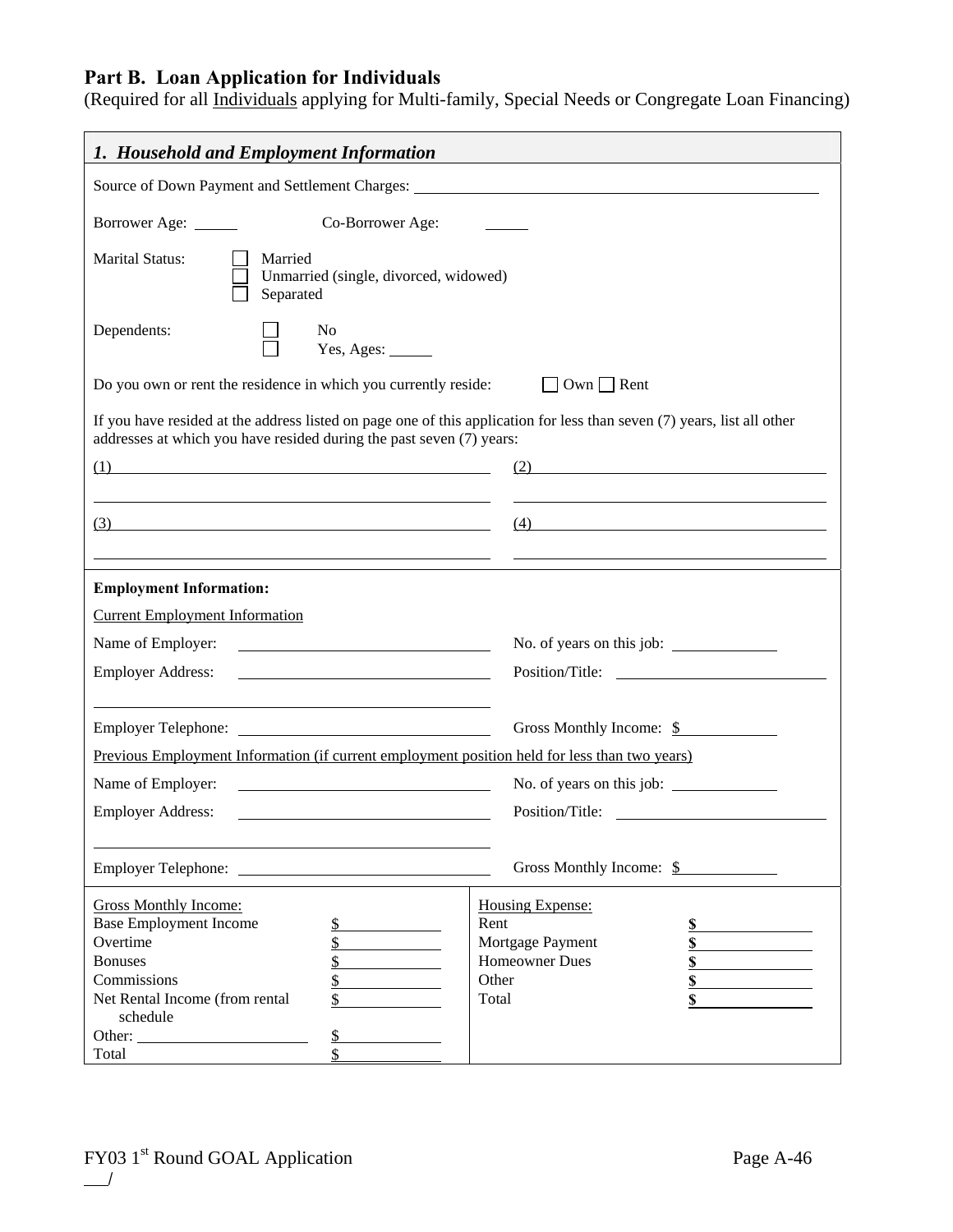## Part B. Loan Application for Individuals

(Required for all Individuals applying for Multi-family, Special Needs or Congregate Loan Financing)

### *1. Household and Employment Information*

Source of Down Payment and Settlement Charges: ______________________________

Borrower Age: ______ Co-Borrower Age: ______

Marital Status:
- ☐ Married
- ☐ Unmarried (single, divorced, widowed)
- ☐ Separated

Dependents:
- ☐ No
- ☐ Yes, Ages: ______

Do you own or rent the residence in which you currently reside: ☐ Own ☐ Rent

If you have resided at the address listed on page one of this application for less than seven (7) years, list all other addresses at which you have resided during the past seven (7) years:

(1) ______________________________ (2) ______________________________

(3) ______________________________ (4) ______________________________

**Employment Information:**

Current Employment Information

Name of Employer: ______________________ No. of years on this job: __________

Employer Address: ______________________ Position/Title: ______________________

Employer Telephone: ______________________ Gross Monthly Income: $__________

Previous Employment Information (if current employment position held for less than two years)

Name of Employer: ______________________ No. of years on this job: __________

Employer Address: ______________________ Position/Title: ______________________

Employer Telephone: ______________________ Gross Monthly Income: $__________

| Gross Monthly Income: | | Housing Expense: | |
|---|---|---|---|
| Base Employment Income | $ | Rent | **$** |
| Overtime | $ | Mortgage Payment | **$** |
| Bonuses | $ | Homeowner Dues | **$** |
| Commissions | $ | Other | **$** |
| Net Rental Income (from rental schedule | $ | Total | **$** |
| Other: ______________ | $ | | |
| Total | $ | | |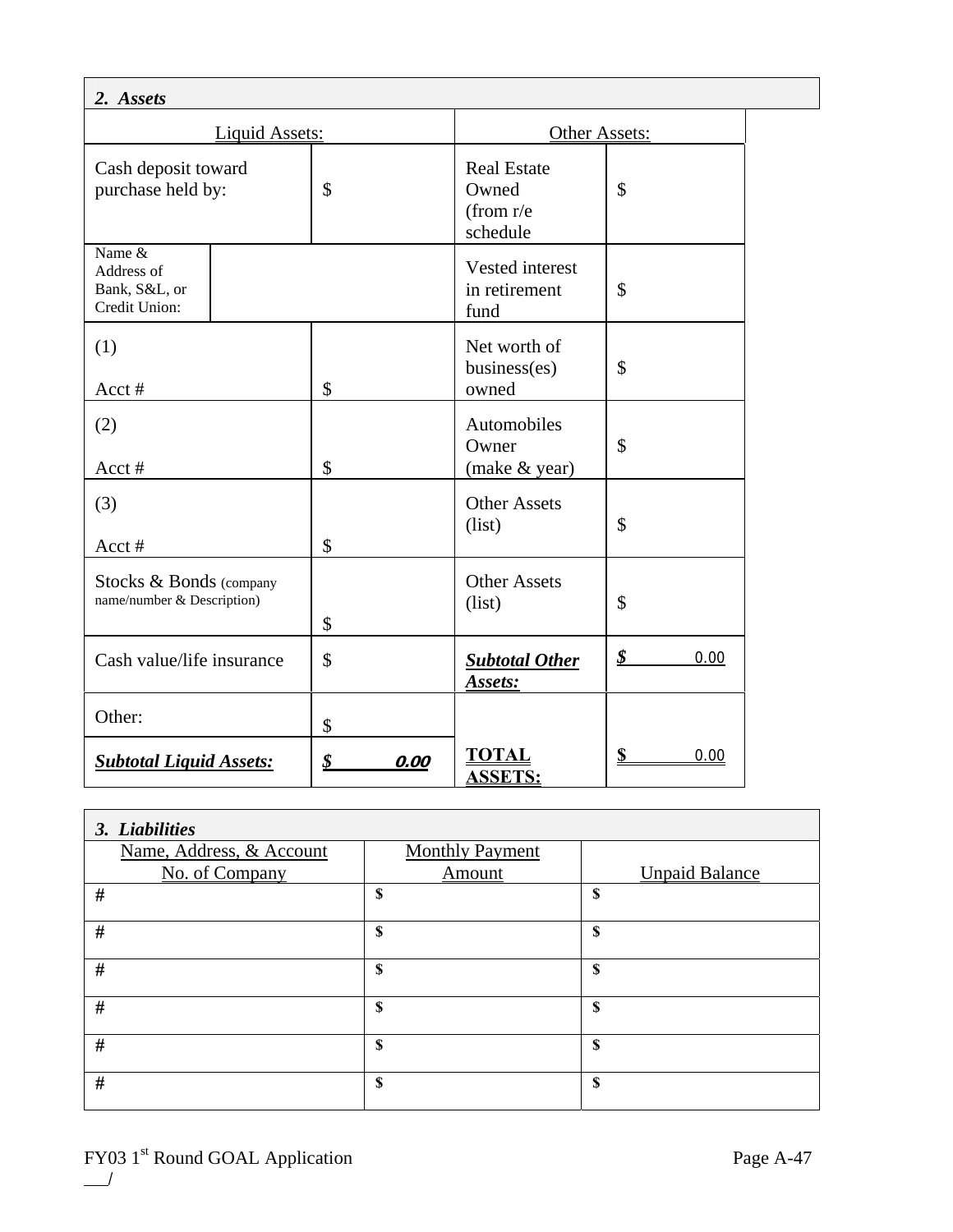***2. Assets***

| Liquid Assets: | | Other Assets: | |
|---|---|---|---|
| Cash deposit toward purchase held by: | $ | Real Estate Owned (from r/e schedule | $ |
| Name & Address of Bank, S&L, or Credit Union: | | Vested interest in retirement fund | $ |
| (1) Acct # | $ | Net worth of business(es) owned | $ |
| (2) Acct # | $ | Automobiles Owner (make & year) | $ |
| (3) Acct # | $ | Other Assets (list) | $ |
| Stocks & Bonds (company name/number & Description) | $ | Other Assets (list) | $ |
| Cash value/life insurance | $ | ***Subtotal Other Assets:*** | ***$ 0.00*** |
| Other: | $ | | |
| ***Subtotal Liquid Assets:*** | ***$ 0.00*** | **TOTAL ASSETS:** | **$ 0.00** |

***3. Liabilities***

| Name, Address, & Account No. of Company | Monthly Payment Amount | Unpaid Balance |
|---|---|---|
| # | $ | $ |
| # | $ | $ |
| # | $ | $ |
| # | $ | $ |
| # | $ | $ |
| # | $ | $ |

FY03 1st Round GOAL Application

___/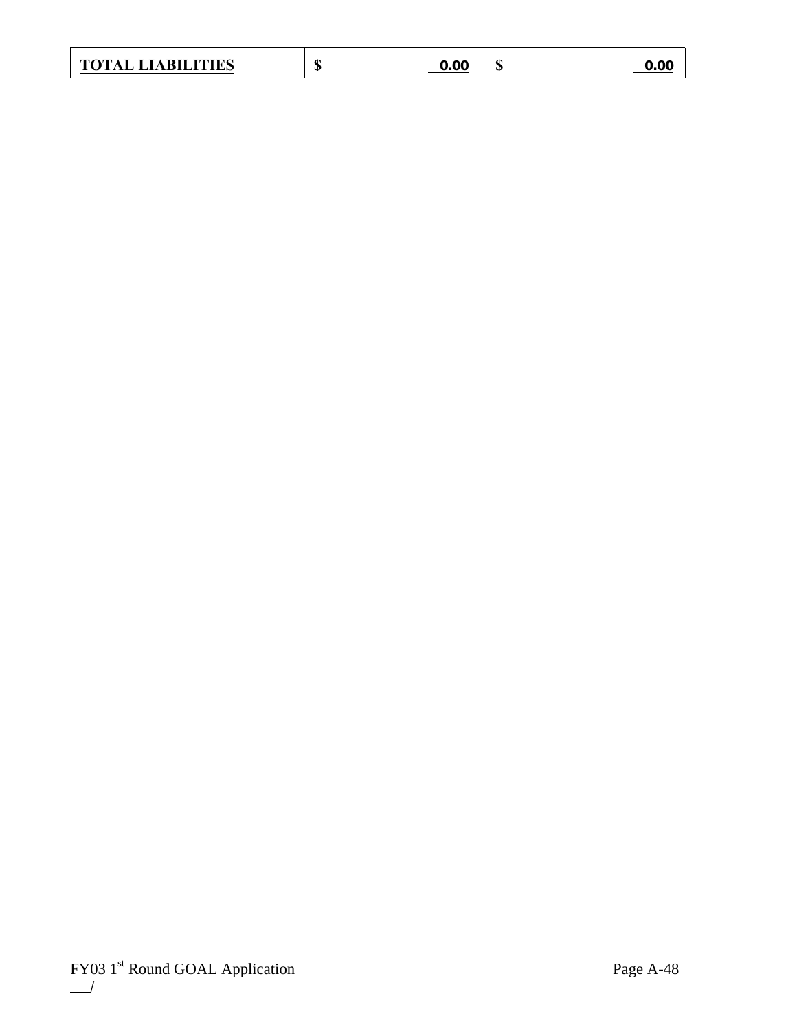| **TOTAL LIABILITIES** | $ **0.00** | $ **0.00** |
|---|---|---|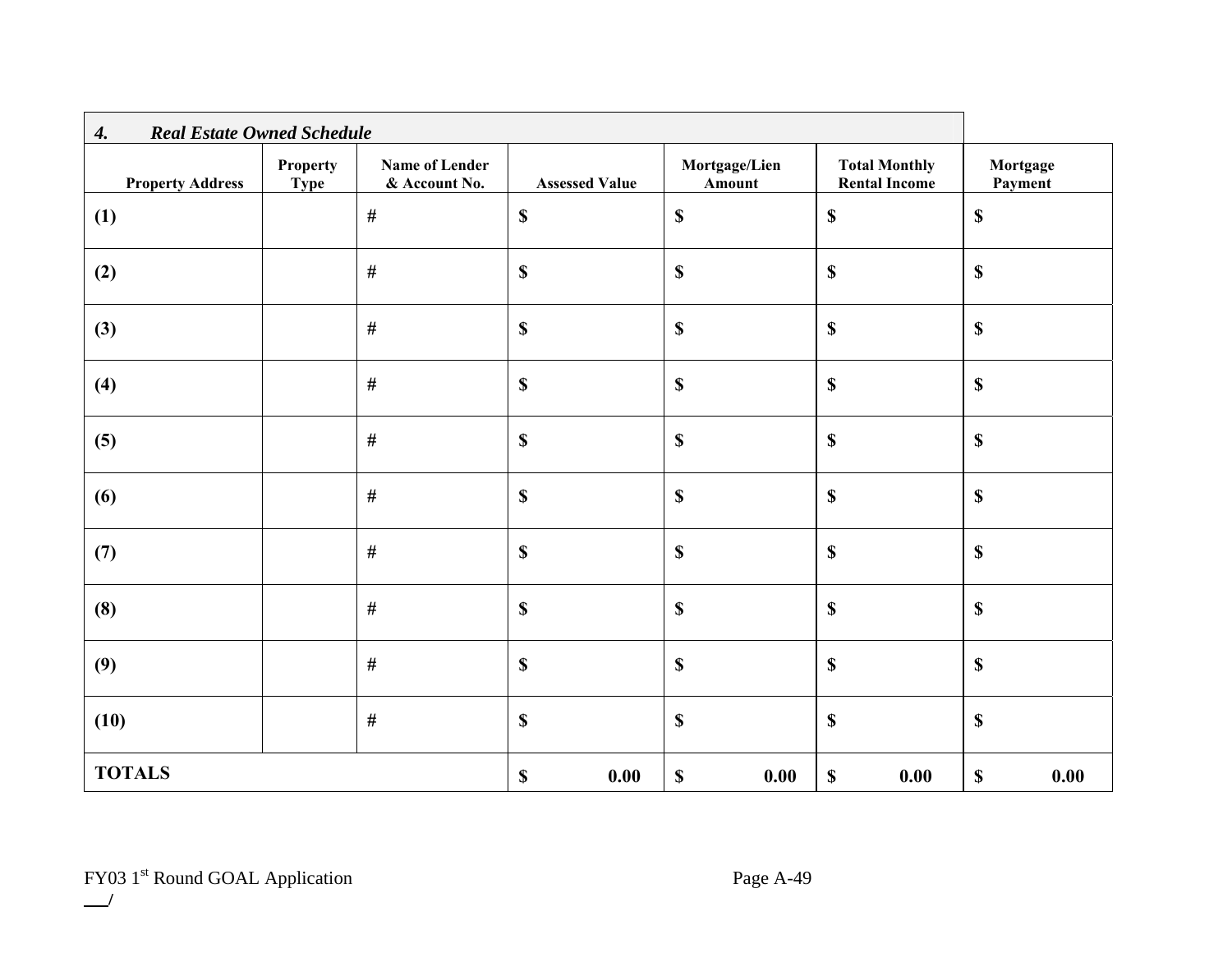### *4. Real Estate Owned Schedule*

| Property Address | Property Type | Name of Lender & Account No. | Assessed Value | Mortgage/Lien Amount | Total Monthly Rental Income | Mortgage Payment |
|---|---|---|---|---|---|---|
| **(1)** | | # | $ | $ | $ | $ |
| **(2)** | | # | $ | $ | $ | $ |
| **(3)** | | # | $ | $ | $ | $ |
| **(4)** | | # | $ | $ | $ | $ |
| **(5)** | | # | $ | $ | $ | $ |
| **(6)** | | # | $ | $ | $ | $ |
| **(7)** | | # | $ | $ | $ | $ |
| **(8)** | | # | $ | $ | $ | $ |
| **(9)** | | # | $ | $ | $ | $ |
| **(10)** | | # | $ | $ | $ | $ |
| **TOTALS** | | | **$ 0.00** | **$ 0.00** | **$ 0.00** | **$ 0.00** |

FY03 1st Round GOAL Application

__/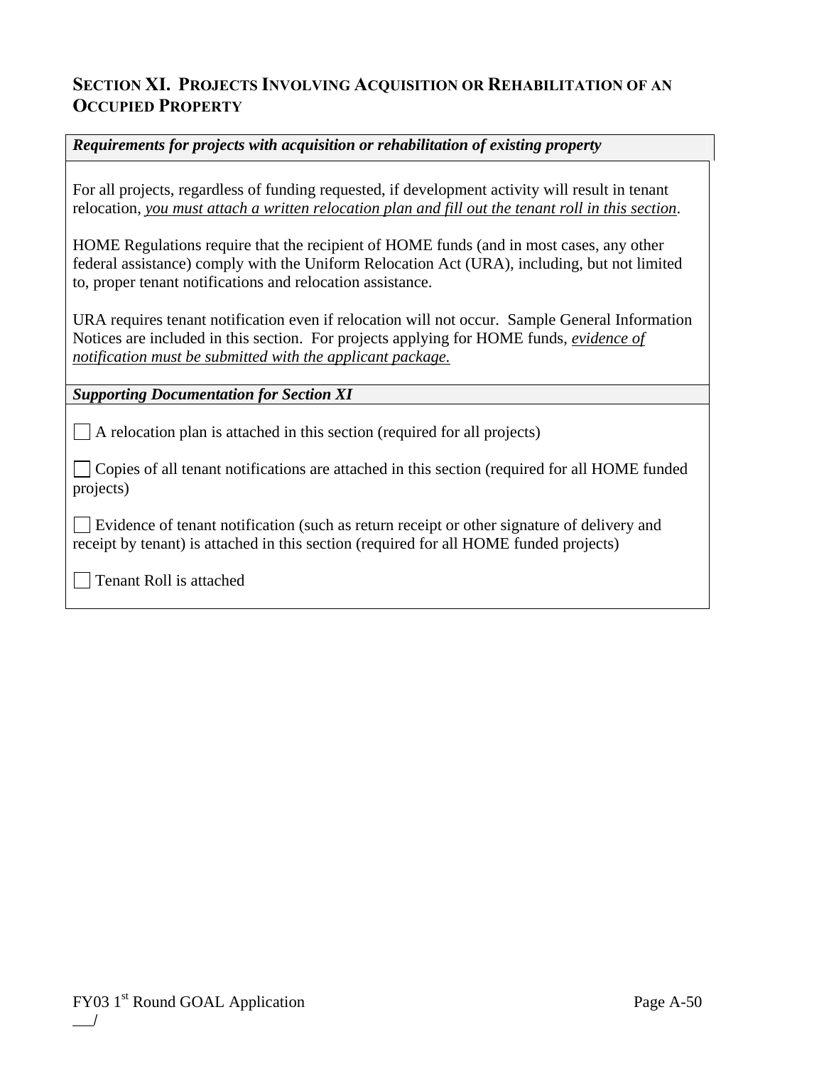## SECTION XI. PROJECTS INVOLVING ACQUISITION OR REHABILITATION OF AN OCCUPIED PROPERTY

***Requirements for projects with acquisition or rehabilitation of existing property***

For all projects, regardless of funding requested, if development activity will result in tenant relocation, *you must attach a written relocation plan and fill out the tenant roll in this section*.

HOME Regulations require that the recipient of HOME funds (and in most cases, any other federal assistance) comply with the Uniform Relocation Act (URA), including, but not limited to, proper tenant notifications and relocation assistance.

URA requires tenant notification even if relocation will not occur. Sample General Information Notices are included in this section. For projects applying for HOME funds, *evidence of notification must be submitted with the applicant package.*

***Supporting Documentation for Section XI***

☐ A relocation plan is attached in this section (required for all projects)

☐ Copies of all tenant notifications are attached in this section (required for all HOME funded projects)

☐ Evidence of tenant notification (such as return receipt or other signature of delivery and receipt by tenant) is attached in this section (required for all HOME funded projects)

☐ Tenant Roll is attached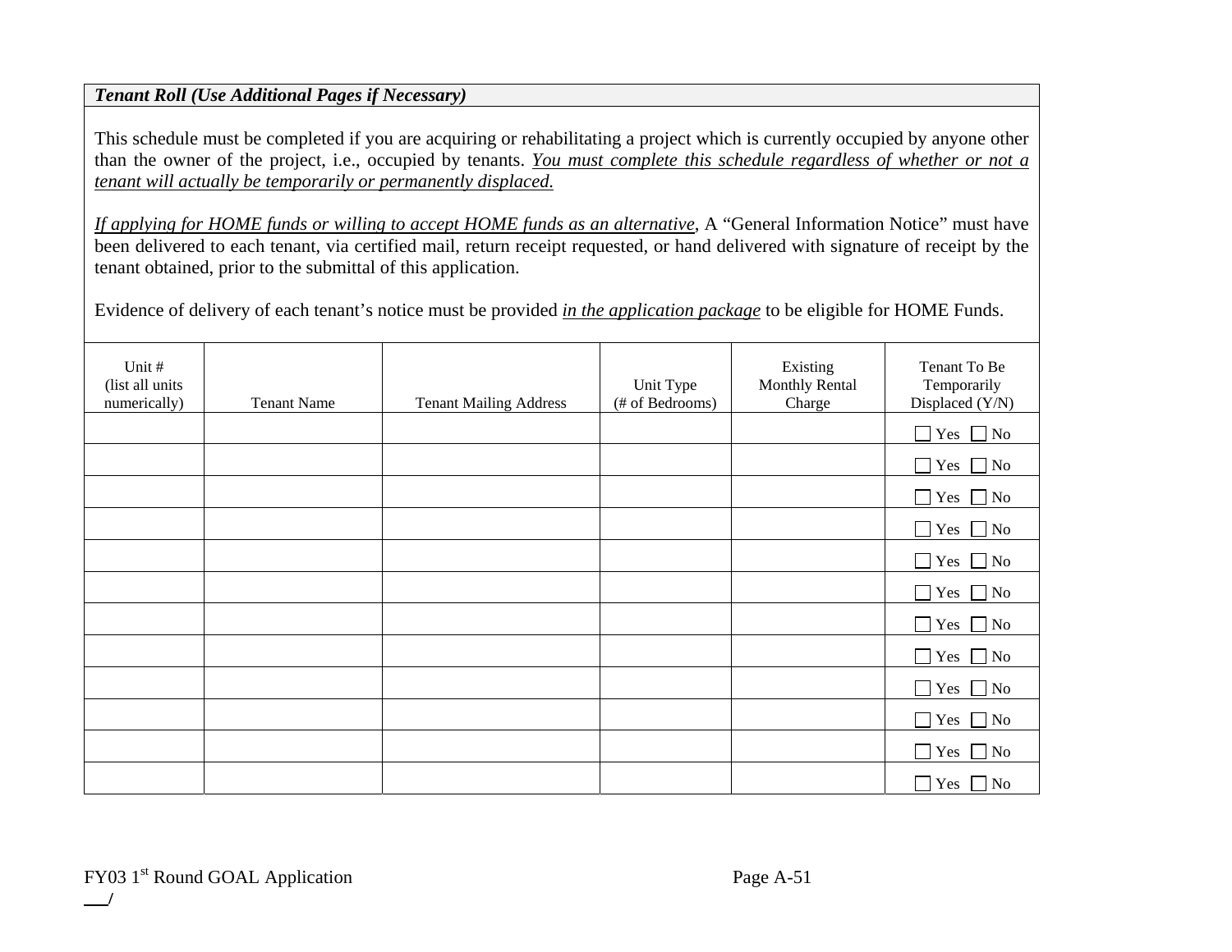***Tenant Roll (Use Additional Pages if Necessary)***

This schedule must be completed if you are acquiring or rehabilitating a project which is currently occupied by anyone other than the owner of the project, i.e., occupied by tenants. <u>*You must complete this schedule regardless of whether or not a tenant will actually be temporarily or permanently displaced.*</u>

<u>*If applying for HOME funds or willing to accept HOME funds as an alternative*</u>, A "General Information Notice" must have been delivered to each tenant, via certified mail, return receipt requested, or hand delivered with signature of receipt by the tenant obtained, prior to the submittal of this application.

Evidence of delivery of each tenant's notice must be provided <u>*in the application package*</u> to be eligible for HOME Funds.

| Unit # (list all units numerically) | Tenant Name | Tenant Mailing Address | Unit Type (# of Bedrooms) | Existing Monthly Rental Charge | Tenant To Be Temporarily Displaced (Y/N) |
|---|---|---|---|---|---|
| | | | | | ☐ Yes ☐ No |
| | | | | | ☐ Yes ☐ No |
| | | | | | ☐ Yes ☐ No |
| | | | | | ☐ Yes ☐ No |
| | | | | | ☐ Yes ☐ No |
| | | | | | ☐ Yes ☐ No |
| | | | | | ☐ Yes ☐ No |
| | | | | | ☐ Yes ☐ No |
| | | | | | ☐ Yes ☐ No |
| | | | | | ☐ Yes ☐ No |
| | | | | | ☐ Yes ☐ No |
| | | | | | ☐ Yes ☐ No |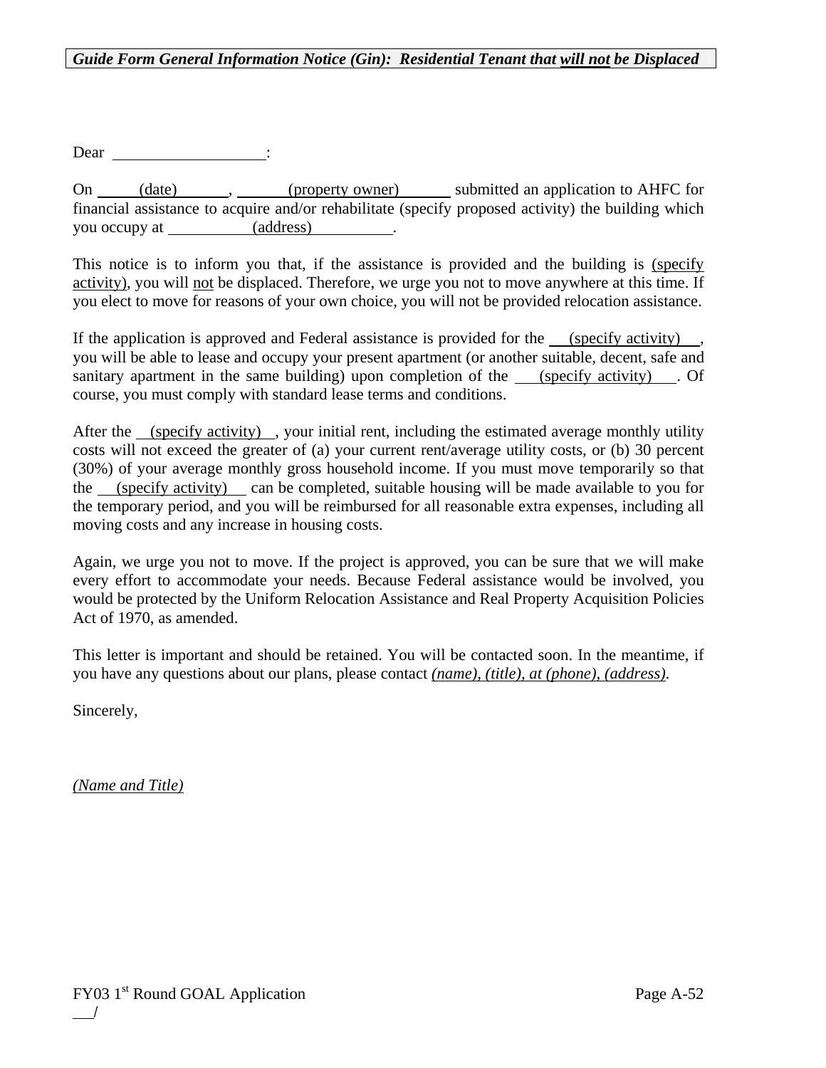***Guide Form General Information Notice (Gin): Residential Tenant that <u>will not</u> be Displaced***

Dear \_\_\_\_\_\_\_\_\_\_\_\_\_\_\_\_\_\_\_\_:

On \_\_\_\_(date)\_\_\_\_, \_\_\_\_(property owner)\_\_\_\_ submitted an application to AHFC for financial assistance to acquire and/or rehabilitate (specify proposed activity) the building which you occupy at \_\_\_\_(address)\_\_\_\_.

This notice is to inform you that, if the assistance is provided and the building is <u>(specify activity)</u>, you will <u>not</u> be displaced. Therefore, we urge you not to move anywhere at this time. If you elect to move for reasons of your own choice, you will not be provided relocation assistance.

If the application is approved and Federal assistance is provided for the \_\_(specify activity)\_\_, you will be able to lease and occupy your present apartment (or another suitable, decent, safe and sanitary apartment in the same building) upon completion of the \_\_(specify activity)\_\_. Of course, you must comply with standard lease terms and conditions.

After the \_\_(specify activity)\_\_, your initial rent, including the estimated average monthly utility costs will not exceed the greater of (a) your current rent/average utility costs, or (b) 30 percent (30%) of your average monthly gross household income. If you must move temporarily so that the \_\_(specify activity)\_\_ can be completed, suitable housing will be made available to you for the temporary period, and you will be reimbursed for all reasonable extra expenses, including all moving costs and any increase in housing costs.

Again, we urge you not to move. If the project is approved, you can be sure that we will make every effort to accommodate your needs. Because Federal assistance would be involved, you would be protected by the Uniform Relocation Assistance and Real Property Acquisition Policies Act of 1970, as amended.

This letter is important and should be retained. You will be contacted soon. In the meantime, if you have any questions about our plans, please contact *<u>(name), (title), at (phone), (address)</u>*.

Sincerely,

*<u>(Name and Title)</u>*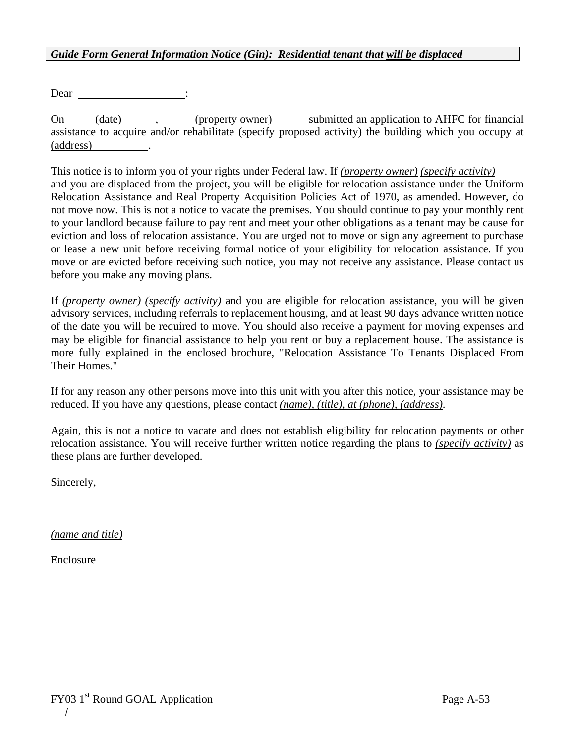***Guide Form General Information Notice (Gin): Residential tenant that will be displaced***

Dear \_\_\_\_\_\_\_\_\_\_\_\_\_\_\_\_\_\_\_\_:

On (date), (property owner) submitted an application to AHFC for financial assistance to acquire and/or rehabilitate (specify proposed activity) the building which you occupy at (address).

This notice is to inform you of your rights under Federal law. If *(property owner) (specify activity)* and you are displaced from the project, you will be eligible for relocation assistance under the Uniform Relocation Assistance and Real Property Acquisition Policies Act of 1970, as amended. However, do not move now. This is not a notice to vacate the premises. You should continue to pay your monthly rent to your landlord because failure to pay rent and meet your other obligations as a tenant may be cause for eviction and loss of relocation assistance. You are urged not to move or sign any agreement to purchase or lease a new unit before receiving formal notice of your eligibility for relocation assistance. If you move or are evicted before receiving such notice, you may not receive any assistance. Please contact us before you make any moving plans.

If *(property owner) (specify activity)* and you are eligible for relocation assistance, you will be given advisory services, including referrals to replacement housing, and at least 90 days advance written notice of the date you will be required to move. You should also receive a payment for moving expenses and may be eligible for financial assistance to help you rent or buy a replacement house. The assistance is more fully explained in the enclosed brochure, "Relocation Assistance To Tenants Displaced From Their Homes."

If for any reason any other persons move into this unit with you after this notice, your assistance may be reduced. If you have any questions, please contact *(name), (title), at (phone), (address)*.

Again, this is not a notice to vacate and does not establish eligibility for relocation payments or other relocation assistance. You will receive further written notice regarding the plans to *(specify activity)* as these plans are further developed.

Sincerely,

*(name and title)*

Enclosure